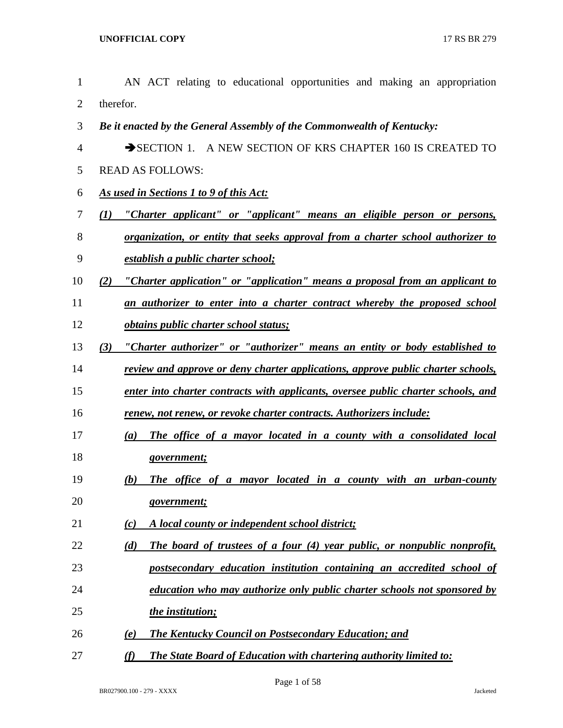AN ACT relating to educational opportunities and making an appropriation therefor.

***Be it enacted by the General Assembly of the Commonwealth of Kentucky:***

➔SECTION 1. A NEW SECTION OF KRS CHAPTER 160 IS CREATED TO READ AS FOLLOWS:

***As used in Sections 1 to 9 of this Act:***

***(1) "Charter applicant" or "applicant" means an eligible person or persons, organization, or entity that seeks approval from a charter school authorizer to establish a public charter school;***

***(2) "Charter application" or "application" means a proposal from an applicant to an authorizer to enter into a charter contract whereby the proposed school obtains public charter school status;***

***(3) "Charter authorizer" or "authorizer" means an entity or body established to review and approve or deny charter applications, approve public charter schools, enter into charter contracts with applicants, oversee public charter schools, and renew, not renew, or revoke charter contracts. Authorizers include:***

***(a) The office of a mayor located in a county with a consolidated local government;***

***(b) The office of a mayor located in a county with an urban-county government;***

***(c) A local county or independent school district;***

***(d) The board of trustees of a four (4) year public, or nonpublic nonprofit, postsecondary education institution containing an accredited school of education who may authorize only public charter schools not sponsored by the institution;***

***(e) The Kentucky Council on Postsecondary Education; and***

***(f) The State Board of Education with chartering authority limited to:***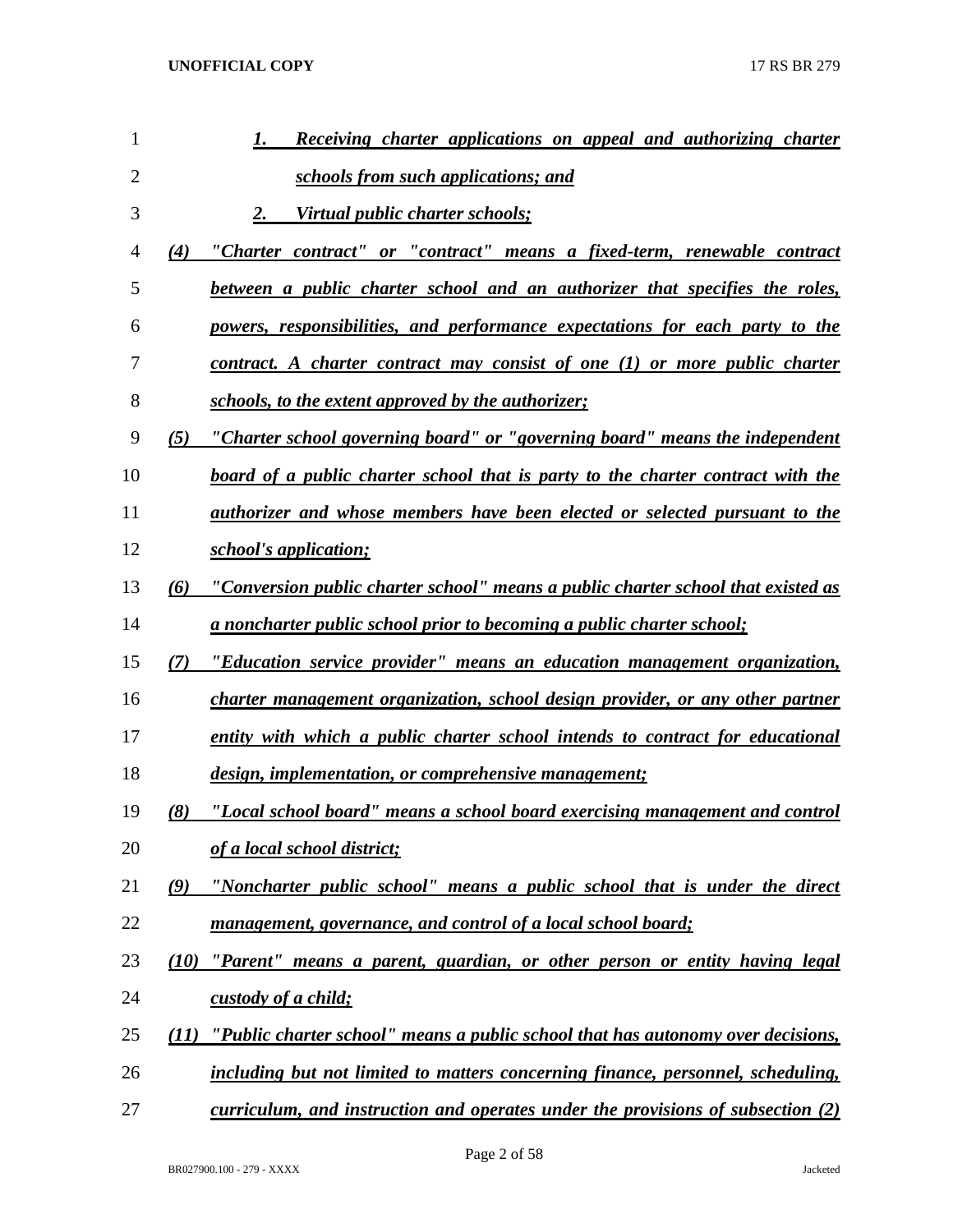*1. Receiving charter applications on appeal and authorizing charter schools from such applications; and*

*2. Virtual public charter schools;*

*(4) "Charter contract" or "contract" means a fixed-term, renewable contract between a public charter school and an authorizer that specifies the roles, powers, responsibilities, and performance expectations for each party to the contract. A charter contract may consist of one (1) or more public charter schools, to the extent approved by the authorizer;*

*(5) "Charter school governing board" or "governing board" means the independent board of a public charter school that is party to the charter contract with the authorizer and whose members have been elected or selected pursuant to the school's application;*

*(6) "Conversion public charter school" means a public charter school that existed as a noncharter public school prior to becoming a public charter school;*

*(7) "Education service provider" means an education management organization, charter management organization, school design provider, or any other partner entity with which a public charter school intends to contract for educational design, implementation, or comprehensive management;*

*(8) "Local school board" means a school board exercising management and control of a local school district;*

*(9) "Noncharter public school" means a public school that is under the direct management, governance, and control of a local school board;*

*(10) "Parent" means a parent, guardian, or other person or entity having legal custody of a child;*

*(11) "Public charter school" means a public school that has autonomy over decisions, including but not limited to matters concerning finance, personnel, scheduling, curriculum, and instruction and operates under the provisions of subsection (2)*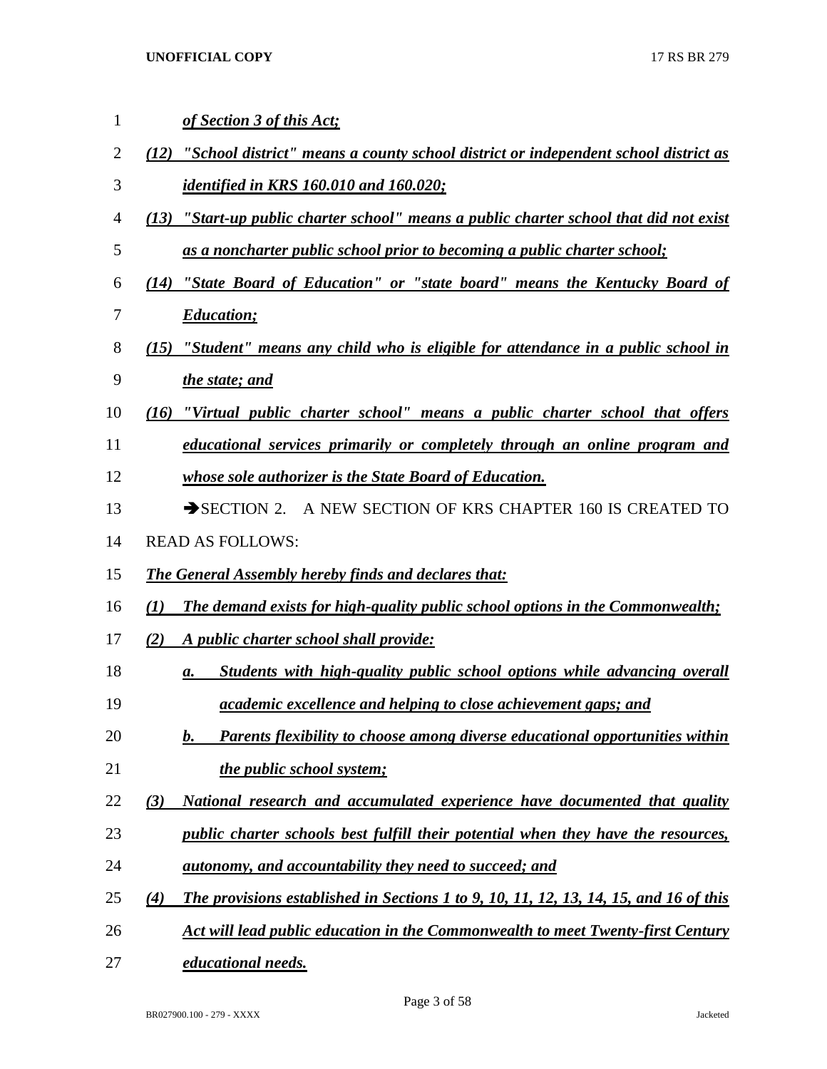*of Section 3 of this Act;*

*(12) "School district" means a county school district or independent school district as identified in KRS 160.010 and 160.020;*

*(13) "Start-up public charter school" means a public charter school that did not exist as a noncharter public school prior to becoming a public charter school;*

*(14) "State Board of Education" or "state board" means the Kentucky Board of Education;*

*(15) "Student" means any child who is eligible for attendance in a public school in the state; and*

*(16) "Virtual public charter school" means a public charter school that offers educational services primarily or completely through an online program and whose sole authorizer is the State Board of Education.*

➔SECTION 2. A NEW SECTION OF KRS CHAPTER 160 IS CREATED TO READ AS FOLLOWS:

***The General Assembly hereby finds and declares that:***

***(1) The demand exists for high-quality public school options in the Commonwealth;***

***(2) A public charter school shall provide:***

***a. Students with high-quality public school options while advancing overall academic excellence and helping to close achievement gaps; and***

***b. Parents flexibility to choose among diverse educational opportunities within the public school system;***

***(3) National research and accumulated experience have documented that quality public charter schools best fulfill their potential when they have the resources, autonomy, and accountability they need to succeed; and***

***(4) The provisions established in Sections 1 to 9, 10, 11, 12, 13, 14, 15, and 16 of this Act will lead public education in the Commonwealth to meet Twenty-first Century educational needs.***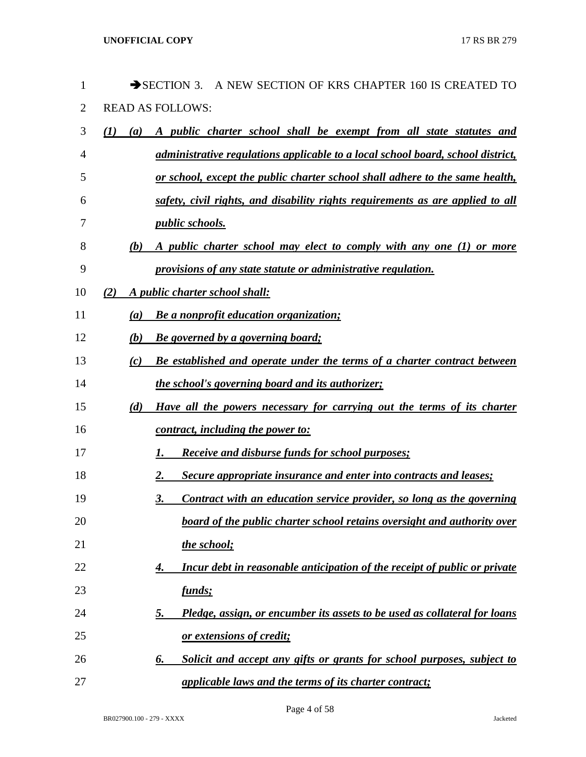➔SECTION 3. A NEW SECTION OF KRS CHAPTER 160 IS CREATED TO READ AS FOLLOWS:

*(1)* *(a)* *A public charter school shall be exempt from all state statutes and administrative regulations applicable to a local school board, school district, or school, except the public charter school shall adhere to the same health, safety, civil rights, and disability rights requirements as are applied to all public schools.*

*(b)* *A public charter school may elect to comply with any one (1) or more provisions of any state statute or administrative regulation.*

*(2)* *A public charter school shall:*

*(a)* *Be a nonprofit education organization;*

*(b)* *Be governed by a governing board;*

*(c)* *Be established and operate under the terms of a charter contract between the school's governing board and its authorizer;*

*(d)* *Have all the powers necessary for carrying out the terms of its charter contract, including the power to:*

*1.* *Receive and disburse funds for school purposes;*

*2.* *Secure appropriate insurance and enter into contracts and leases;*

*3.* *Contract with an education service provider, so long as the governing board of the public charter school retains oversight and authority over the school;*

*4.* *Incur debt in reasonable anticipation of the receipt of public or private funds;*

*5.* *Pledge, assign, or encumber its assets to be used as collateral for loans or extensions of credit;*

*6.* *Solicit and accept any gifts or grants for school purposes, subject to applicable laws and the terms of its charter contract;*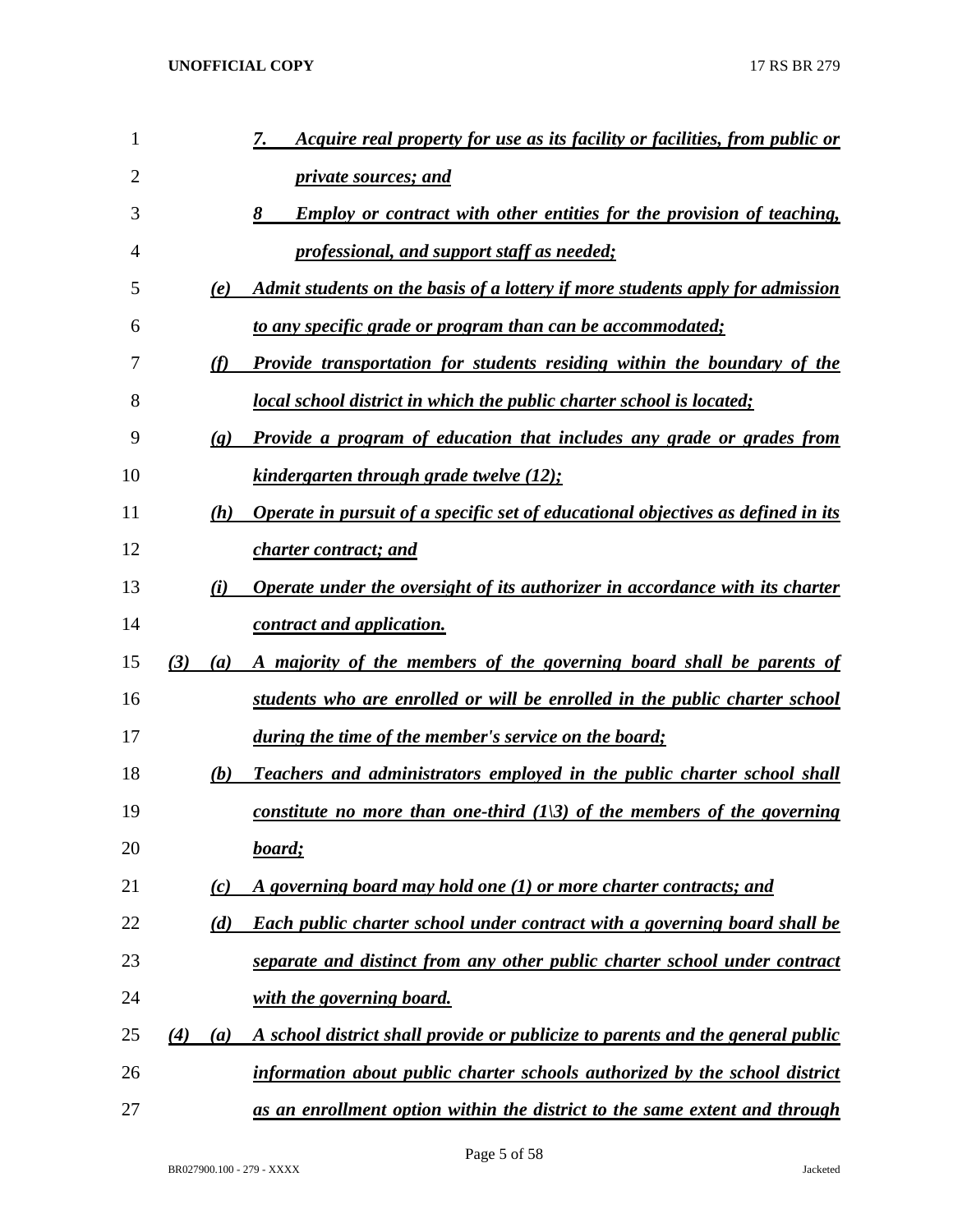*7. Acquire real property for use as its facility or facilities, from public or private sources; and*

*8 Employ or contract with other entities for the provision of teaching, professional, and support staff as needed;*

*(e) Admit students on the basis of a lottery if more students apply for admission to any specific grade or program than can be accommodated;*

*(f) Provide transportation for students residing within the boundary of the local school district in which the public charter school is located;*

*(g) Provide a program of education that includes any grade or grades from kindergarten through grade twelve (12);*

*(h) Operate in pursuit of a specific set of educational objectives as defined in its charter contract; and*

*(i) Operate under the oversight of its authorizer in accordance with its charter contract and application.*

*(3) (a) A majority of the members of the governing board shall be parents of students who are enrolled or will be enrolled in the public charter school during the time of the member's service on the board;*

*(b) Teachers and administrators employed in the public charter school shall constitute no more than one-third (1\3) of the members of the governing board;*

*(c) A governing board may hold one (1) or more charter contracts; and*

*(d) Each public charter school under contract with a governing board shall be separate and distinct from any other public charter school under contract with the governing board.*

*(4) (a) A school district shall provide or publicize to parents and the general public information about public charter schools authorized by the school district as an enrollment option within the district to the same extent and through*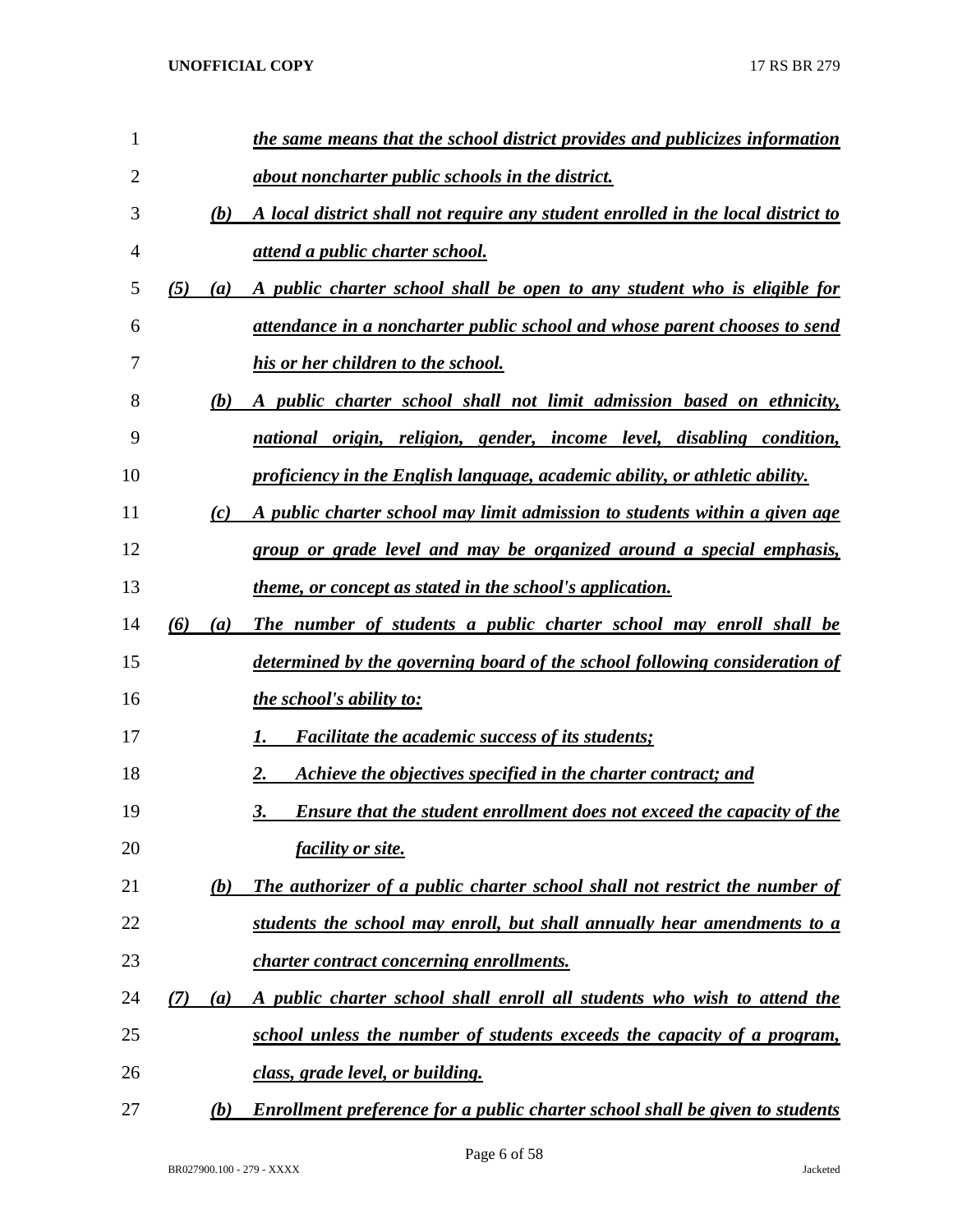*the same means that the school district provides and publicizes information about noncharter public schools in the district.*

*(b) A local district shall not require any student enrolled in the local district to attend a public charter school.*

*(5) (a) A public charter school shall be open to any student who is eligible for attendance in a noncharter public school and whose parent chooses to send his or her children to the school.*

*(b) A public charter school shall not limit admission based on ethnicity, national origin, religion, gender, income level, disabling condition, proficiency in the English language, academic ability, or athletic ability.*

*(c) A public charter school may limit admission to students within a given age group or grade level and may be organized around a special emphasis, theme, or concept as stated in the school's application.*

*(6) (a) The number of students a public charter school may enroll shall be determined by the governing board of the school following consideration of the school's ability to:*

*1. Facilitate the academic success of its students;*

*2. Achieve the objectives specified in the charter contract; and*

*3. Ensure that the student enrollment does not exceed the capacity of the facility or site.*

*(b) The authorizer of a public charter school shall not restrict the number of students the school may enroll, but shall annually hear amendments to a charter contract concerning enrollments.*

*(7) (a) A public charter school shall enroll all students who wish to attend the school unless the number of students exceeds the capacity of a program, class, grade level, or building.*

*(b) Enrollment preference for a public charter school shall be given to students*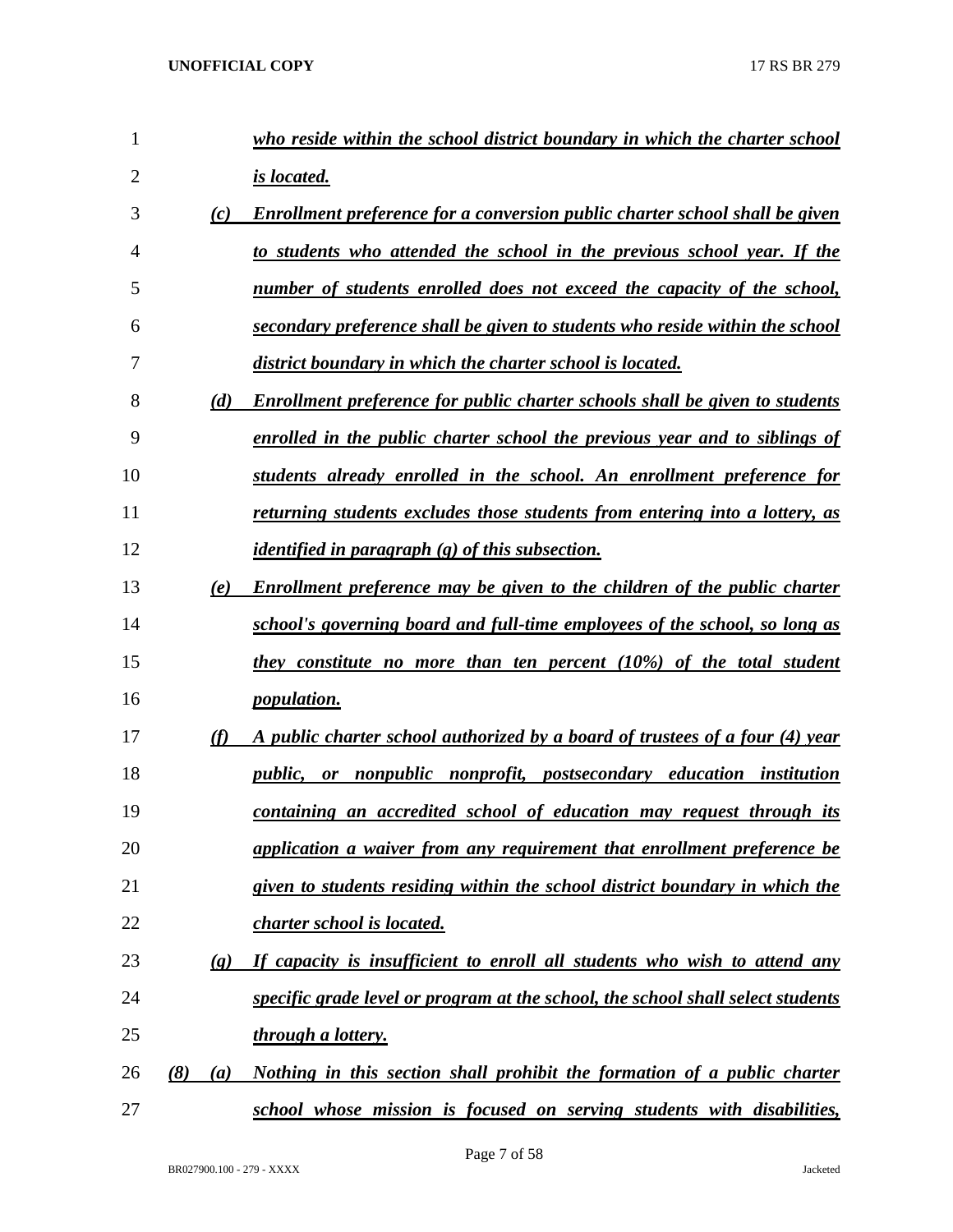*who reside within the school district boundary in which the charter school is located.*

*(c) Enrollment preference for a conversion public charter school shall be given to students who attended the school in the previous school year. If the number of students enrolled does not exceed the capacity of the school, secondary preference shall be given to students who reside within the school district boundary in which the charter school is located.*

*(d) Enrollment preference for public charter schools shall be given to students enrolled in the public charter school the previous year and to siblings of students already enrolled in the school. An enrollment preference for returning students excludes those students from entering into a lottery, as identified in paragraph (g) of this subsection.*

*(e) Enrollment preference may be given to the children of the public charter school's governing board and full-time employees of the school, so long as they constitute no more than ten percent (10%) of the total student population.*

*(f) A public charter school authorized by a board of trustees of a four (4) year public, or nonpublic nonprofit, postsecondary education institution containing an accredited school of education may request through its application a waiver from any requirement that enrollment preference be given to students residing within the school district boundary in which the charter school is located.*

*(g) If capacity is insufficient to enroll all students who wish to attend any specific grade level or program at the school, the school shall select students through a lottery.*

*(8) (a) Nothing in this section shall prohibit the formation of a public charter school whose mission is focused on serving students with disabilities,*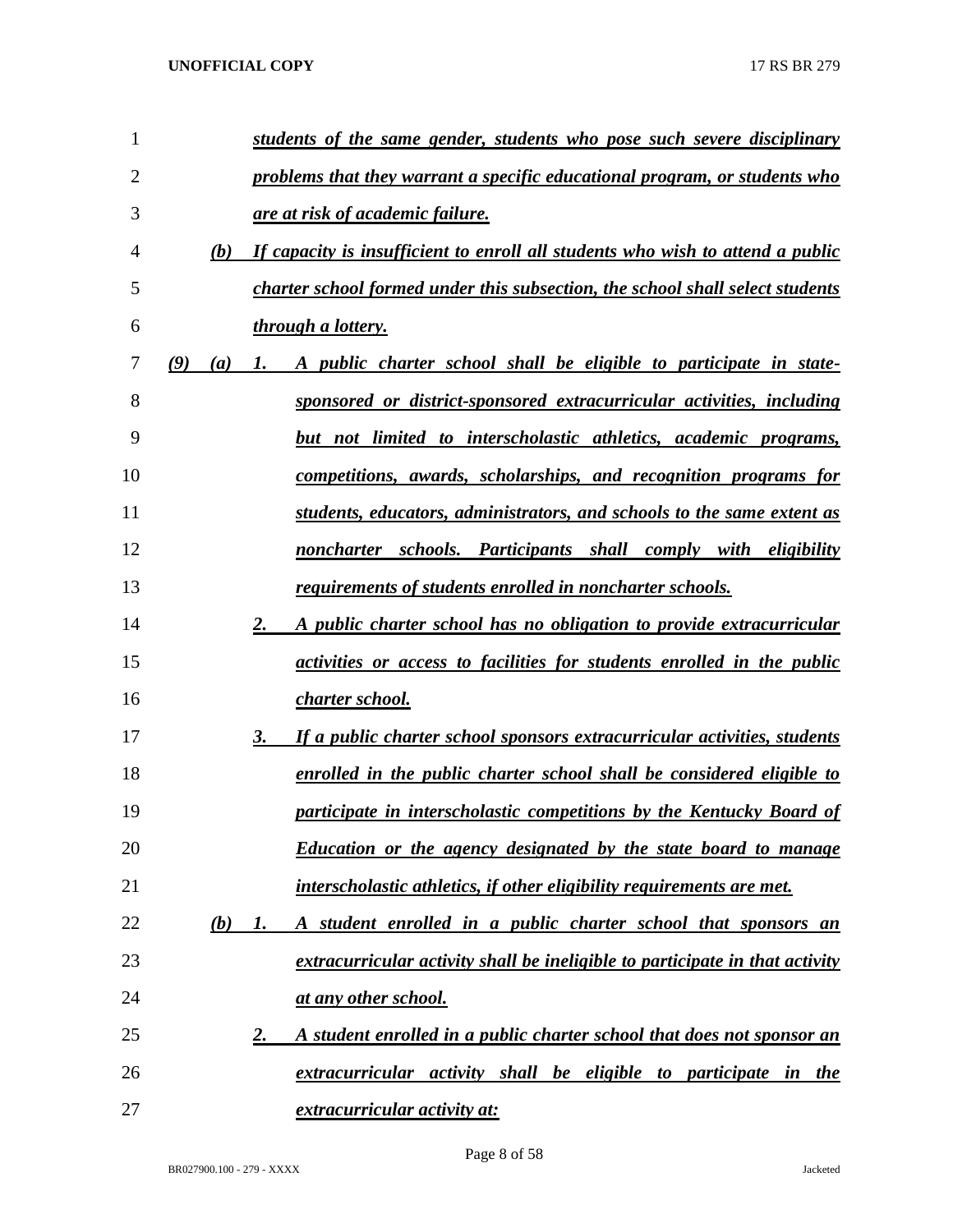***students of the same gender, students who pose such severe disciplinary problems that they warrant a specific educational program, or students who are at risk of academic failure.***

***(b) If capacity is insufficient to enroll all students who wish to attend a public charter school formed under this subsection, the school shall select students through a lottery.***

***(9) (a) 1. A public charter school shall be eligible to participate in state-sponsored or district-sponsored extracurricular activities, including but not limited to interscholastic athletics, academic programs, competitions, awards, scholarships, and recognition programs for students, educators, administrators, and schools to the same extent as noncharter schools. Participants shall comply with eligibility requirements of students enrolled in noncharter schools.***

***2. A public charter school has no obligation to provide extracurricular activities or access to facilities for students enrolled in the public charter school.***

***3. If a public charter school sponsors extracurricular activities, students enrolled in the public charter school shall be considered eligible to participate in interscholastic competitions by the Kentucky Board of Education or the agency designated by the state board to manage interscholastic athletics, if other eligibility requirements are met.***

***(b) 1. A student enrolled in a public charter school that sponsors an extracurricular activity shall be ineligible to participate in that activity at any other school.***

***2. A student enrolled in a public charter school that does not sponsor an extracurricular activity shall be eligible to participate in the extracurricular activity at:***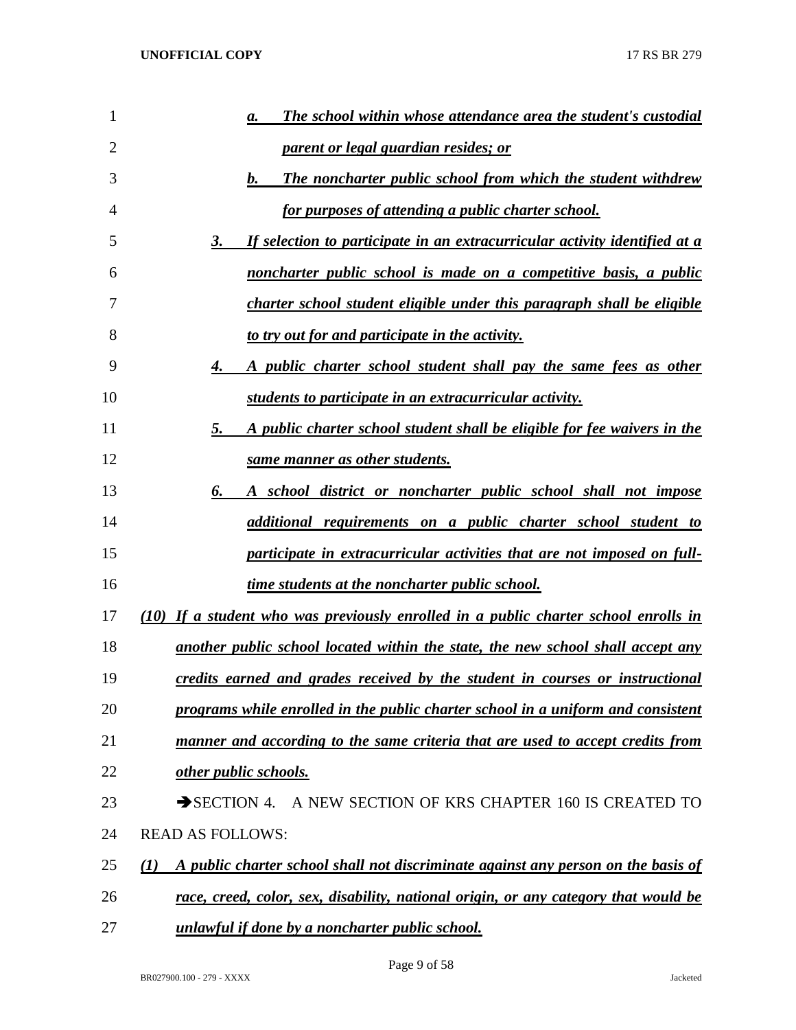*a. The school within whose attendance area the student's custodial parent or legal guardian resides; or*

*b. The noncharter public school from which the student withdrew for purposes of attending a public charter school.*

*3. If selection to participate in an extracurricular activity identified at a noncharter public school is made on a competitive basis, a public charter school student eligible under this paragraph shall be eligible to try out for and participate in the activity.*

*4. A public charter school student shall pay the same fees as other students to participate in an extracurricular activity.*

*5. A public charter school student shall be eligible for fee waivers in the same manner as other students.*

*6. A school district or noncharter public school shall not impose additional requirements on a public charter school student to participate in extracurricular activities that are not imposed on full-time students at the noncharter public school.*

*(10) If a student who was previously enrolled in a public charter school enrolls in another public school located within the state, the new school shall accept any credits earned and grades received by the student in courses or instructional programs while enrolled in the public charter school in a uniform and consistent manner and according to the same criteria that are used to accept credits from other public schools.*

➔SECTION 4. A NEW SECTION OF KRS CHAPTER 160 IS CREATED TO READ AS FOLLOWS:

*(1) A public charter school shall not discriminate against any person on the basis of race, creed, color, sex, disability, national origin, or any category that would be unlawful if done by a noncharter public school.*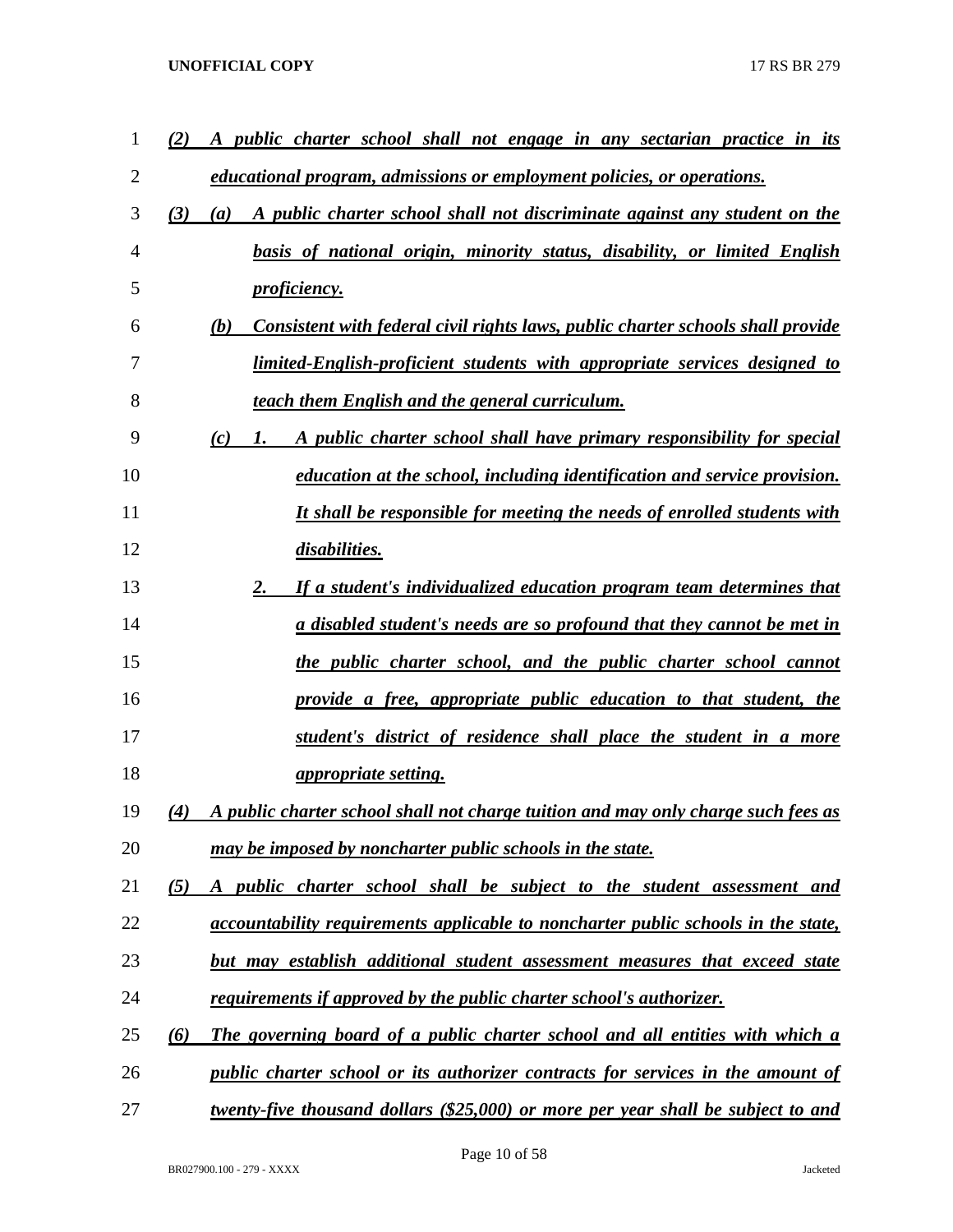*(2) A public charter school shall not engage in any sectarian practice in its educational program, admissions or employment policies, or operations.*

*(3) (a) A public charter school shall not discriminate against any student on the basis of national origin, minority status, disability, or limited English proficiency.*

*(b) Consistent with federal civil rights laws, public charter schools shall provide limited-English-proficient students with appropriate services designed to teach them English and the general curriculum.*

*(c) 1. A public charter school shall have primary responsibility for special education at the school, including identification and service provision. It shall be responsible for meeting the needs of enrolled students with disabilities.*

*2. If a student's individualized education program team determines that a disabled student's needs are so profound that they cannot be met in the public charter school, and the public charter school cannot provide a free, appropriate public education to that student, the student's district of residence shall place the student in a more appropriate setting.*

*(4) A public charter school shall not charge tuition and may only charge such fees as may be imposed by noncharter public schools in the state.*

*(5) A public charter school shall be subject to the student assessment and accountability requirements applicable to noncharter public schools in the state, but may establish additional student assessment measures that exceed state requirements if approved by the public charter school's authorizer.*

*(6) The governing board of a public charter school and all entities with which a public charter school or its authorizer contracts for services in the amount of twenty-five thousand dollars ($25,000) or more per year shall be subject to and*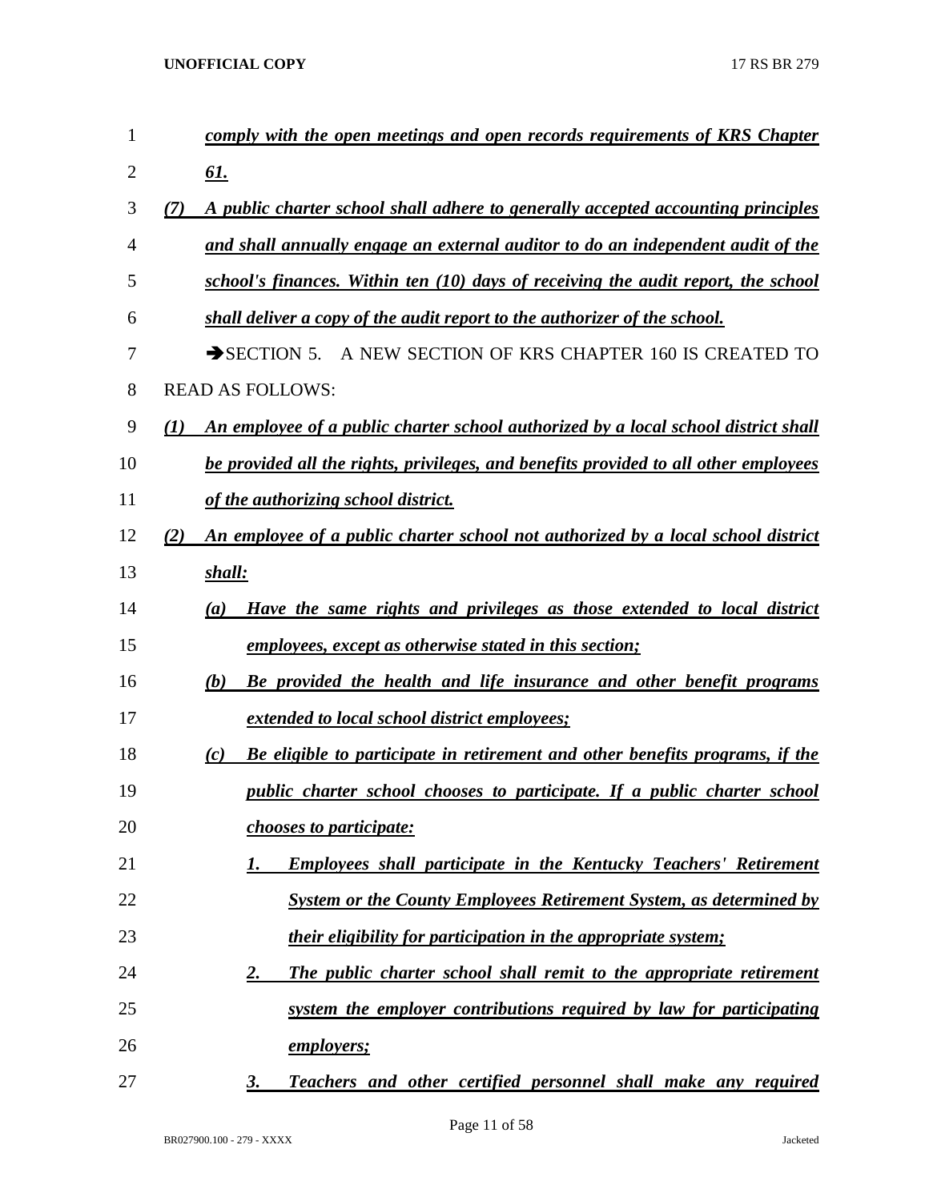***comply with the open meetings and open records requirements of KRS Chapter 61.***

***(7) A public charter school shall adhere to generally accepted accounting principles and shall annually engage an external auditor to do an independent audit of the school's finances. Within ten (10) days of receiving the audit report, the school shall deliver a copy of the audit report to the authorizer of the school.***

➔SECTION 5. A NEW SECTION OF KRS CHAPTER 160 IS CREATED TO READ AS FOLLOWS:

***(1) An employee of a public charter school authorized by a local school district shall be provided all the rights, privileges, and benefits provided to all other employees of the authorizing school district.***

***(2) An employee of a public charter school not authorized by a local school district shall:***

***(a) Have the same rights and privileges as those extended to local district employees, except as otherwise stated in this section;***

***(b) Be provided the health and life insurance and other benefit programs extended to local school district employees;***

***(c) Be eligible to participate in retirement and other benefits programs, if the public charter school chooses to participate. If a public charter school chooses to participate:***

***1. Employees shall participate in the Kentucky Teachers' Retirement System or the County Employees Retirement System, as determined by their eligibility for participation in the appropriate system;***

***2. The public charter school shall remit to the appropriate retirement system the employer contributions required by law for participating employers;***

***3. Teachers and other certified personnel shall make any required***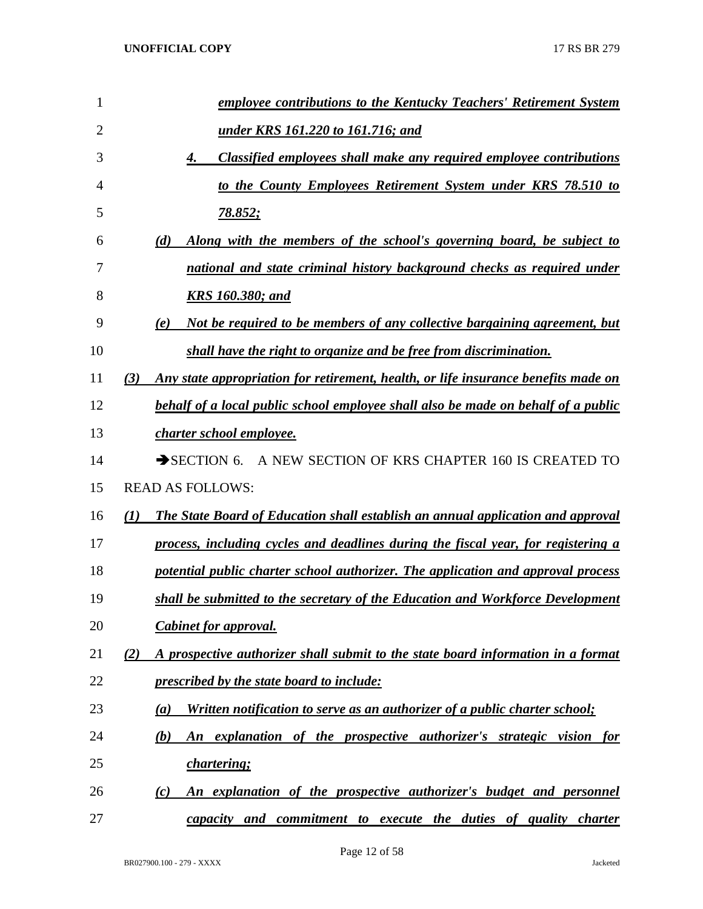*employee contributions to the Kentucky Teachers' Retirement System under KRS 161.220 to 161.716; and*

*4. Classified employees shall make any required employee contributions to the County Employees Retirement System under KRS 78.510 to 78.852;*

*(d) Along with the members of the school's governing board, be subject to national and state criminal history background checks as required under KRS 160.380; and*

*(e) Not be required to be members of any collective bargaining agreement, but shall have the right to organize and be free from discrimination.*

*(3) Any state appropriation for retirement, health, or life insurance benefits made on behalf of a local public school employee shall also be made on behalf of a public charter school employee.*

➔SECTION 6. A NEW SECTION OF KRS CHAPTER 160 IS CREATED TO READ AS FOLLOWS:

*(1) The State Board of Education shall establish an annual application and approval process, including cycles and deadlines during the fiscal year, for registering a potential public charter school authorizer. The application and approval process shall be submitted to the secretary of the Education and Workforce Development Cabinet for approval.*

*(2) A prospective authorizer shall submit to the state board information in a format prescribed by the state board to include:*

*(a) Written notification to serve as an authorizer of a public charter school;*

*(b) An explanation of the prospective authorizer's strategic vision for chartering;*

*(c) An explanation of the prospective authorizer's budget and personnel capacity and commitment to execute the duties of quality charter*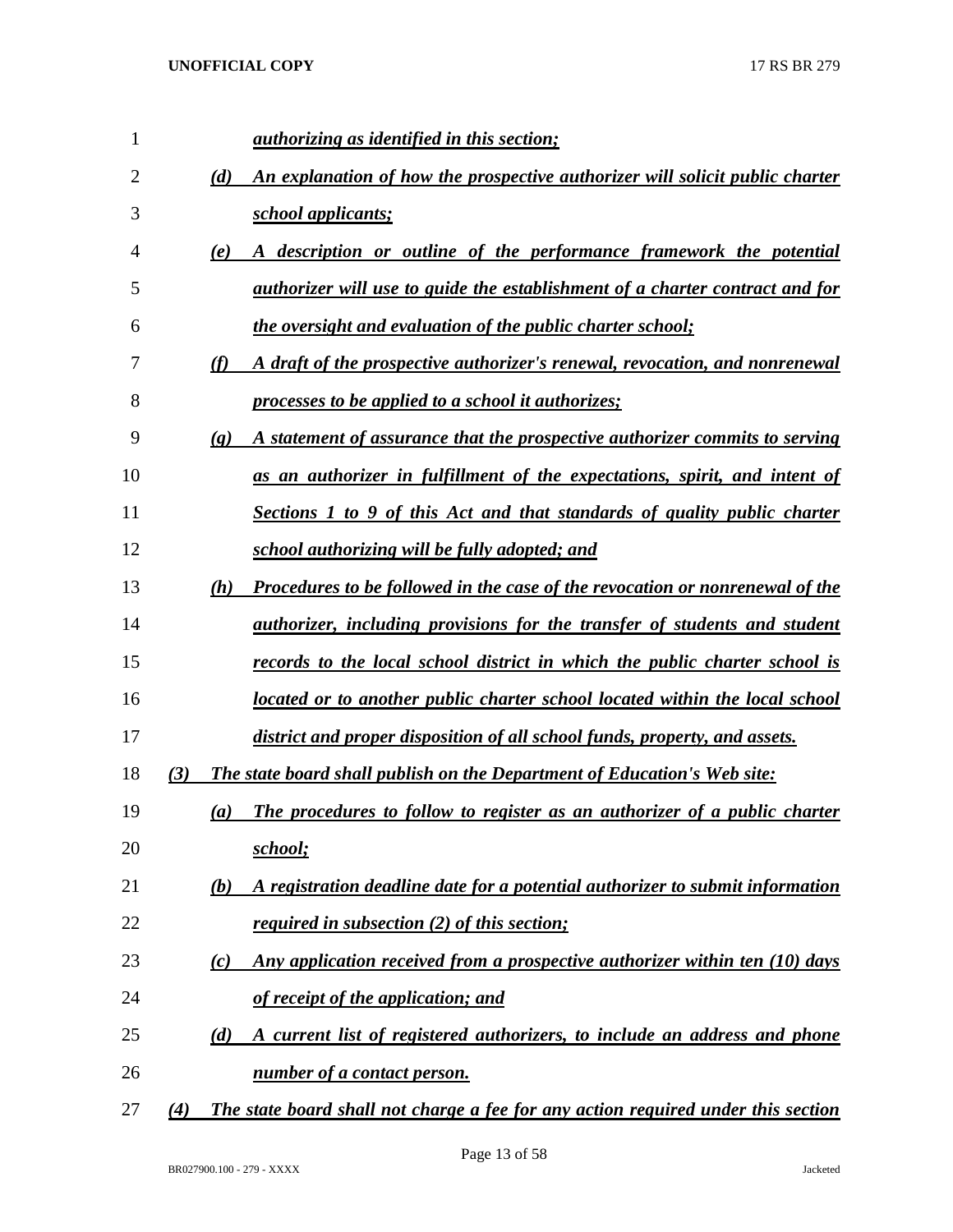***authorizing as identified in this section;***

***(d) An explanation of how the prospective authorizer will solicit public charter school applicants;***

***(e) A description or outline of the performance framework the potential authorizer will use to guide the establishment of a charter contract and for the oversight and evaluation of the public charter school;***

***(f) A draft of the prospective authorizer's renewal, revocation, and nonrenewal processes to be applied to a school it authorizes;***

***(g) A statement of assurance that the prospective authorizer commits to serving as an authorizer in fulfillment of the expectations, spirit, and intent of Sections 1 to 9 of this Act and that standards of quality public charter school authorizing will be fully adopted; and***

***(h) Procedures to be followed in the case of the revocation or nonrenewal of the authorizer, including provisions for the transfer of students and student records to the local school district in which the public charter school is located or to another public charter school located within the local school district and proper disposition of all school funds, property, and assets.***

***(3) The state board shall publish on the Department of Education's Web site:***

***(a) The procedures to follow to register as an authorizer of a public charter school;***

***(b) A registration deadline date for a potential authorizer to submit information required in subsection (2) of this section;***

***(c) Any application received from a prospective authorizer within ten (10) days of receipt of the application; and***

***(d) A current list of registered authorizers, to include an address and phone number of a contact person.***

***(4) The state board shall not charge a fee for any action required under this section***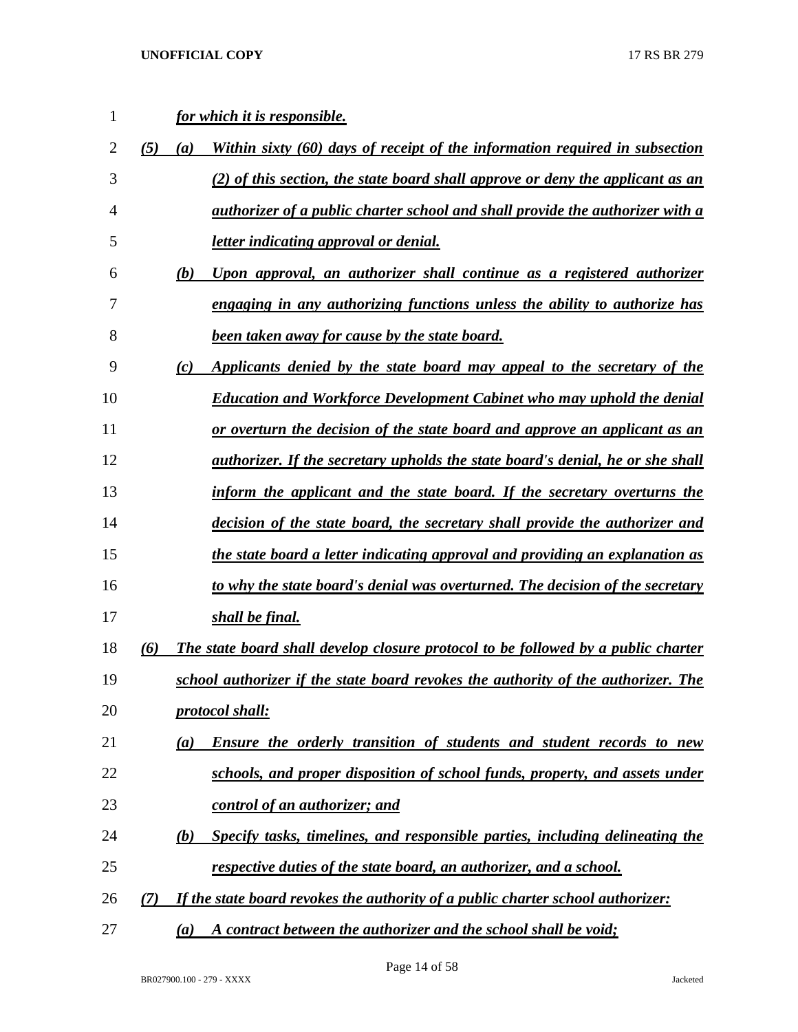*for which it is responsible.*

*(5) (a) Within sixty (60) days of receipt of the information required in subsection (2) of this section, the state board shall approve or deny the applicant as an authorizer of a public charter school and shall provide the authorizer with a letter indicating approval or denial.*

*(b) Upon approval, an authorizer shall continue as a registered authorizer engaging in any authorizing functions unless the ability to authorize has been taken away for cause by the state board.*

*(c) Applicants denied by the state board may appeal to the secretary of the Education and Workforce Development Cabinet who may uphold the denial or overturn the decision of the state board and approve an applicant as an authorizer. If the secretary upholds the state board's denial, he or she shall inform the applicant and the state board. If the secretary overturns the decision of the state board, the secretary shall provide the authorizer and the state board a letter indicating approval and providing an explanation as to why the state board's denial was overturned. The decision of the secretary shall be final.*

*(6) The state board shall develop closure protocol to be followed by a public charter school authorizer if the state board revokes the authority of the authorizer. The protocol shall:*

*(a) Ensure the orderly transition of students and student records to new schools, and proper disposition of school funds, property, and assets under control of an authorizer; and*

*(b) Specify tasks, timelines, and responsible parties, including delineating the respective duties of the state board, an authorizer, and a school.*

*(7) If the state board revokes the authority of a public charter school authorizer:*

*(a) A contract between the authorizer and the school shall be void;*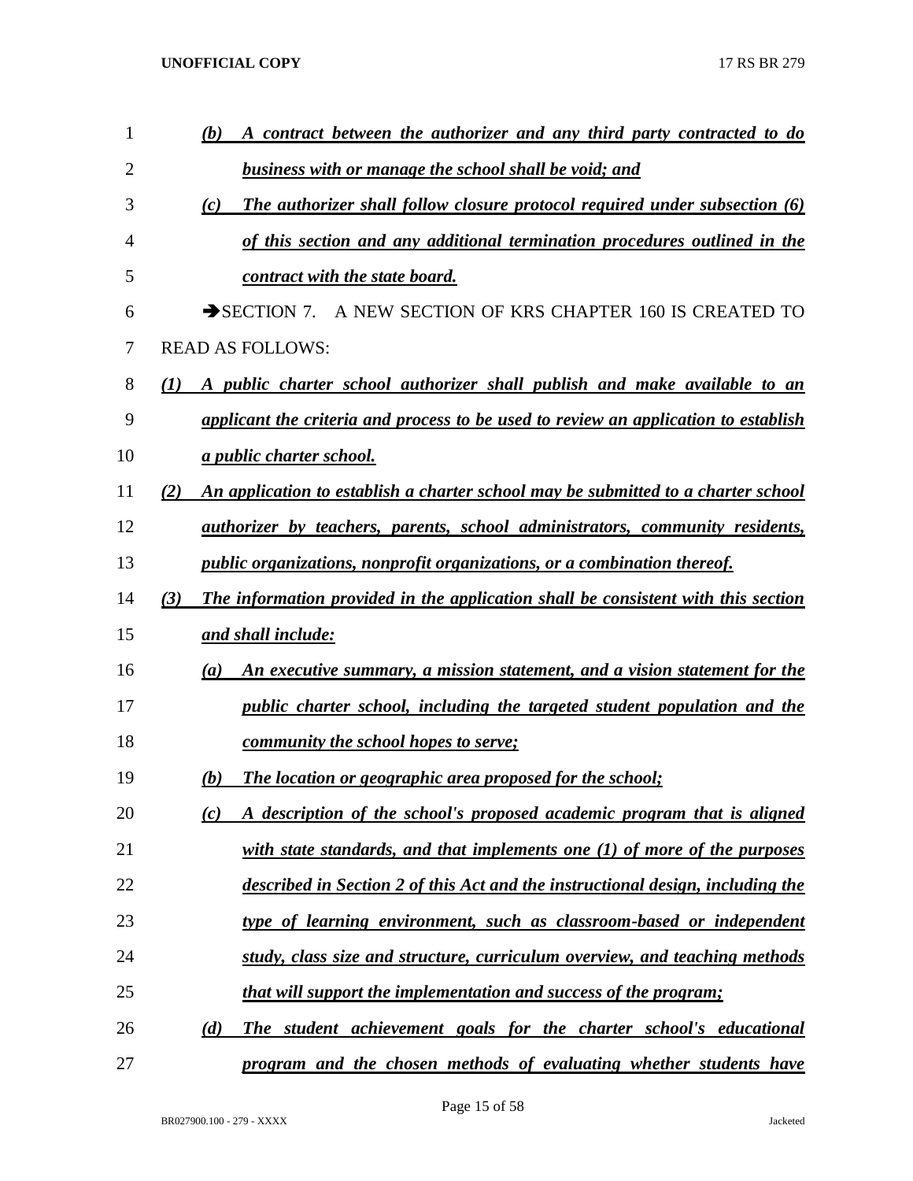***(b) A contract between the authorizer and any third party contracted to do business with or manage the school shall be void; and***

***(c) The authorizer shall follow closure protocol required under subsection (6) of this section and any additional termination procedures outlined in the contract with the state board.***

➔SECTION 7. A NEW SECTION OF KRS CHAPTER 160 IS CREATED TO READ AS FOLLOWS:

***(1) A public charter school authorizer shall publish and make available to an applicant the criteria and process to be used to review an application to establish a public charter school.***

***(2) An application to establish a charter school may be submitted to a charter school authorizer by teachers, parents, school administrators, community residents, public organizations, nonprofit organizations, or a combination thereof.***

***(3) The information provided in the application shall be consistent with this section and shall include:***

***(a) An executive summary, a mission statement, and a vision statement for the public charter school, including the targeted student population and the community the school hopes to serve;***

***(b) The location or geographic area proposed for the school;***

***(c) A description of the school's proposed academic program that is aligned with state standards, and that implements one (1) of more of the purposes described in Section 2 of this Act and the instructional design, including the type of learning environment, such as classroom-based or independent study, class size and structure, curriculum overview, and teaching methods that will support the implementation and success of the program;***

***(d) The student achievement goals for the charter school's educational program and the chosen methods of evaluating whether students have***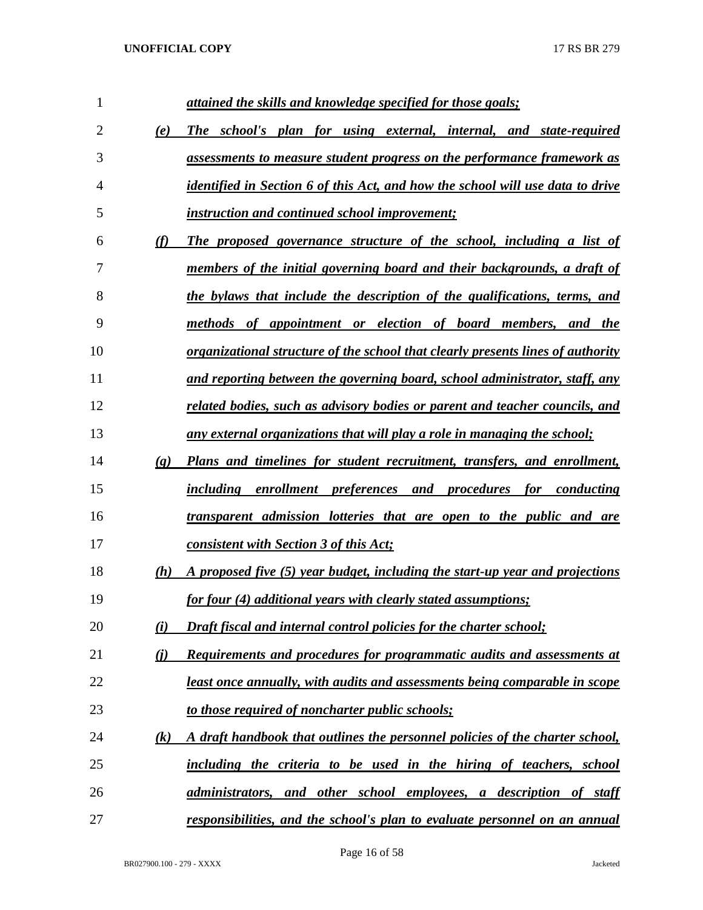*attained the skills and knowledge specified for those goals;*

*(e) The school's plan for using external, internal, and state-required assessments to measure student progress on the performance framework as identified in Section 6 of this Act, and how the school will use data to drive instruction and continued school improvement;*

*(f) The proposed governance structure of the school, including a list of members of the initial governing board and their backgrounds, a draft of the bylaws that include the description of the qualifications, terms, and methods of appointment or election of board members, and the organizational structure of the school that clearly presents lines of authority and reporting between the governing board, school administrator, staff, any related bodies, such as advisory bodies or parent and teacher councils, and any external organizations that will play a role in managing the school;*

*(g) Plans and timelines for student recruitment, transfers, and enrollment, including enrollment preferences and procedures for conducting transparent admission lotteries that are open to the public and are consistent with Section 3 of this Act;*

*(h) A proposed five (5) year budget, including the start-up year and projections for four (4) additional years with clearly stated assumptions;*

*(i) Draft fiscal and internal control policies for the charter school;*

*(j) Requirements and procedures for programmatic audits and assessments at least once annually, with audits and assessments being comparable in scope to those required of noncharter public schools;*

*(k) A draft handbook that outlines the personnel policies of the charter school, including the criteria to be used in the hiring of teachers, school administrators, and other school employees, a description of staff responsibilities, and the school's plan to evaluate personnel on an annual*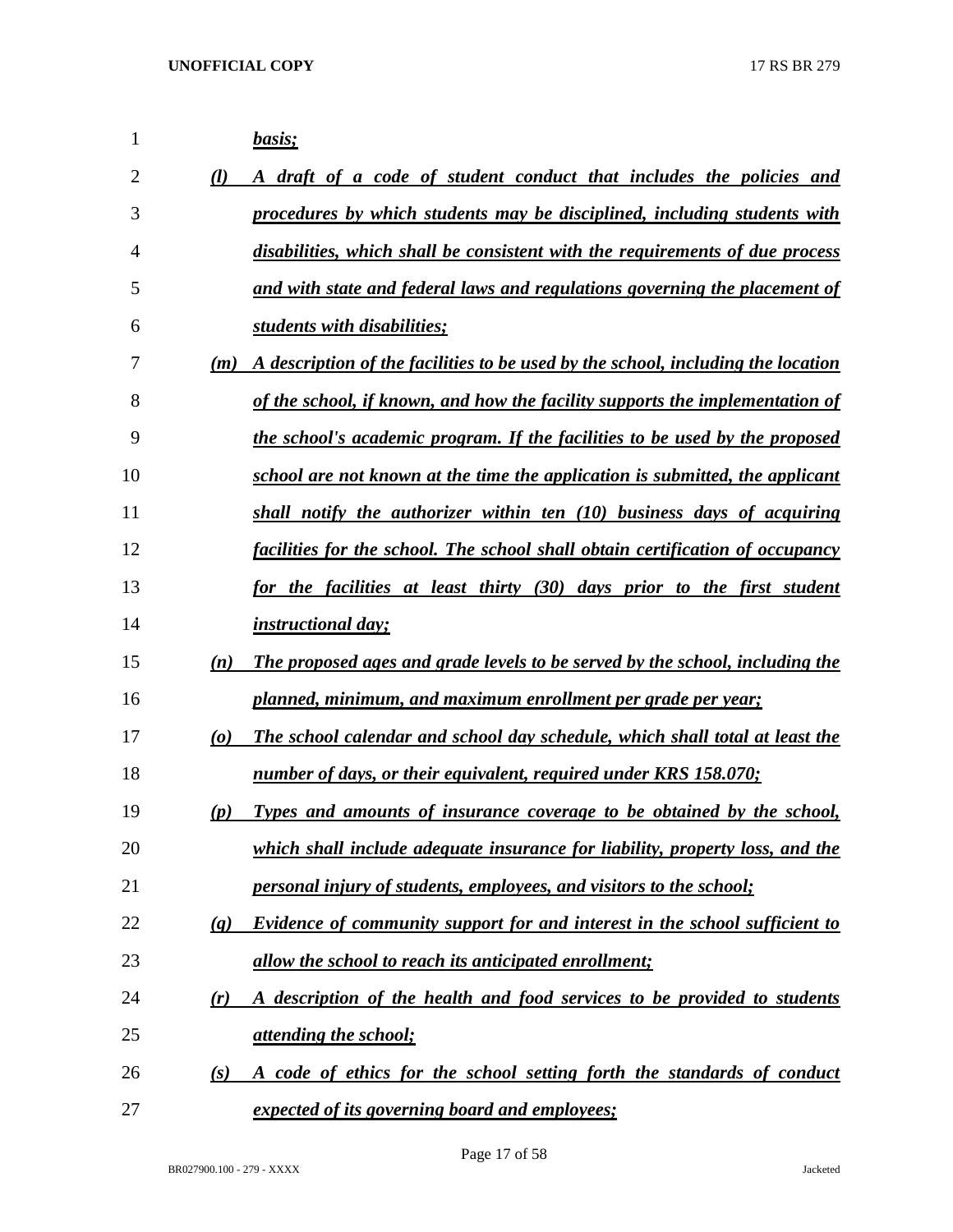*basis;*

*(l)* ***A draft of a code of student conduct that includes the policies and procedures by which students may be disciplined, including students with disabilities, which shall be consistent with the requirements of due process and with state and federal laws and regulations governing the placement of students with disabilities;***

*(m)* ***A description of the facilities to be used by the school, including the location of the school, if known, and how the facility supports the implementation of the school's academic program. If the facilities to be used by the proposed school are not known at the time the application is submitted, the applicant shall notify the authorizer within ten (10) business days of acquiring facilities for the school. The school shall obtain certification of occupancy for the facilities at least thirty (30) days prior to the first student instructional day;***

*(n)* ***The proposed ages and grade levels to be served by the school, including the planned, minimum, and maximum enrollment per grade per year;***

*(o)* ***The school calendar and school day schedule, which shall total at least the number of days, or their equivalent, required under KRS 158.070;***

*(p)* ***Types and amounts of insurance coverage to be obtained by the school, which shall include adequate insurance for liability, property loss, and the personal injury of students, employees, and visitors to the school;***

*(q)* ***Evidence of community support for and interest in the school sufficient to allow the school to reach its anticipated enrollment;***

*(r)* ***A description of the health and food services to be provided to students attending the school;***

*(s)* ***A code of ethics for the school setting forth the standards of conduct expected of its governing board and employees;***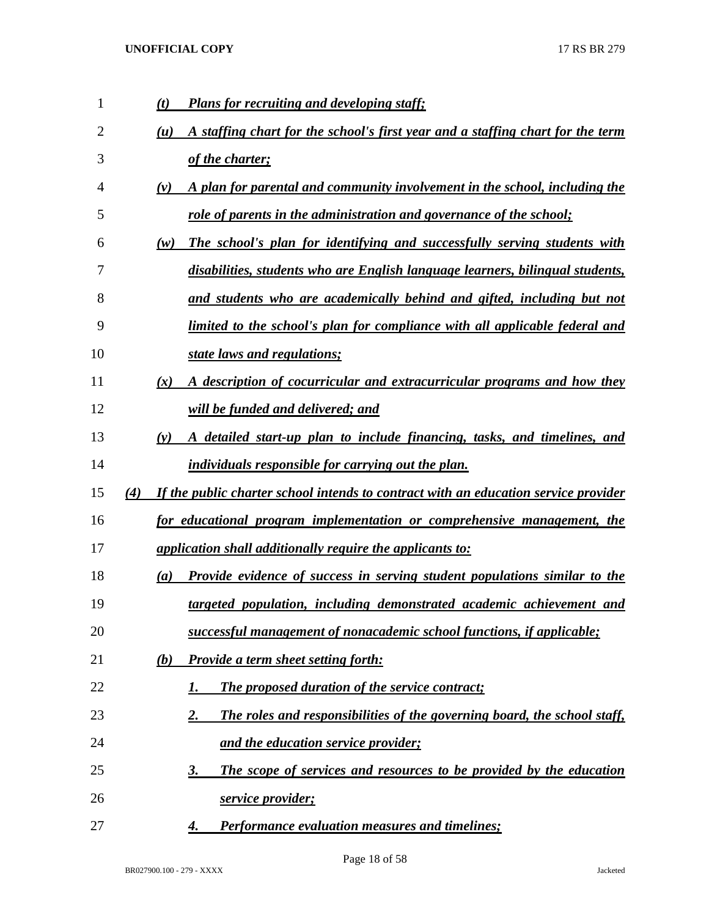*(t) Plans for recruiting and developing staff;*

*(u) A staffing chart for the school's first year and a staffing chart for the term of the charter;*

*(v) A plan for parental and community involvement in the school, including the role of parents in the administration and governance of the school;*

*(w) The school's plan for identifying and successfully serving students with disabilities, students who are English language learners, bilingual students, and students who are academically behind and gifted, including but not limited to the school's plan for compliance with all applicable federal and state laws and regulations;*

*(x) A description of cocurricular and extracurricular programs and how they will be funded and delivered; and*

*(y) A detailed start-up plan to include financing, tasks, and timelines, and individuals responsible for carrying out the plan.*

*(4) If the public charter school intends to contract with an education service provider for educational program implementation or comprehensive management, the application shall additionally require the applicants to:*

*(a) Provide evidence of success in serving student populations similar to the targeted population, including demonstrated academic achievement and successful management of nonacademic school functions, if applicable;*

*(b) Provide a term sheet setting forth:*

*1. The proposed duration of the service contract;*

*2. The roles and responsibilities of the governing board, the school staff, and the education service provider;*

*3. The scope of services and resources to be provided by the education service provider;*

*4. Performance evaluation measures and timelines;*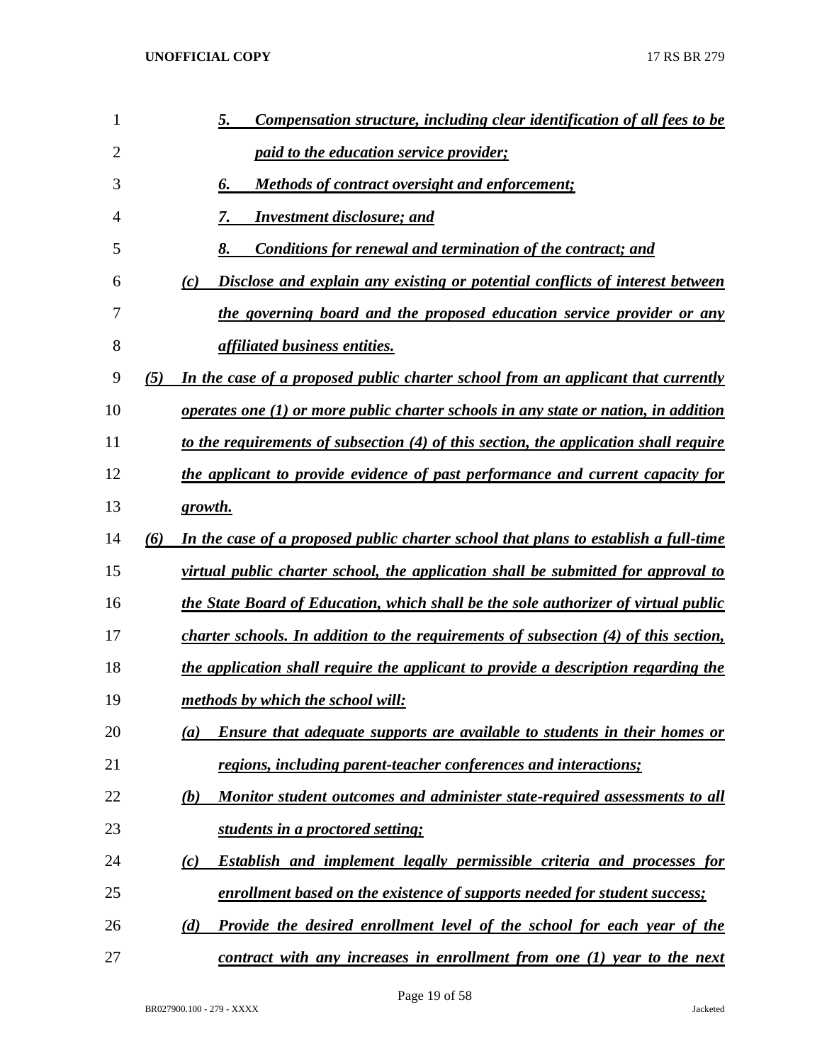5. *Compensation structure, including clear identification of all fees to be paid to the education service provider;*

6. *Methods of contract oversight and enforcement;*

7. *Investment disclosure; and*

8. *Conditions for renewal and termination of the contract; and*

(c) *Disclose and explain any existing or potential conflicts of interest between the governing board and the proposed education service provider or any affiliated business entities.*

(5) *In the case of a proposed public charter school from an applicant that currently operates one (1) or more public charter schools in any state or nation, in addition to the requirements of subsection (4) of this section, the application shall require the applicant to provide evidence of past performance and current capacity for growth.*

(6) *In the case of a proposed public charter school that plans to establish a full-time virtual public charter school, the application shall be submitted for approval to the State Board of Education, which shall be the sole authorizer of virtual public charter schools. In addition to the requirements of subsection (4) of this section, the application shall require the applicant to provide a description regarding the methods by which the school will:*

(a) *Ensure that adequate supports are available to students in their homes or regions, including parent-teacher conferences and interactions;*

(b) *Monitor student outcomes and administer state-required assessments to all students in a proctored setting;*

(c) *Establish and implement legally permissible criteria and processes for enrollment based on the existence of supports needed for student success;*

(d) *Provide the desired enrollment level of the school for each year of the contract with any increases in enrollment from one (1) year to the next*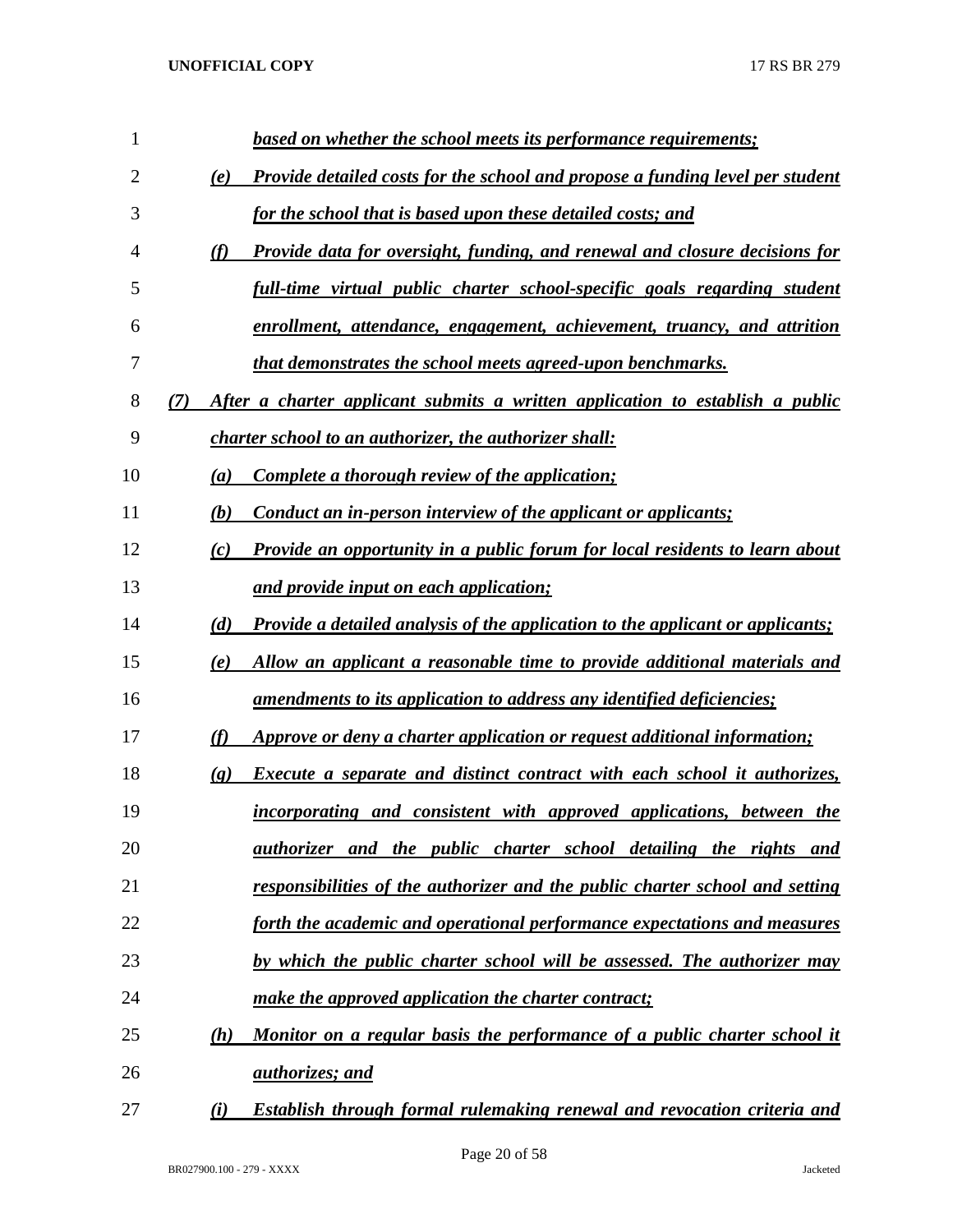*based on whether the school meets its performance requirements;*

*(e) Provide detailed costs for the school and propose a funding level per student for the school that is based upon these detailed costs; and*

*(f) Provide data for oversight, funding, and renewal and closure decisions for full-time virtual public charter school-specific goals regarding student enrollment, attendance, engagement, achievement, truancy, and attrition that demonstrates the school meets agreed-upon benchmarks.*

*(7) After a charter applicant submits a written application to establish a public charter school to an authorizer, the authorizer shall:*

*(a) Complete a thorough review of the application;*

*(b) Conduct an in-person interview of the applicant or applicants;*

*(c) Provide an opportunity in a public forum for local residents to learn about and provide input on each application;*

*(d) Provide a detailed analysis of the application to the applicant or applicants;*

*(e) Allow an applicant a reasonable time to provide additional materials and amendments to its application to address any identified deficiencies;*

*(f) Approve or deny a charter application or request additional information;*

*(g) Execute a separate and distinct contract with each school it authorizes, incorporating and consistent with approved applications, between the authorizer and the public charter school detailing the rights and responsibilities of the authorizer and the public charter school and setting forth the academic and operational performance expectations and measures by which the public charter school will be assessed. The authorizer may make the approved application the charter contract;*

*(h) Monitor on a regular basis the performance of a public charter school it authorizes; and*

*(i) Establish through formal rulemaking renewal and revocation criteria and*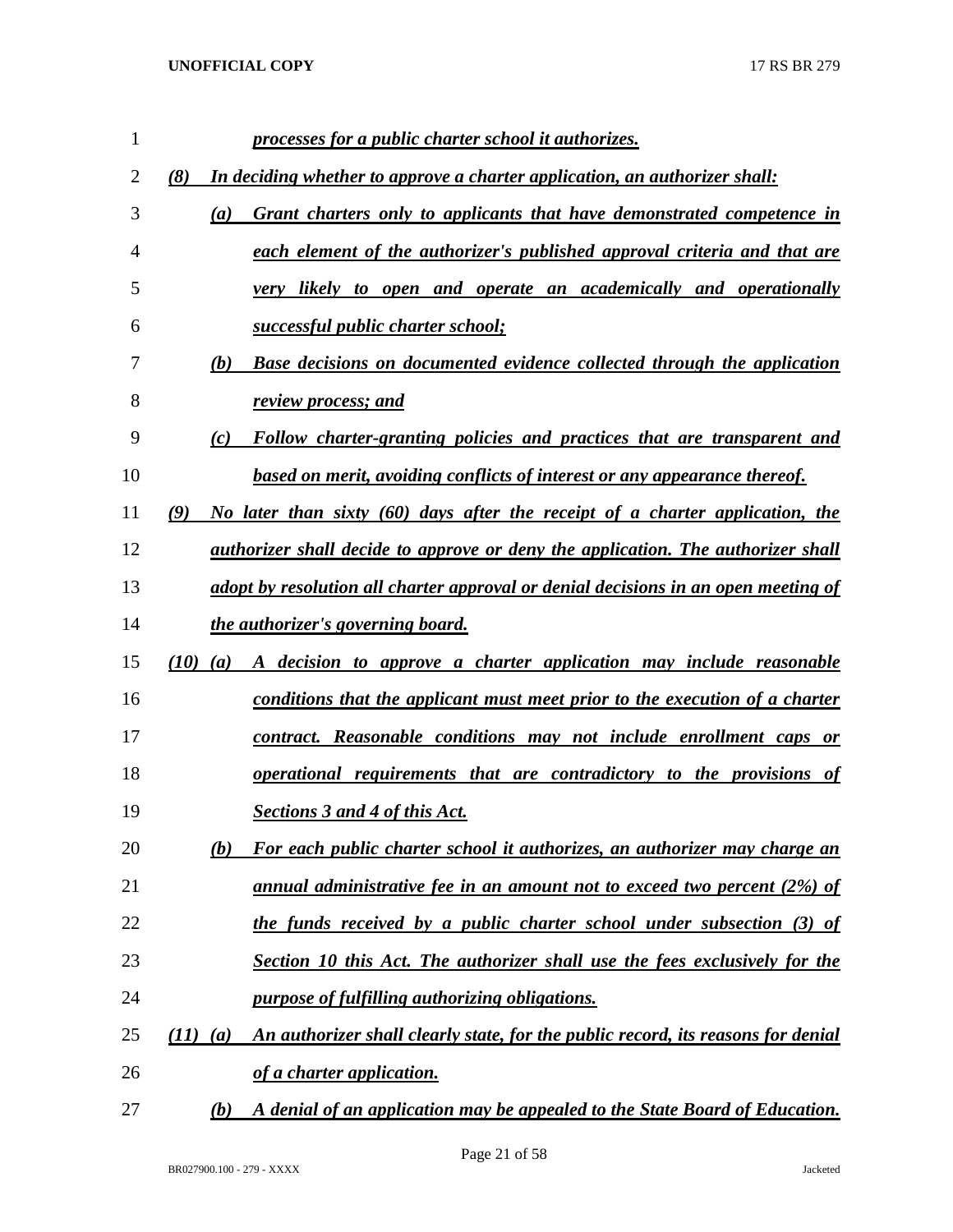*processes for a public charter school it authorizes.*

*(8) In deciding whether to approve a charter application, an authorizer shall:*

*(a) Grant charters only to applicants that have demonstrated competence in each element of the authorizer's published approval criteria and that are very likely to open and operate an academically and operationally successful public charter school;*

*(b) Base decisions on documented evidence collected through the application review process; and*

*(c) Follow charter-granting policies and practices that are transparent and based on merit, avoiding conflicts of interest or any appearance thereof.*

*(9) No later than sixty (60) days after the receipt of a charter application, the authorizer shall decide to approve or deny the application. The authorizer shall adopt by resolution all charter approval or denial decisions in an open meeting of the authorizer's governing board.*

*(10) (a) A decision to approve a charter application may include reasonable conditions that the applicant must meet prior to the execution of a charter contract. Reasonable conditions may not include enrollment caps or operational requirements that are contradictory to the provisions of Sections 3 and 4 of this Act.*

*(b) For each public charter school it authorizes, an authorizer may charge an annual administrative fee in an amount not to exceed two percent (2%) of the funds received by a public charter school under subsection (3) of Section 10 this Act. The authorizer shall use the fees exclusively for the purpose of fulfilling authorizing obligations.*

*(11) (a) An authorizer shall clearly state, for the public record, its reasons for denial of a charter application.*

*(b) A denial of an application may be appealed to the State Board of Education.*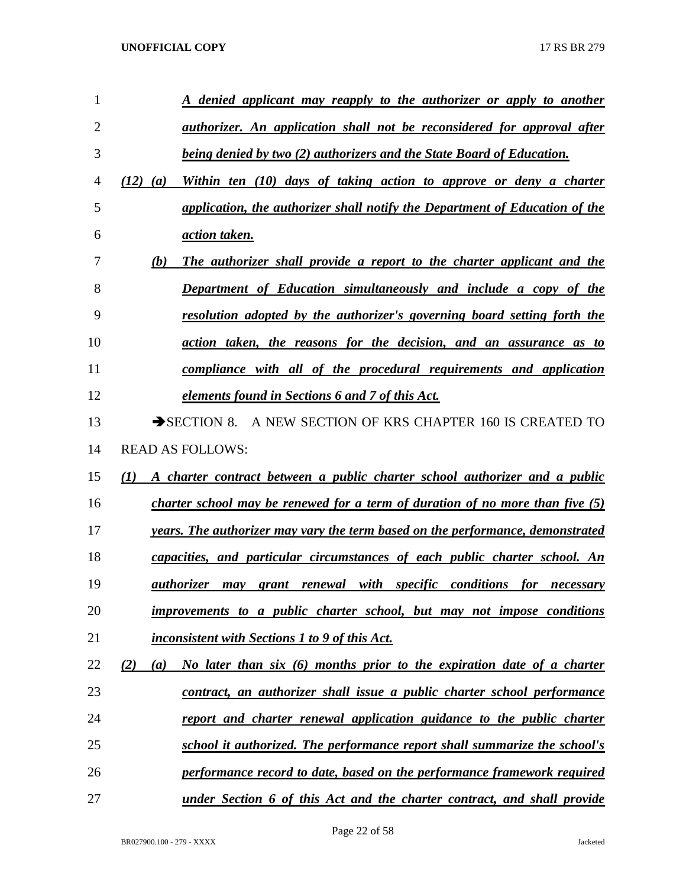*A denied applicant may reapply to the authorizer or apply to another authorizer. An application shall not be reconsidered for approval after being denied by two (2) authorizers and the State Board of Education.*

*(12) (a) Within ten (10) days of taking action to approve or deny a charter application, the authorizer shall notify the Department of Education of the action taken.*

*(b) The authorizer shall provide a report to the charter applicant and the Department of Education simultaneously and include a copy of the resolution adopted by the authorizer's governing board setting forth the action taken, the reasons for the decision, and an assurance as to compliance with all of the procedural requirements and application elements found in Sections 6 and 7 of this Act.*

➔SECTION 8. A NEW SECTION OF KRS CHAPTER 160 IS CREATED TO READ AS FOLLOWS:

*(1) A charter contract between a public charter school authorizer and a public charter school may be renewed for a term of duration of no more than five (5) years. The authorizer may vary the term based on the performance, demonstrated capacities, and particular circumstances of each public charter school. An authorizer may grant renewal with specific conditions for necessary improvements to a public charter school, but may not impose conditions inconsistent with Sections 1 to 9 of this Act.*

*(2) (a) No later than six (6) months prior to the expiration date of a charter contract, an authorizer shall issue a public charter school performance report and charter renewal application guidance to the public charter school it authorized. The performance report shall summarize the school's performance record to date, based on the performance framework required under Section 6 of this Act and the charter contract, and shall provide*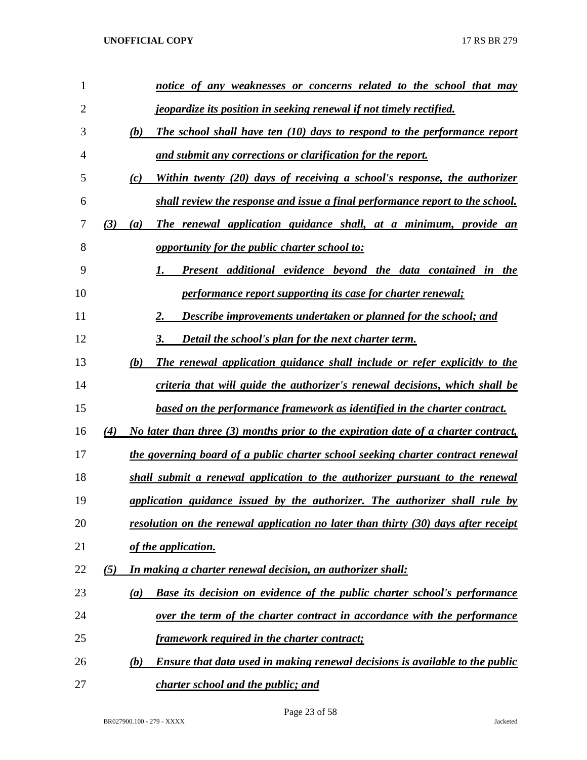*notice of any weaknesses or concerns related to the school that may jeopardize its position in seeking renewal if not timely rectified.*

*(b) The school shall have ten (10) days to respond to the performance report and submit any corrections or clarification for the report.*

*(c) Within twenty (20) days of receiving a school's response, the authorizer shall review the response and issue a final performance report to the school.*

*(3) (a) The renewal application guidance shall, at a minimum, provide an opportunity for the public charter school to:*

*1. Present additional evidence beyond the data contained in the performance report supporting its case for charter renewal;*

*2. Describe improvements undertaken or planned for the school; and*

*3. Detail the school's plan for the next charter term.*

*(b) The renewal application guidance shall include or refer explicitly to the criteria that will guide the authorizer's renewal decisions, which shall be based on the performance framework as identified in the charter contract.*

*(4) No later than three (3) months prior to the expiration date of a charter contract, the governing board of a public charter school seeking charter contract renewal shall submit a renewal application to the authorizer pursuant to the renewal application guidance issued by the authorizer. The authorizer shall rule by resolution on the renewal application no later than thirty (30) days after receipt of the application.*

*(5) In making a charter renewal decision, an authorizer shall:*

*(a) Base its decision on evidence of the public charter school's performance over the term of the charter contract in accordance with the performance framework required in the charter contract;*

*(b) Ensure that data used in making renewal decisions is available to the public charter school and the public; and*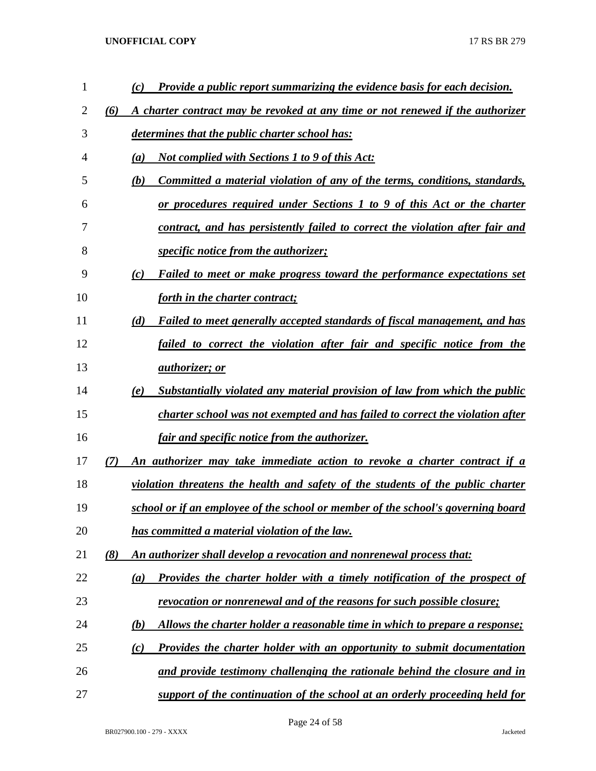*(c) Provide a public report summarizing the evidence basis for each decision.*

*(6) A charter contract may be revoked at any time or not renewed if the authorizer determines that the public charter school has:*

*(a) Not complied with Sections 1 to 9 of this Act:*

*(b) Committed a material violation of any of the terms, conditions, standards, or procedures required under Sections 1 to 9 of this Act or the charter contract, and has persistently failed to correct the violation after fair and specific notice from the authorizer;*

*(c) Failed to meet or make progress toward the performance expectations set forth in the charter contract;*

*(d) Failed to meet generally accepted standards of fiscal management, and has failed to correct the violation after fair and specific notice from the authorizer; or*

*(e) Substantially violated any material provision of law from which the public charter school was not exempted and has failed to correct the violation after fair and specific notice from the authorizer.*

*(7) An authorizer may take immediate action to revoke a charter contract if a violation threatens the health and safety of the students of the public charter school or if an employee of the school or member of the school's governing board has committed a material violation of the law.*

*(8) An authorizer shall develop a revocation and nonrenewal process that:*

*(a) Provides the charter holder with a timely notification of the prospect of revocation or nonrenewal and of the reasons for such possible closure;*

*(b) Allows the charter holder a reasonable time in which to prepare a response;*

*(c) Provides the charter holder with an opportunity to submit documentation and provide testimony challenging the rationale behind the closure and in support of the continuation of the school at an orderly proceeding held for*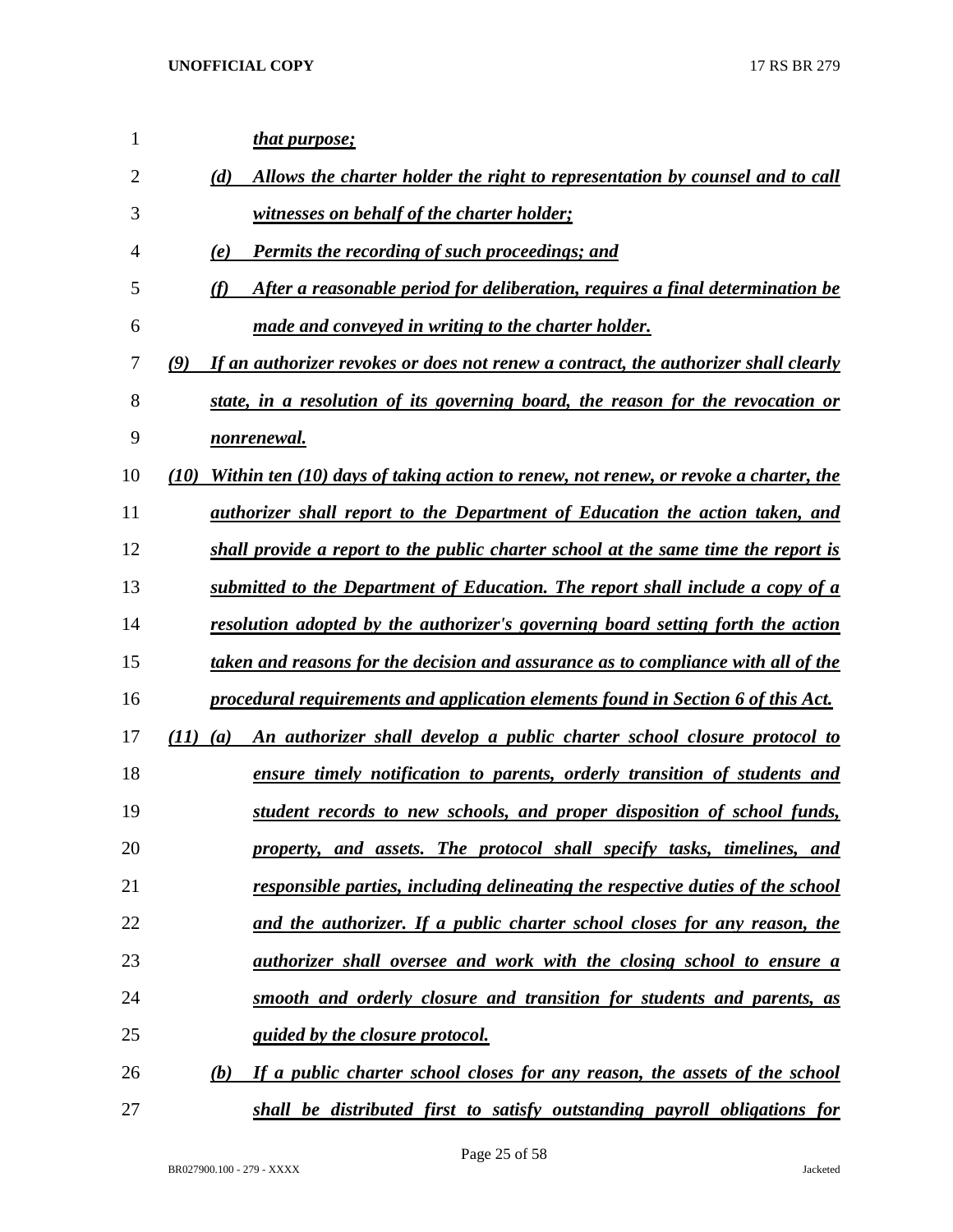*that purpose;*

(d) *Allows the charter holder the right to representation by counsel and to call witnesses on behalf of the charter holder;*

(e) *Permits the recording of such proceedings; and*

(f) *After a reasonable period for deliberation, requires a final determination be made and conveyed in writing to the charter holder.*

(9) *If an authorizer revokes or does not renew a contract, the authorizer shall clearly state, in a resolution of its governing board, the reason for the revocation or nonrenewal.*

(10) *Within ten (10) days of taking action to renew, not renew, or revoke a charter, the authorizer shall report to the Department of Education the action taken, and shall provide a report to the public charter school at the same time the report is submitted to the Department of Education. The report shall include a copy of a resolution adopted by the authorizer's governing board setting forth the action taken and reasons for the decision and assurance as to compliance with all of the procedural requirements and application elements found in Section 6 of this Act.*

(11) (a) *An authorizer shall develop a public charter school closure protocol to ensure timely notification to parents, orderly transition of students and student records to new schools, and proper disposition of school funds, property, and assets. The protocol shall specify tasks, timelines, and responsible parties, including delineating the respective duties of the school and the authorizer. If a public charter school closes for any reason, the authorizer shall oversee and work with the closing school to ensure a smooth and orderly closure and transition for students and parents, as guided by the closure protocol.*

(b) *If a public charter school closes for any reason, the assets of the school shall be distributed first to satisfy outstanding payroll obligations for*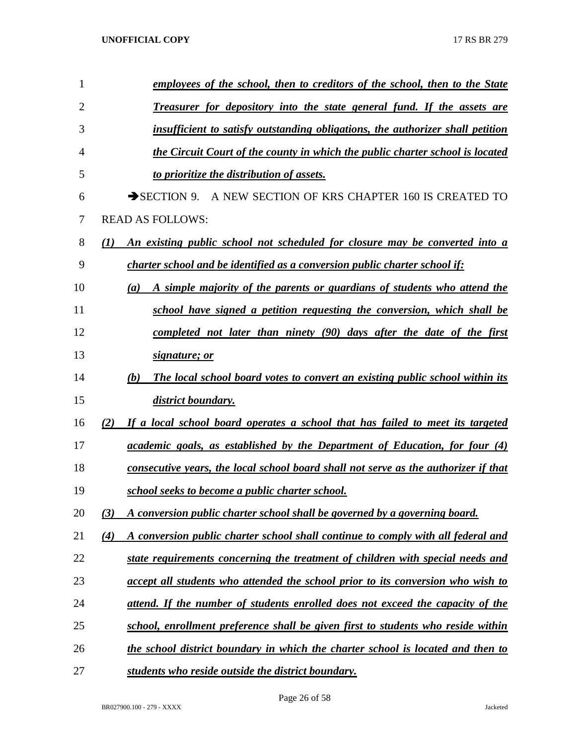*employees of the school, then to creditors of the school, then to the State Treasurer for depository into the state general fund. If the assets are insufficient to satisfy outstanding obligations, the authorizer shall petition the Circuit Court of the county in which the public charter school is located to prioritize the distribution of assets.*

➔SECTION 9. A NEW SECTION OF KRS CHAPTER 160 IS CREATED TO READ AS FOLLOWS:

*(1) An existing public school not scheduled for closure may be converted into a charter school and be identified as a conversion public charter school if:*

*(a) A simple majority of the parents or guardians of students who attend the school have signed a petition requesting the conversion, which shall be completed not later than ninety (90) days after the date of the first signature; or*

*(b) The local school board votes to convert an existing public school within its district boundary.*

*(2) If a local school board operates a school that has failed to meet its targeted academic goals, as established by the Department of Education, for four (4) consecutive years, the local school board shall not serve as the authorizer if that school seeks to become a public charter school.*

*(3) A conversion public charter school shall be governed by a governing board.*

*(4) A conversion public charter school shall continue to comply with all federal and state requirements concerning the treatment of children with special needs and accept all students who attended the school prior to its conversion who wish to attend. If the number of students enrolled does not exceed the capacity of the school, enrollment preference shall be given first to students who reside within the school district boundary in which the charter school is located and then to students who reside outside the district boundary.*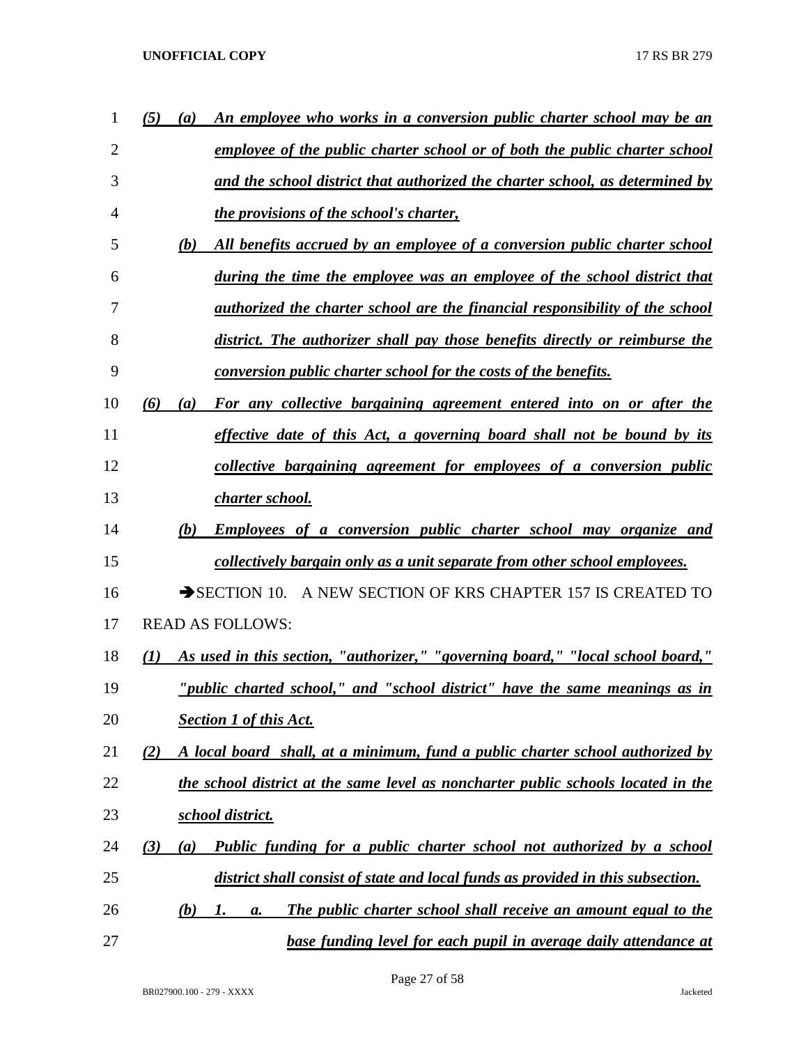*(5) (a) An employee who works in a conversion public charter school may be an employee of the public charter school or of both the public charter school and the school district that authorized the charter school, as determined by the provisions of the school's charter,*

*(b) All benefits accrued by an employee of a conversion public charter school during the time the employee was an employee of the school district that authorized the charter school are the financial responsibility of the school district. The authorizer shall pay those benefits directly or reimburse the conversion public charter school for the costs of the benefits.*

*(6) (a) For any collective bargaining agreement entered into on or after the effective date of this Act, a governing board shall not be bound by its collective bargaining agreement for employees of a conversion public charter school.*

*(b) Employees of a conversion public charter school may organize and collectively bargain only as a unit separate from other school employees.*

➔SECTION 10. A NEW SECTION OF KRS CHAPTER 157 IS CREATED TO READ AS FOLLOWS:

*(1) As used in this section, "authorizer," "governing board," "local school board," "public charted school," and "school district" have the same meanings as in Section 1 of this Act.*

*(2) A local board shall, at a minimum, fund a public charter school authorized by the school district at the same level as noncharter public schools located in the school district.*

*(3) (a) Public funding for a public charter school not authorized by a school district shall consist of state and local funds as provided in this subsection.*

*(b) 1. a. The public charter school shall receive an amount equal to the base funding level for each pupil in average daily attendance at*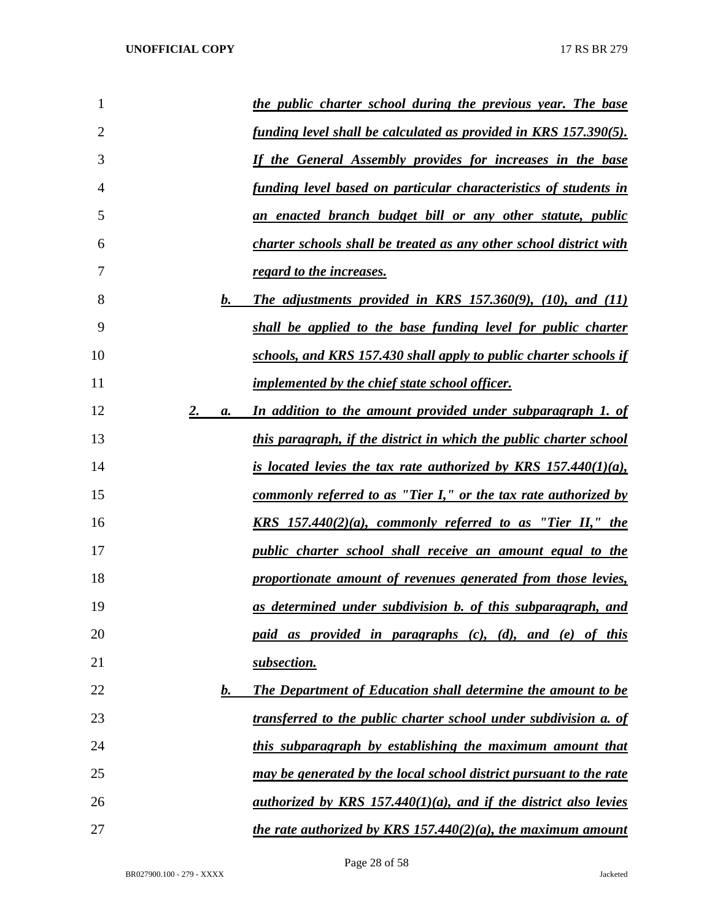*the public charter school during the previous year. The base funding level shall be calculated as provided in KRS 157.390(5). If the General Assembly provides for increases in the base funding level based on particular characteristics of students in an enacted branch budget bill or any other statute, public charter schools shall be treated as any other school district with regard to the increases.*

*b. The adjustments provided in KRS 157.360(9), (10), and (11) shall be applied to the base funding level for public charter schools, and KRS 157.430 shall apply to public charter schools if implemented by the chief state school officer.*

*2. a. In addition to the amount provided under subparagraph 1. of this paragraph, if the district in which the public charter school is located levies the tax rate authorized by KRS 157.440(1)(a), commonly referred to as "Tier I," or the tax rate authorized by KRS 157.440(2)(a), commonly referred to as "Tier II," the public charter school shall receive an amount equal to the proportionate amount of revenues generated from those levies, as determined under subdivision b. of this subparagraph, and paid as provided in paragraphs (c), (d), and (e) of this subsection.*

*b. The Department of Education shall determine the amount to be transferred to the public charter school under subdivision a. of this subparagraph by establishing the maximum amount that may be generated by the local school district pursuant to the rate authorized by KRS 157.440(1)(a), and if the district also levies the rate authorized by KRS 157.440(2)(a), the maximum amount*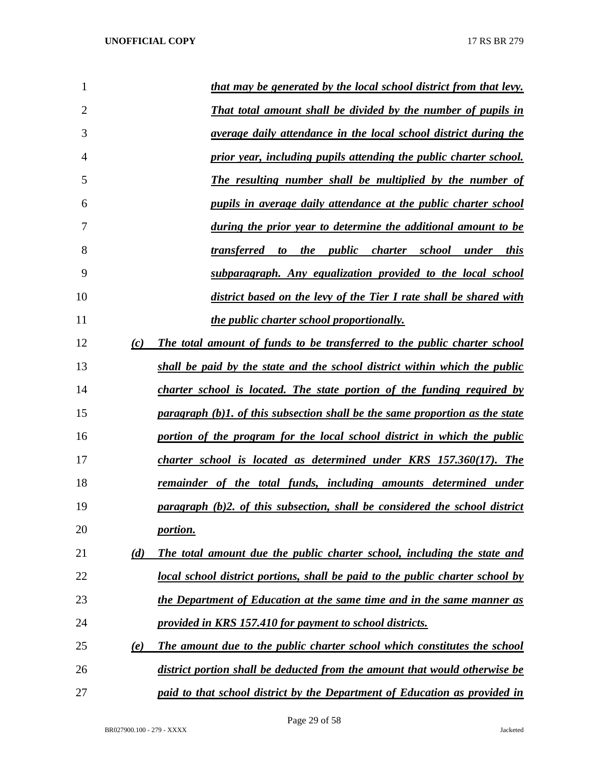*that may be generated by the local school district from that levy. That total amount shall be divided by the number of pupils in average daily attendance in the local school district during the prior year, including pupils attending the public charter school. The resulting number shall be multiplied by the number of pupils in average daily attendance at the public charter school during the prior year to determine the additional amount to be transferred to the public charter school under this subparagraph. Any equalization provided to the local school district based on the levy of the Tier I rate shall be shared with the public charter school proportionally.*

*(c) The total amount of funds to be transferred to the public charter school shall be paid by the state and the school district within which the public charter school is located. The state portion of the funding required by paragraph (b)1. of this subsection shall be the same proportion as the state portion of the program for the local school district in which the public charter school is located as determined under KRS 157.360(17). The remainder of the total funds, including amounts determined under paragraph (b)2. of this subsection, shall be considered the school district portion.*

*(d) The total amount due the public charter school, including the state and local school district portions, shall be paid to the public charter school by the Department of Education at the same time and in the same manner as provided in KRS 157.410 for payment to school districts.*

*(e) The amount due to the public charter school which constitutes the school district portion shall be deducted from the amount that would otherwise be paid to that school district by the Department of Education as provided in*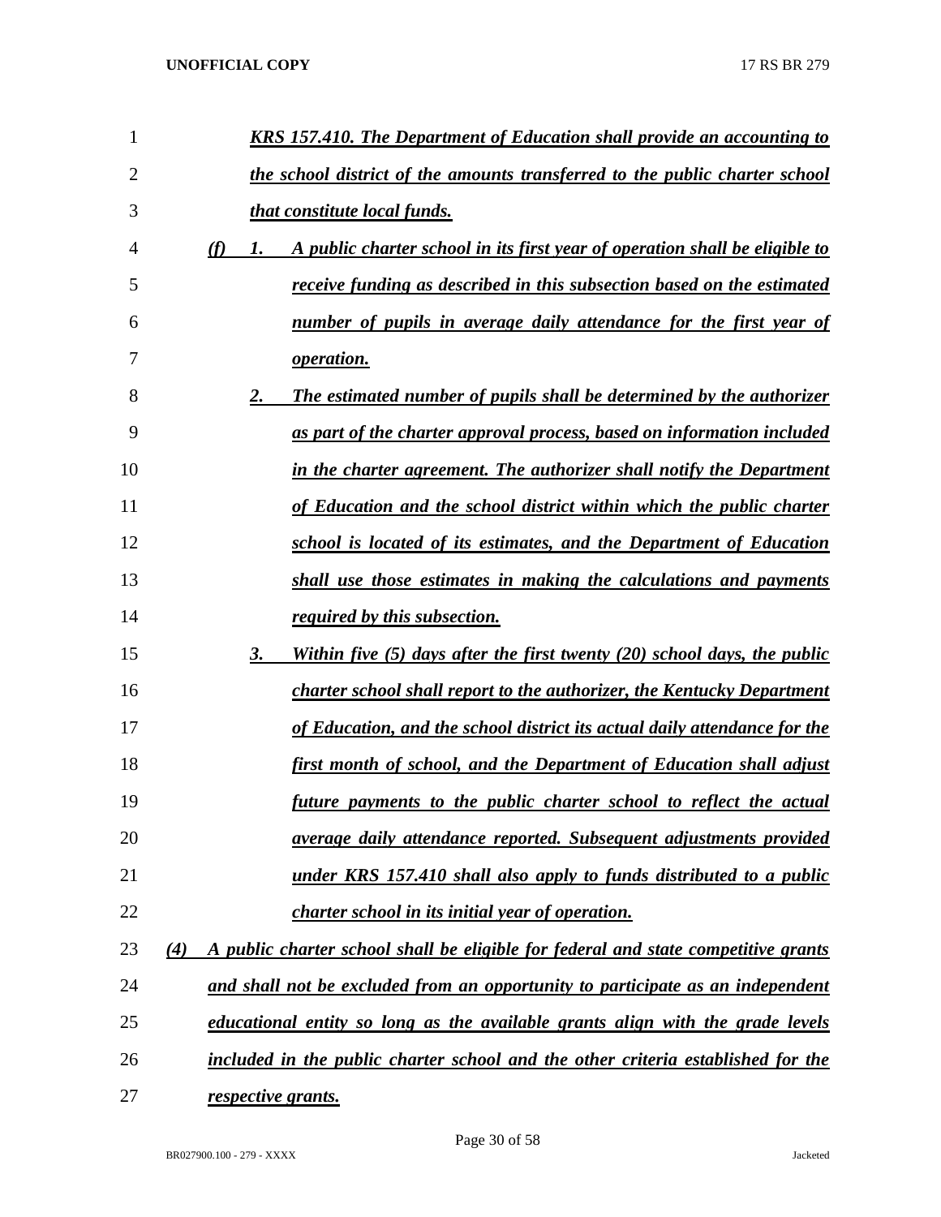***KRS 157.410. The Department of Education shall provide an accounting to the school district of the amounts transferred to the public charter school that constitute local funds.***

***(f) 1. A public charter school in its first year of operation shall be eligible to receive funding as described in this subsection based on the estimated number of pupils in average daily attendance for the first year of operation.***

***2. The estimated number of pupils shall be determined by the authorizer as part of the charter approval process, based on information included in the charter agreement. The authorizer shall notify the Department of Education and the school district within which the public charter school is located of its estimates, and the Department of Education shall use those estimates in making the calculations and payments required by this subsection.***

***3. Within five (5) days after the first twenty (20) school days, the public charter school shall report to the authorizer, the Kentucky Department of Education, and the school district its actual daily attendance for the first month of school, and the Department of Education shall adjust future payments to the public charter school to reflect the actual average daily attendance reported. Subsequent adjustments provided under KRS 157.410 shall also apply to funds distributed to a public charter school in its initial year of operation.***

***(4) A public charter school shall be eligible for federal and state competitive grants and shall not be excluded from an opportunity to participate as an independent educational entity so long as the available grants align with the grade levels included in the public charter school and the other criteria established for the respective grants.***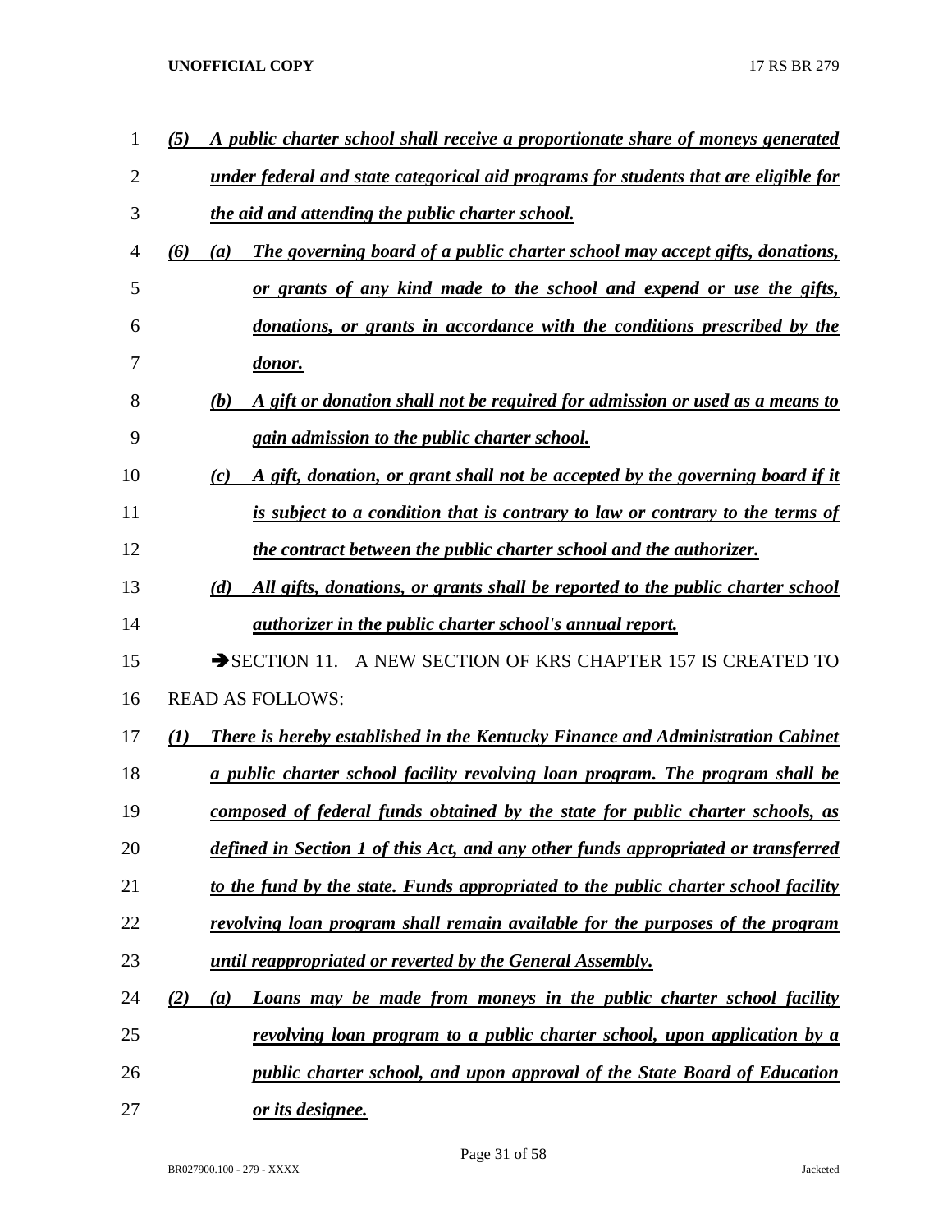*(5)* ***A public charter school shall receive a proportionate share of moneys generated under federal and state categorical aid programs for students that are eligible for the aid and attending the public charter school.***

*(6)* *(a)* ***The governing board of a public charter school may accept gifts, donations, or grants of any kind made to the school and expend or use the gifts, donations, or grants in accordance with the conditions prescribed by the donor.***

*(b)* ***A gift or donation shall not be required for admission or used as a means to gain admission to the public charter school.***

*(c)* ***A gift, donation, or grant shall not be accepted by the governing board if it is subject to a condition that is contrary to law or contrary to the terms of the contract between the public charter school and the authorizer.***

*(d)* ***All gifts, donations, or grants shall be reported to the public charter school authorizer in the public charter school's annual report.***

➔SECTION 11. A NEW SECTION OF KRS CHAPTER 157 IS CREATED TO READ AS FOLLOWS:

*(1)* ***There is hereby established in the Kentucky Finance and Administration Cabinet a public charter school facility revolving loan program. The program shall be composed of federal funds obtained by the state for public charter schools, as defined in Section 1 of this Act, and any other funds appropriated or transferred to the fund by the state. Funds appropriated to the public charter school facility revolving loan program shall remain available for the purposes of the program until reappropriated or reverted by the General Assembly.***

*(2)* *(a)* ***Loans may be made from moneys in the public charter school facility revolving loan program to a public charter school, upon application by a public charter school, and upon approval of the State Board of Education or its designee.***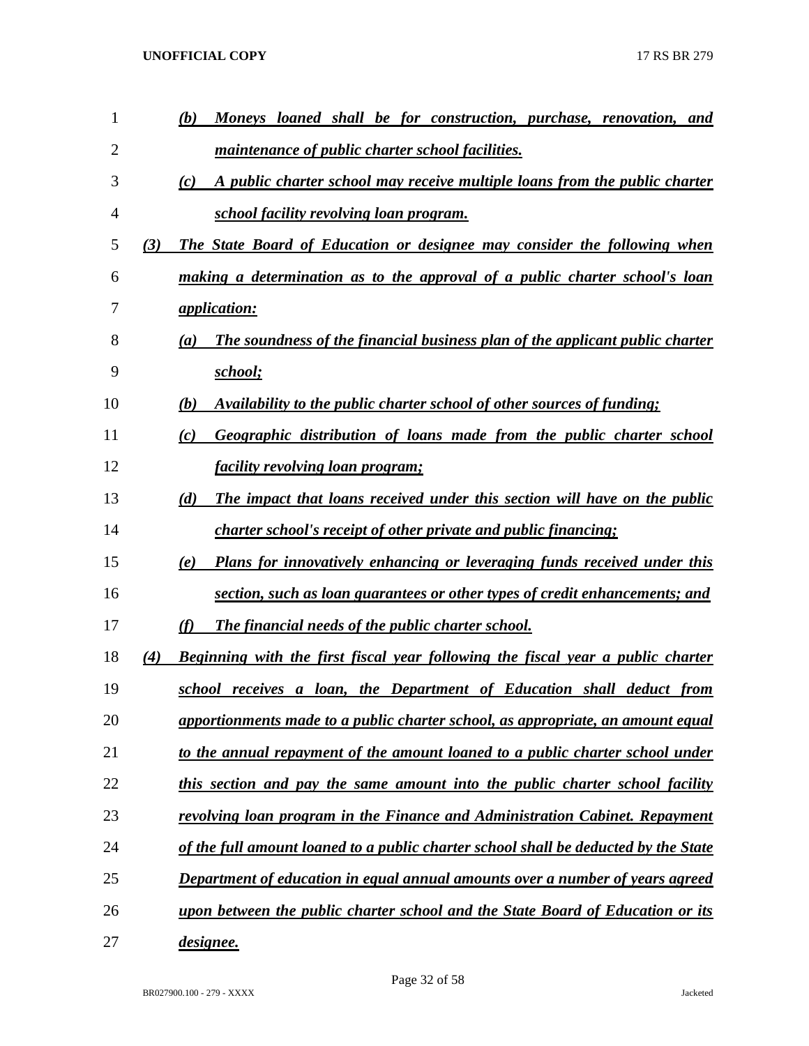*(b) Moneys loaned shall be for construction, purchase, renovation, and maintenance of public charter school facilities.*

*(c) A public charter school may receive multiple loans from the public charter school facility revolving loan program.*

*(3) The State Board of Education or designee may consider the following when making a determination as to the approval of a public charter school's loan application:*

*(a) The soundness of the financial business plan of the applicant public charter school;*

*(b) Availability to the public charter school of other sources of funding;*

*(c) Geographic distribution of loans made from the public charter school facility revolving loan program;*

*(d) The impact that loans received under this section will have on the public charter school's receipt of other private and public financing;*

*(e) Plans for innovatively enhancing or leveraging funds received under this section, such as loan guarantees or other types of credit enhancements; and*

*(f) The financial needs of the public charter school.*

*(4) Beginning with the first fiscal year following the fiscal year a public charter school receives a loan, the Department of Education shall deduct from apportionments made to a public charter school, as appropriate, an amount equal to the annual repayment of the amount loaned to a public charter school under this section and pay the same amount into the public charter school facility revolving loan program in the Finance and Administration Cabinet. Repayment of the full amount loaned to a public charter school shall be deducted by the State Department of education in equal annual amounts over a number of years agreed upon between the public charter school and the State Board of Education or its designee.*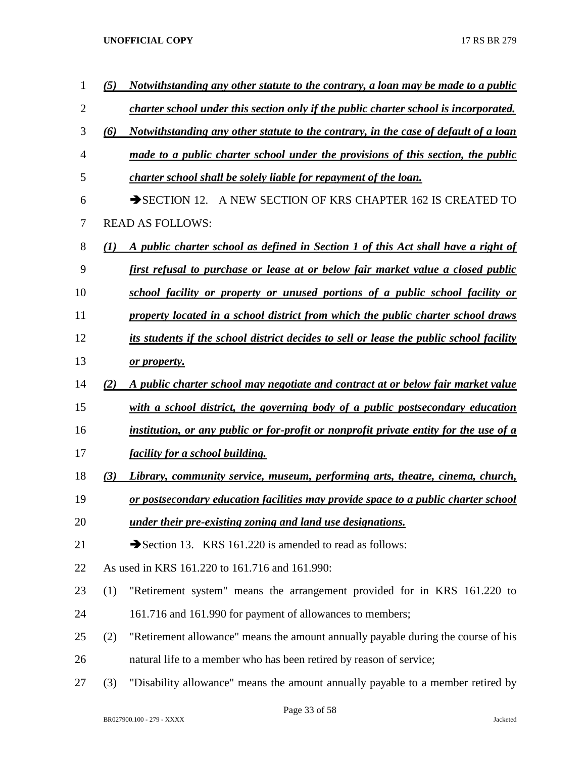*(5)* ***Notwithstanding any other statute to the contrary, a loan may be made to a public charter school under this section only if the public charter school is incorporated.***

*(6)* ***Notwithstanding any other statute to the contrary, in the case of default of a loan made to a public charter school under the provisions of this section, the public charter school shall be solely liable for repayment of the loan.***

➔SECTION 12. A NEW SECTION OF KRS CHAPTER 162 IS CREATED TO READ AS FOLLOWS:

*(1)* ***A public charter school as defined in Section 1 of this Act shall have a right of first refusal to purchase or lease at or below fair market value a closed public school facility or property or unused portions of a public school facility or property located in a school district from which the public charter school draws its students if the school district decides to sell or lease the public school facility or property.***

*(2)* ***A public charter school may negotiate and contract at or below fair market value with a school district, the governing body of a public postsecondary education institution, or any public or for-profit or nonprofit private entity for the use of a facility for a school building.***

*(3)* ***Library, community service, museum, performing arts, theatre, cinema, church, or postsecondary education facilities may provide space to a public charter school under their pre-existing zoning and land use designations.***

➔Section 13. KRS 161.220 is amended to read as follows:

As used in KRS 161.220 to 161.716 and 161.990:

(1) "Retirement system" means the arrangement provided for in KRS 161.220 to 161.716 and 161.990 for payment of allowances to members;

(2) "Retirement allowance" means the amount annually payable during the course of his natural life to a member who has been retired by reason of service;

(3) "Disability allowance" means the amount annually payable to a member retired by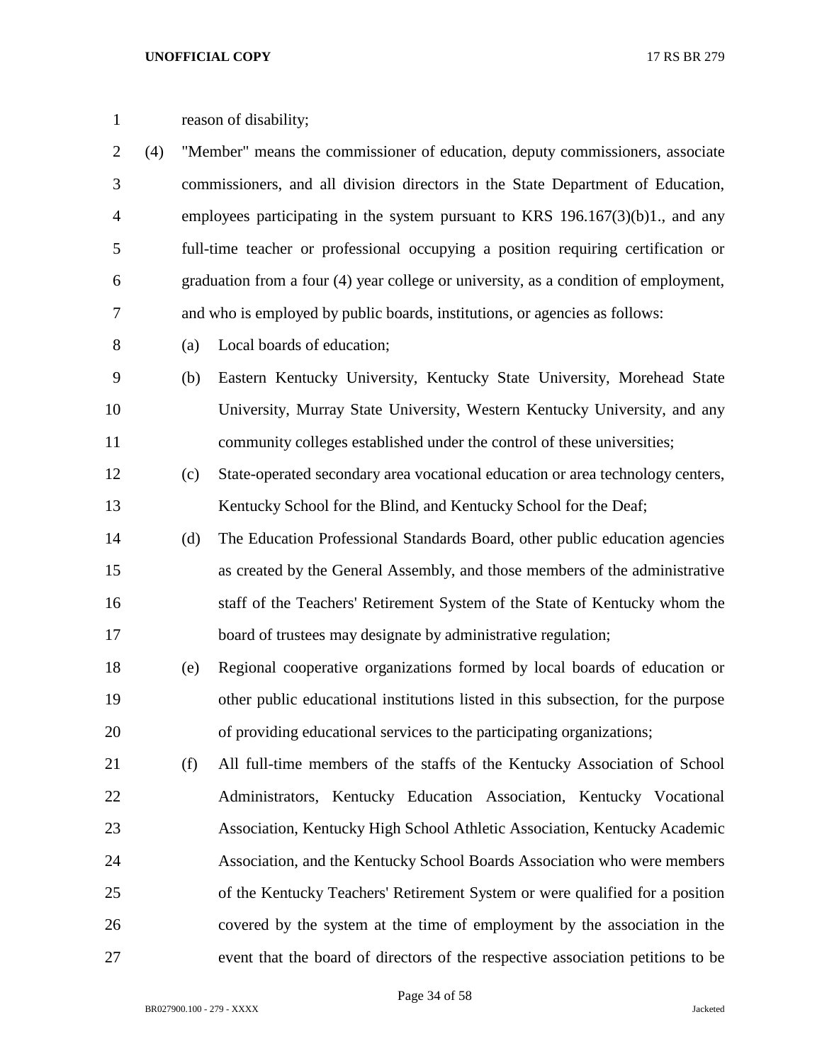reason of disability;

(4) "Member" means the commissioner of education, deputy commissioners, associate commissioners, and all division directors in the State Department of Education, employees participating in the system pursuant to KRS 196.167(3)(b)1., and any full-time teacher or professional occupying a position requiring certification or graduation from a four (4) year college or university, as a condition of employment, and who is employed by public boards, institutions, or agencies as follows:

(a) Local boards of education;

(b) Eastern Kentucky University, Kentucky State University, Morehead State University, Murray State University, Western Kentucky University, and any community colleges established under the control of these universities;

(c) State-operated secondary area vocational education or area technology centers, Kentucky School for the Blind, and Kentucky School for the Deaf;

(d) The Education Professional Standards Board, other public education agencies as created by the General Assembly, and those members of the administrative staff of the Teachers' Retirement System of the State of Kentucky whom the board of trustees may designate by administrative regulation;

(e) Regional cooperative organizations formed by local boards of education or other public educational institutions listed in this subsection, for the purpose of providing educational services to the participating organizations;

(f) All full-time members of the staffs of the Kentucky Association of School Administrators, Kentucky Education Association, Kentucky Vocational Association, Kentucky High School Athletic Association, Kentucky Academic Association, and the Kentucky School Boards Association who were members of the Kentucky Teachers' Retirement System or were qualified for a position covered by the system at the time of employment by the association in the event that the board of directors of the respective association petitions to be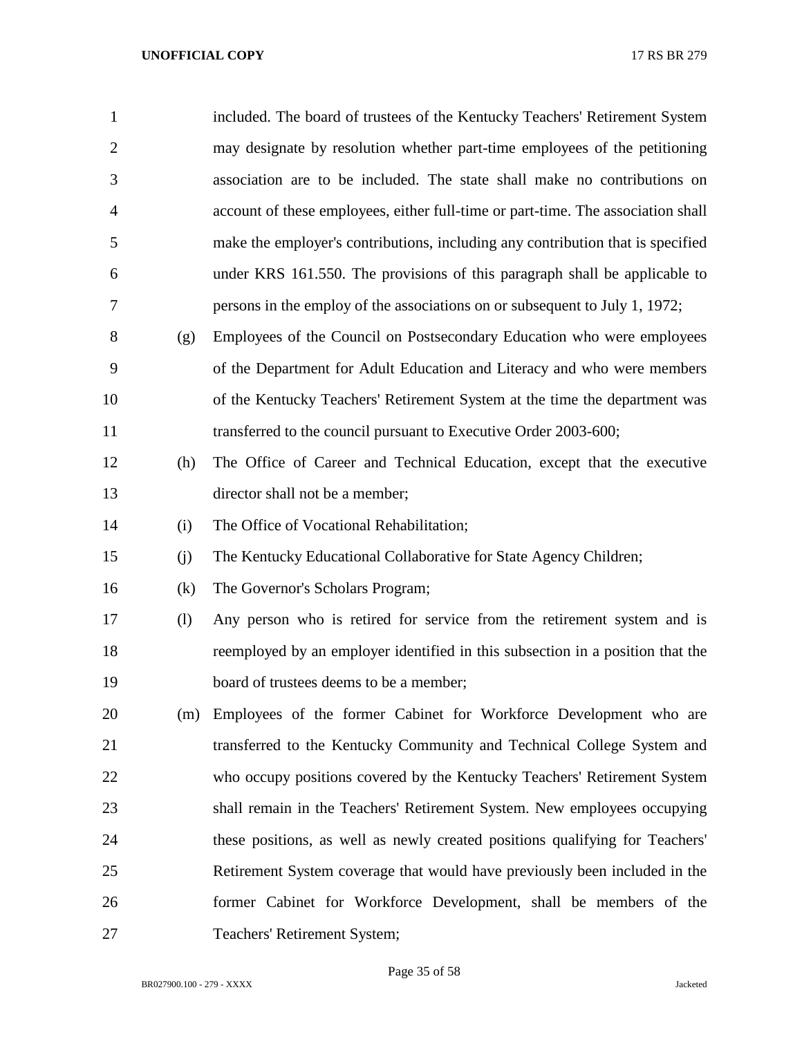included. The board of trustees of the Kentucky Teachers' Retirement System may designate by resolution whether part-time employees of the petitioning association are to be included. The state shall make no contributions on account of these employees, either full-time or part-time. The association shall make the employer's contributions, including any contribution that is specified under KRS 161.550. The provisions of this paragraph shall be applicable to persons in the employ of the associations on or subsequent to July 1, 1972;

(g) Employees of the Council on Postsecondary Education who were employees of the Department for Adult Education and Literacy and who were members of the Kentucky Teachers' Retirement System at the time the department was transferred to the council pursuant to Executive Order 2003-600;

(h) The Office of Career and Technical Education, except that the executive director shall not be a member;

(i) The Office of Vocational Rehabilitation;

(j) The Kentucky Educational Collaborative for State Agency Children;

(k) The Governor's Scholars Program;

(l) Any person who is retired for service from the retirement system and is reemployed by an employer identified in this subsection in a position that the board of trustees deems to be a member;

(m) Employees of the former Cabinet for Workforce Development who are transferred to the Kentucky Community and Technical College System and who occupy positions covered by the Kentucky Teachers' Retirement System shall remain in the Teachers' Retirement System. New employees occupying these positions, as well as newly created positions qualifying for Teachers' Retirement System coverage that would have previously been included in the former Cabinet for Workforce Development, shall be members of the Teachers' Retirement System;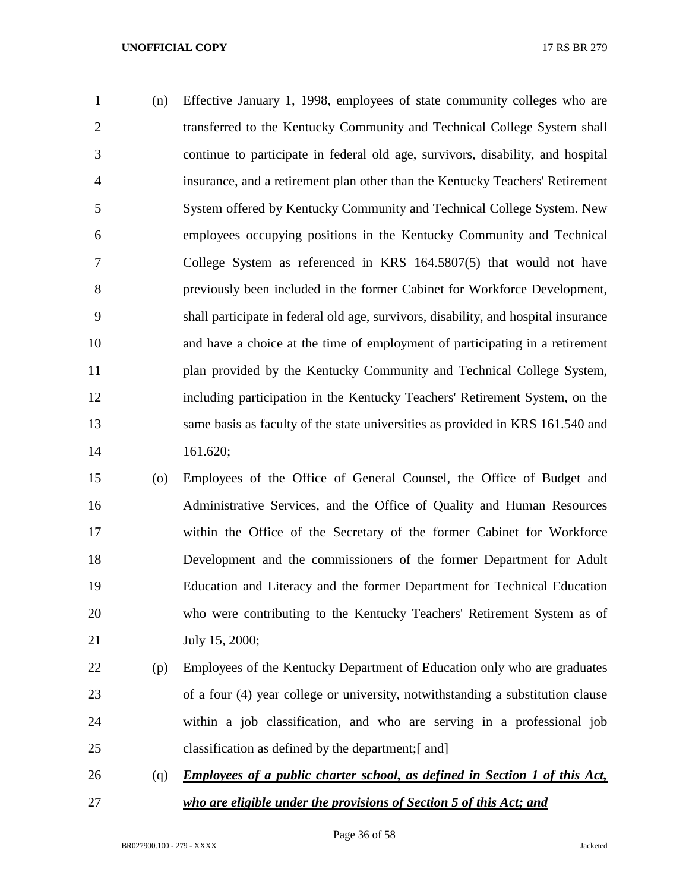(n) Effective January 1, 1998, employees of state community colleges who are transferred to the Kentucky Community and Technical College System shall continue to participate in federal old age, survivors, disability, and hospital insurance, and a retirement plan other than the Kentucky Teachers' Retirement System offered by Kentucky Community and Technical College System. New employees occupying positions in the Kentucky Community and Technical College System as referenced in KRS 164.5807(5) that would not have previously been included in the former Cabinet for Workforce Development, shall participate in federal old age, survivors, disability, and hospital insurance and have a choice at the time of employment of participating in a retirement plan provided by the Kentucky Community and Technical College System, including participation in the Kentucky Teachers' Retirement System, on the same basis as faculty of the state universities as provided in KRS 161.540 and 161.620;

(o) Employees of the Office of General Counsel, the Office of Budget and Administrative Services, and the Office of Quality and Human Resources within the Office of the Secretary of the former Cabinet for Workforce Development and the commissioners of the former Department for Adult Education and Literacy and the former Department for Technical Education who were contributing to the Kentucky Teachers' Retirement System as of July 15, 2000;

(p) Employees of the Kentucky Department of Education only who are graduates of a four (4) year college or university, notwithstanding a substitution clause within a job classification, and who are serving in a professional job classification as defined by the department;~~[ and]~~

(q) ***Employees of a public charter school, as defined in Section 1 of this Act, who are eligible under the provisions of Section 5 of this Act; and***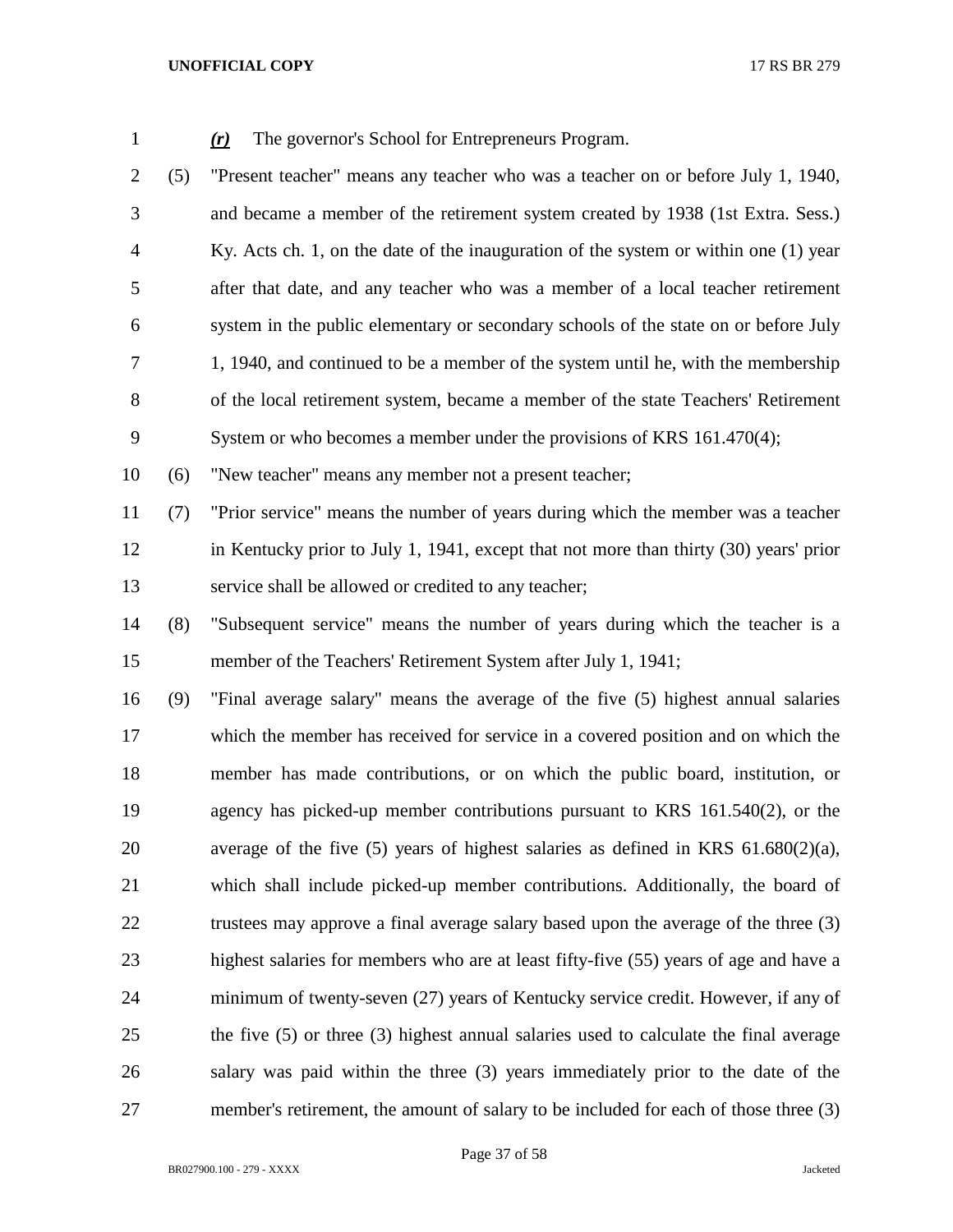*(r)* The governor's School for Entrepreneurs Program.

(5) "Present teacher" means any teacher who was a teacher on or before July 1, 1940, and became a member of the retirement system created by 1938 (1st Extra. Sess.) Ky. Acts ch. 1, on the date of the inauguration of the system or within one (1) year after that date, and any teacher who was a member of a local teacher retirement system in the public elementary or secondary schools of the state on or before July 1, 1940, and continued to be a member of the system until he, with the membership of the local retirement system, became a member of the state Teachers' Retirement System or who becomes a member under the provisions of KRS 161.470(4);

(6) "New teacher" means any member not a present teacher;

(7) "Prior service" means the number of years during which the member was a teacher in Kentucky prior to July 1, 1941, except that not more than thirty (30) years' prior service shall be allowed or credited to any teacher;

(8) "Subsequent service" means the number of years during which the teacher is a member of the Teachers' Retirement System after July 1, 1941;

(9) "Final average salary" means the average of the five (5) highest annual salaries which the member has received for service in a covered position and on which the member has made contributions, or on which the public board, institution, or agency has picked-up member contributions pursuant to KRS 161.540(2), or the average of the five (5) years of highest salaries as defined in KRS 61.680(2)(a), which shall include picked-up member contributions. Additionally, the board of trustees may approve a final average salary based upon the average of the three (3) highest salaries for members who are at least fifty-five (55) years of age and have a minimum of twenty-seven (27) years of Kentucky service credit. However, if any of the five (5) or three (3) highest annual salaries used to calculate the final average salary was paid within the three (3) years immediately prior to the date of the member's retirement, the amount of salary to be included for each of those three (3)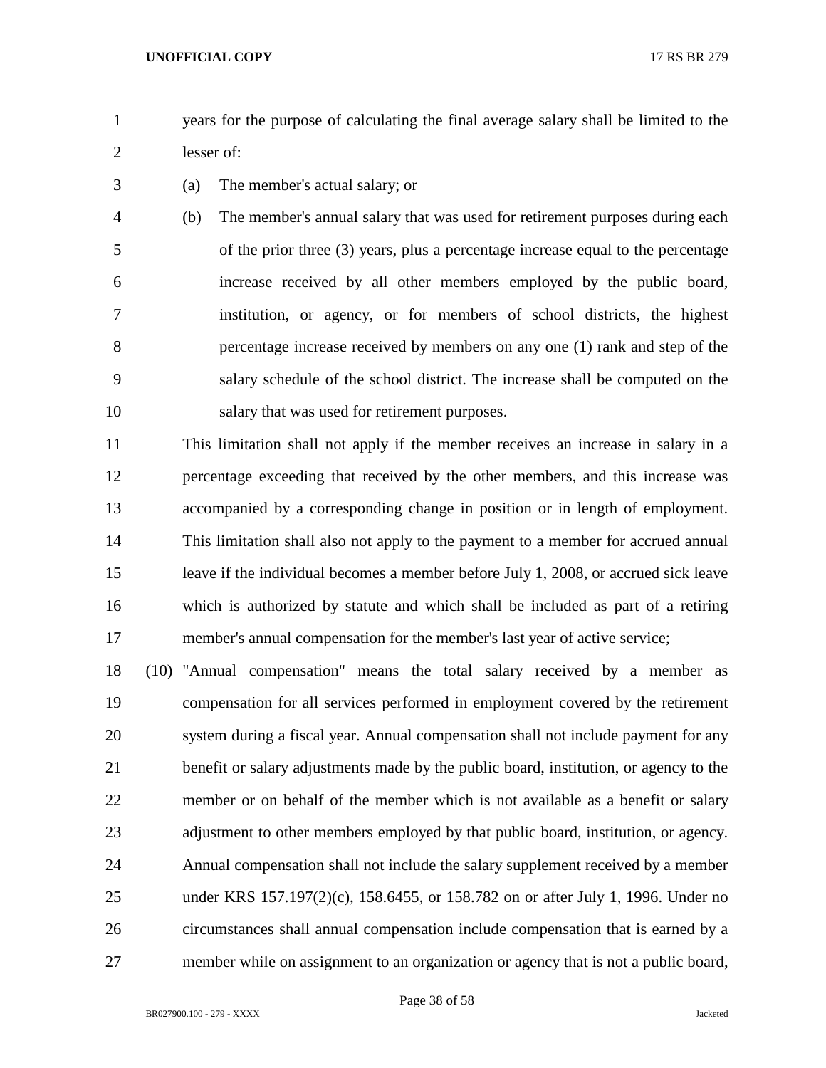years for the purpose of calculating the final average salary shall be limited to the lesser of:

(a) The member's actual salary; or

(b) The member's annual salary that was used for retirement purposes during each of the prior three (3) years, plus a percentage increase equal to the percentage increase received by all other members employed by the public board, institution, or agency, or for members of school districts, the highest percentage increase received by members on any one (1) rank and step of the salary schedule of the school district. The increase shall be computed on the salary that was used for retirement purposes.

This limitation shall not apply if the member receives an increase in salary in a percentage exceeding that received by the other members, and this increase was accompanied by a corresponding change in position or in length of employment. This limitation shall also not apply to the payment to a member for accrued annual leave if the individual becomes a member before July 1, 2008, or accrued sick leave which is authorized by statute and which shall be included as part of a retiring member's annual compensation for the member's last year of active service;

(10) "Annual compensation" means the total salary received by a member as compensation for all services performed in employment covered by the retirement system during a fiscal year. Annual compensation shall not include payment for any benefit or salary adjustments made by the public board, institution, or agency to the member or on behalf of the member which is not available as a benefit or salary adjustment to other members employed by that public board, institution, or agency. Annual compensation shall not include the salary supplement received by a member under KRS 157.197(2)(c), 158.6455, or 158.782 on or after July 1, 1996. Under no circumstances shall annual compensation include compensation that is earned by a member while on assignment to an organization or agency that is not a public board,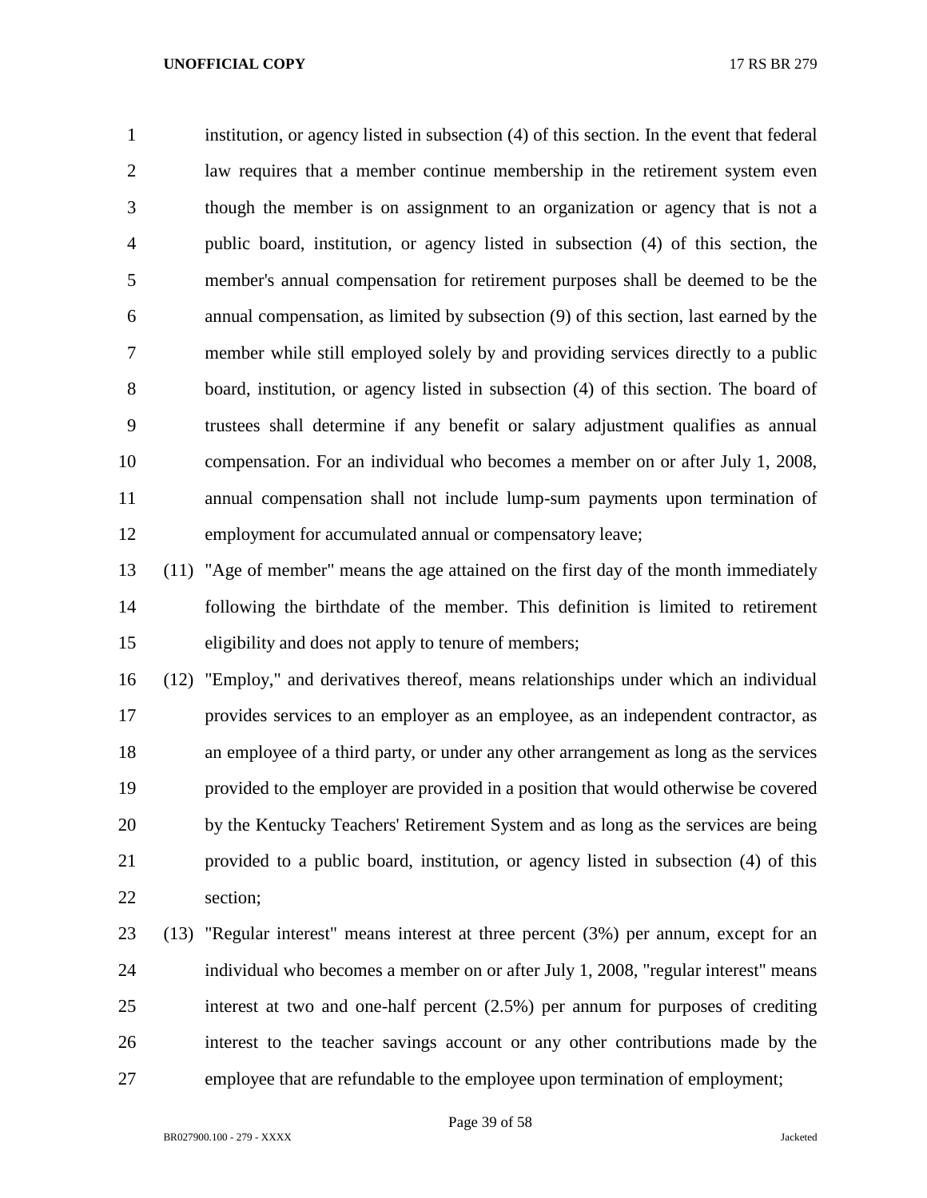institution, or agency listed in subsection (4) of this section. In the event that federal law requires that a member continue membership in the retirement system even though the member is on assignment to an organization or agency that is not a public board, institution, or agency listed in subsection (4) of this section, the member's annual compensation for retirement purposes shall be deemed to be the annual compensation, as limited by subsection (9) of this section, last earned by the member while still employed solely by and providing services directly to a public board, institution, or agency listed in subsection (4) of this section. The board of trustees shall determine if any benefit or salary adjustment qualifies as annual compensation. For an individual who becomes a member on or after July 1, 2008, annual compensation shall not include lump-sum payments upon termination of employment for accumulated annual or compensatory leave;

(11) "Age of member" means the age attained on the first day of the month immediately following the birthdate of the member. This definition is limited to retirement eligibility and does not apply to tenure of members;

(12) "Employ," and derivatives thereof, means relationships under which an individual provides services to an employer as an employee, as an independent contractor, as an employee of a third party, or under any other arrangement as long as the services provided to the employer are provided in a position that would otherwise be covered by the Kentucky Teachers' Retirement System and as long as the services are being provided to a public board, institution, or agency listed in subsection (4) of this section;

(13) "Regular interest" means interest at three percent (3%) per annum, except for an individual who becomes a member on or after July 1, 2008, "regular interest" means interest at two and one-half percent (2.5%) per annum for purposes of crediting interest to the teacher savings account or any other contributions made by the employee that are refundable to the employee upon termination of employment;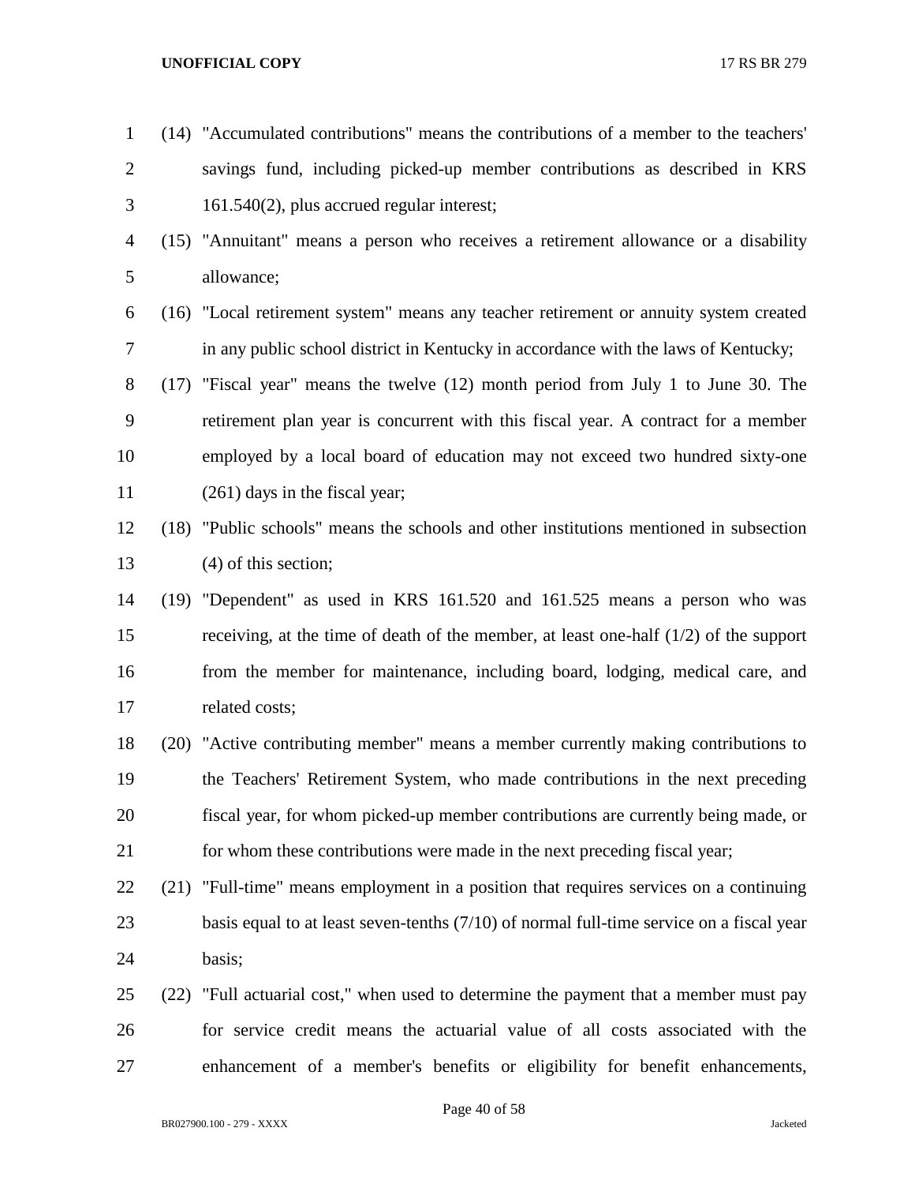(14) "Accumulated contributions" means the contributions of a member to the teachers' savings fund, including picked-up member contributions as described in KRS 161.540(2), plus accrued regular interest;

(15) "Annuitant" means a person who receives a retirement allowance or a disability allowance;

(16) "Local retirement system" means any teacher retirement or annuity system created in any public school district in Kentucky in accordance with the laws of Kentucky;

(17) "Fiscal year" means the twelve (12) month period from July 1 to June 30. The retirement plan year is concurrent with this fiscal year. A contract for a member employed by a local board of education may not exceed two hundred sixty-one (261) days in the fiscal year;

(18) "Public schools" means the schools and other institutions mentioned in subsection (4) of this section;

(19) "Dependent" as used in KRS 161.520 and 161.525 means a person who was receiving, at the time of death of the member, at least one-half (1/2) of the support from the member for maintenance, including board, lodging, medical care, and related costs;

(20) "Active contributing member" means a member currently making contributions to the Teachers' Retirement System, who made contributions in the next preceding fiscal year, for whom picked-up member contributions are currently being made, or for whom these contributions were made in the next preceding fiscal year;

(21) "Full-time" means employment in a position that requires services on a continuing basis equal to at least seven-tenths (7/10) of normal full-time service on a fiscal year basis;

(22) "Full actuarial cost," when used to determine the payment that a member must pay for service credit means the actuarial value of all costs associated with the enhancement of a member's benefits or eligibility for benefit enhancements,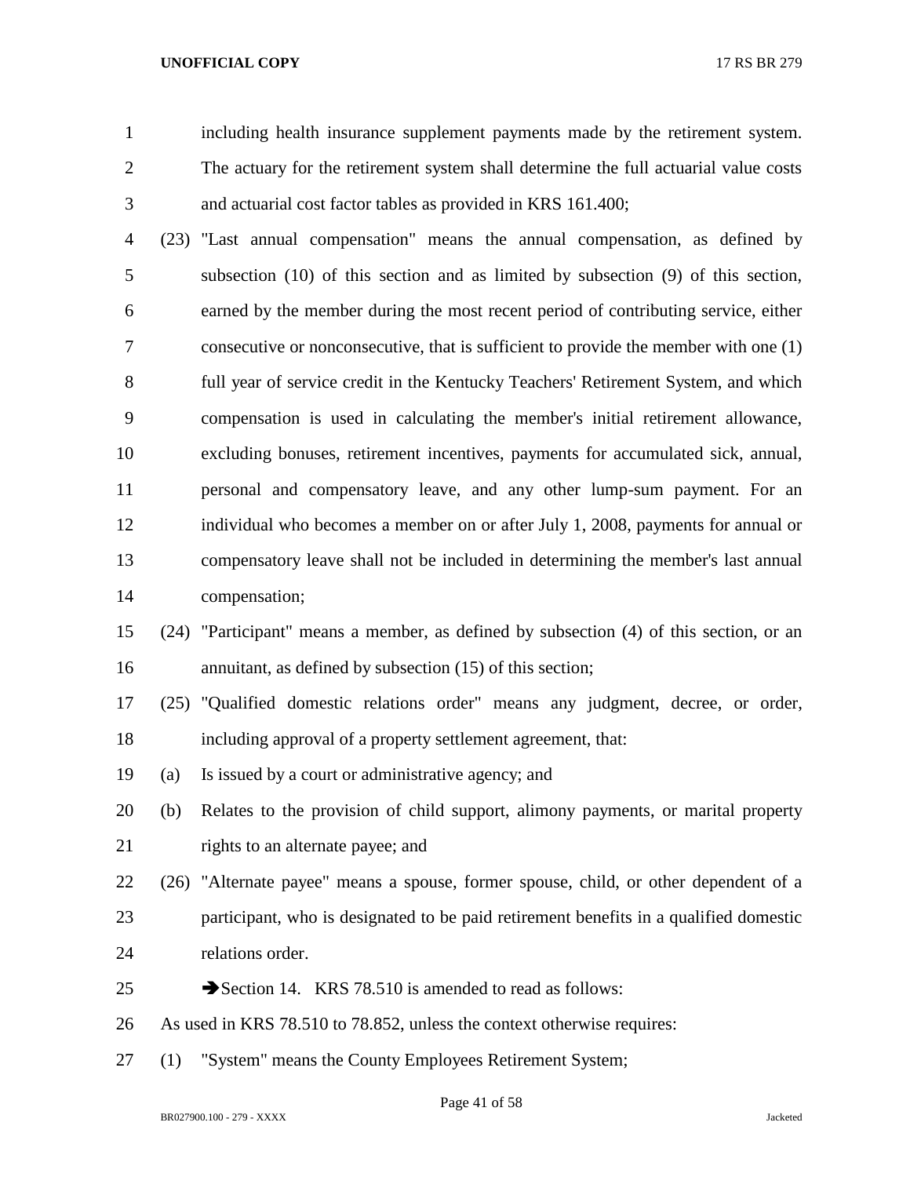including health insurance supplement payments made by the retirement system. The actuary for the retirement system shall determine the full actuarial value costs and actuarial cost factor tables as provided in KRS 161.400;

(23) "Last annual compensation" means the annual compensation, as defined by subsection (10) of this section and as limited by subsection (9) of this section, earned by the member during the most recent period of contributing service, either consecutive or nonconsecutive, that is sufficient to provide the member with one (1) full year of service credit in the Kentucky Teachers' Retirement System, and which compensation is used in calculating the member's initial retirement allowance, excluding bonuses, retirement incentives, payments for accumulated sick, annual, personal and compensatory leave, and any other lump-sum payment. For an individual who becomes a member on or after July 1, 2008, payments for annual or compensatory leave shall not be included in determining the member's last annual compensation;

(24) "Participant" means a member, as defined by subsection (4) of this section, or an annuitant, as defined by subsection (15) of this section;

(25) "Qualified domestic relations order" means any judgment, decree, or order, including approval of a property settlement agreement, that:

(a) Is issued by a court or administrative agency; and

(b) Relates to the provision of child support, alimony payments, or marital property rights to an alternate payee; and

(26) "Alternate payee" means a spouse, former spouse, child, or other dependent of a participant, who is designated to be paid retirement benefits in a qualified domestic relations order.

➔Section 14. KRS 78.510 is amended to read as follows:

As used in KRS 78.510 to 78.852, unless the context otherwise requires:

(1) "System" means the County Employees Retirement System;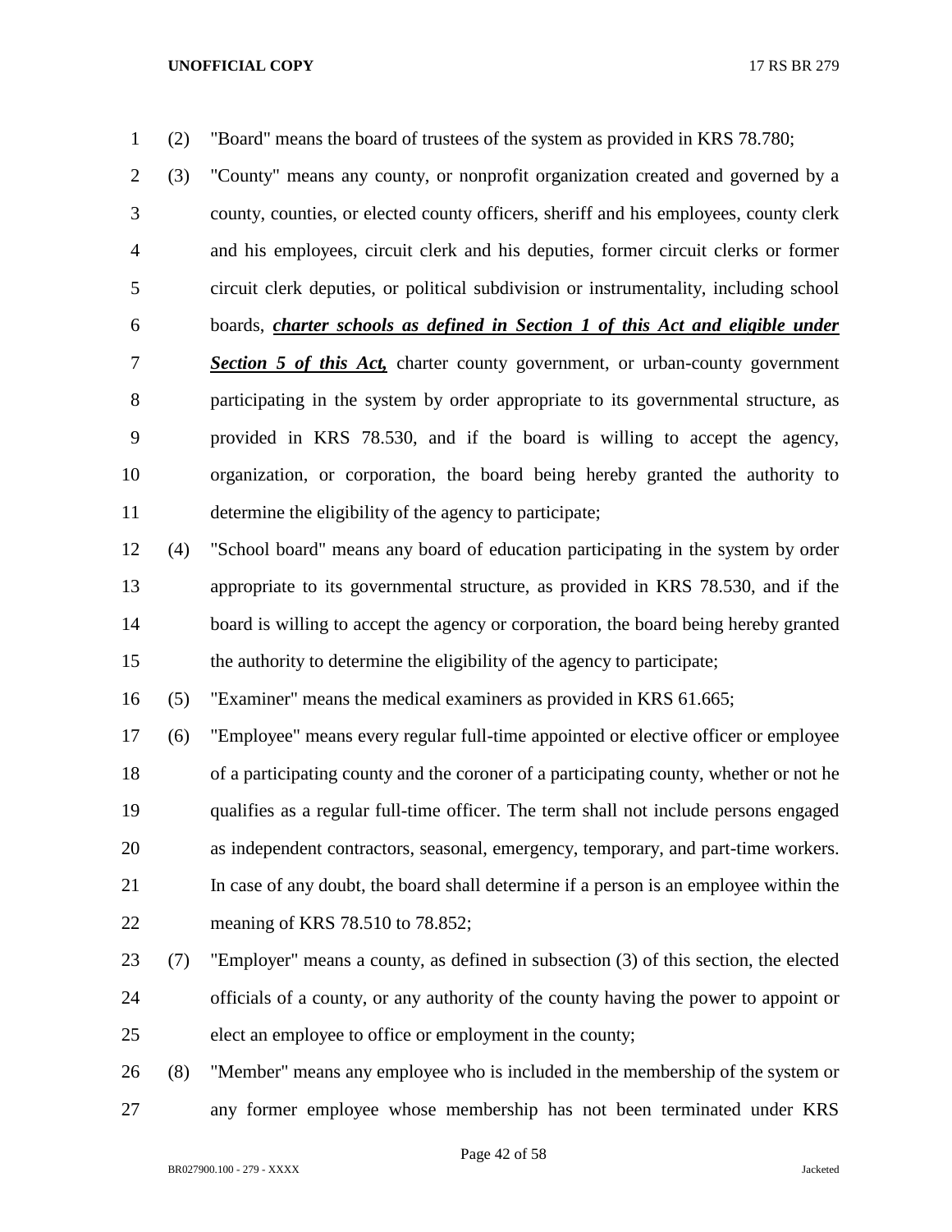(2) "Board" means the board of trustees of the system as provided in KRS 78.780;

(3) "County" means any county, or nonprofit organization created and governed by a county, counties, or elected county officers, sheriff and his employees, county clerk and his employees, circuit clerk and his deputies, former circuit clerks or former circuit clerk deputies, or political subdivision or instrumentality, including school boards, ***charter schools as defined in Section 1 of this Act and eligible under Section 5 of this Act,*** charter county government, or urban-county government participating in the system by order appropriate to its governmental structure, as provided in KRS 78.530, and if the board is willing to accept the agency, organization, or corporation, the board being hereby granted the authority to determine the eligibility of the agency to participate;

(4) "School board" means any board of education participating in the system by order appropriate to its governmental structure, as provided in KRS 78.530, and if the board is willing to accept the agency or corporation, the board being hereby granted the authority to determine the eligibility of the agency to participate;

(5) "Examiner" means the medical examiners as provided in KRS 61.665;

(6) "Employee" means every regular full-time appointed or elective officer or employee of a participating county and the coroner of a participating county, whether or not he qualifies as a regular full-time officer. The term shall not include persons engaged as independent contractors, seasonal, emergency, temporary, and part-time workers. In case of any doubt, the board shall determine if a person is an employee within the meaning of KRS 78.510 to 78.852;

(7) "Employer" means a county, as defined in subsection (3) of this section, the elected officials of a county, or any authority of the county having the power to appoint or elect an employee to office or employment in the county;

(8) "Member" means any employee who is included in the membership of the system or any former employee whose membership has not been terminated under KRS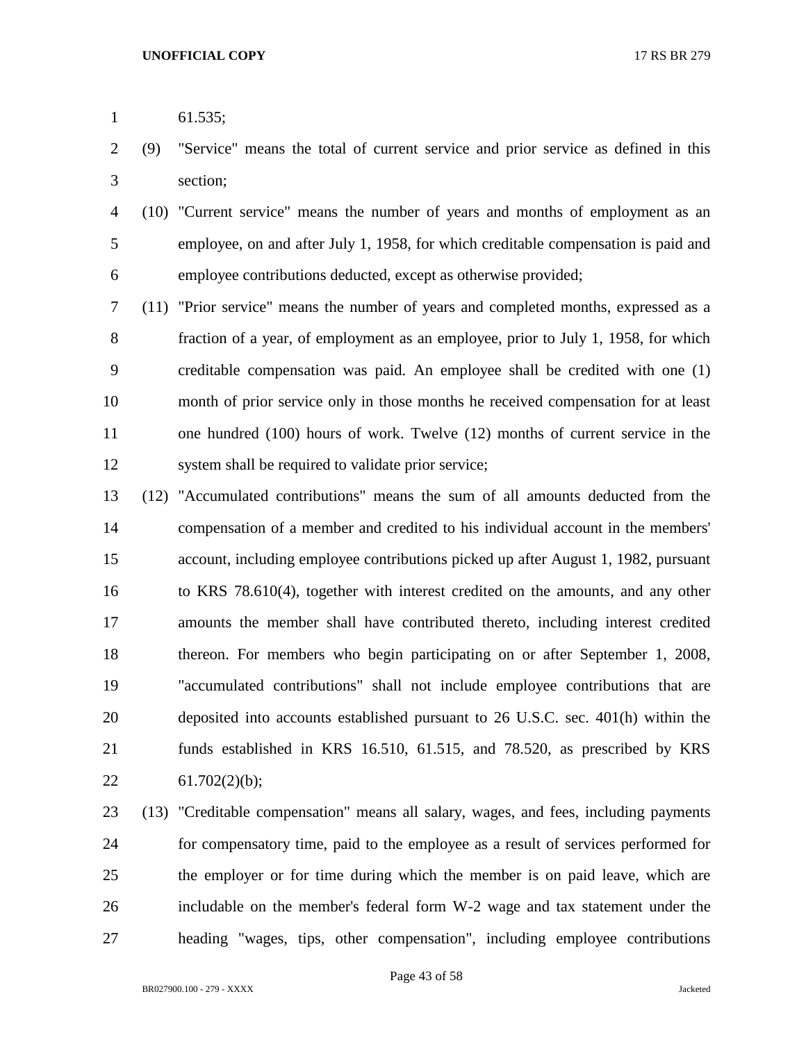61.535;

(9) "Service" means the total of current service and prior service as defined in this section;

(10) "Current service" means the number of years and months of employment as an employee, on and after July 1, 1958, for which creditable compensation is paid and employee contributions deducted, except as otherwise provided;

(11) "Prior service" means the number of years and completed months, expressed as a fraction of a year, of employment as an employee, prior to July 1, 1958, for which creditable compensation was paid. An employee shall be credited with one (1) month of prior service only in those months he received compensation for at least one hundred (100) hours of work. Twelve (12) months of current service in the system shall be required to validate prior service;

(12) "Accumulated contributions" means the sum of all amounts deducted from the compensation of a member and credited to his individual account in the members' account, including employee contributions picked up after August 1, 1982, pursuant to KRS 78.610(4), together with interest credited on the amounts, and any other amounts the member shall have contributed thereto, including interest credited thereon. For members who begin participating on or after September 1, 2008, "accumulated contributions" shall not include employee contributions that are deposited into accounts established pursuant to 26 U.S.C. sec. 401(h) within the funds established in KRS 16.510, 61.515, and 78.520, as prescribed by KRS 61.702(2)(b);

(13) "Creditable compensation" means all salary, wages, and fees, including payments for compensatory time, paid to the employee as a result of services performed for the employer or for time during which the member is on paid leave, which are includable on the member's federal form W-2 wage and tax statement under the heading "wages, tips, other compensation", including employee contributions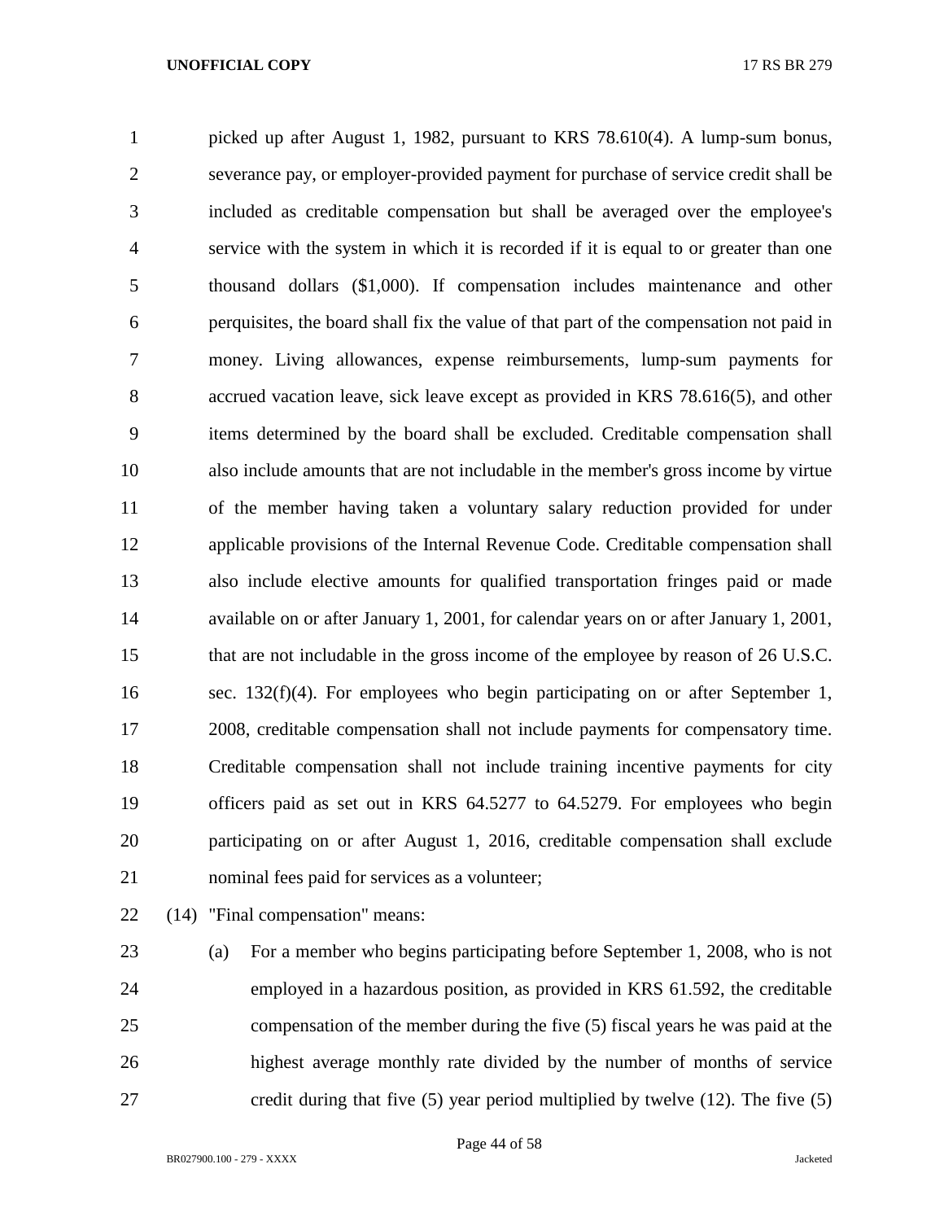picked up after August 1, 1982, pursuant to KRS 78.610(4). A lump-sum bonus, severance pay, or employer-provided payment for purchase of service credit shall be included as creditable compensation but shall be averaged over the employee's service with the system in which it is recorded if it is equal to or greater than one thousand dollars ($1,000). If compensation includes maintenance and other perquisites, the board shall fix the value of that part of the compensation not paid in money. Living allowances, expense reimbursements, lump-sum payments for accrued vacation leave, sick leave except as provided in KRS 78.616(5), and other items determined by the board shall be excluded. Creditable compensation shall also include amounts that are not includable in the member's gross income by virtue of the member having taken a voluntary salary reduction provided for under applicable provisions of the Internal Revenue Code. Creditable compensation shall also include elective amounts for qualified transportation fringes paid or made available on or after January 1, 2001, for calendar years on or after January 1, 2001, that are not includable in the gross income of the employee by reason of 26 U.S.C. sec. 132(f)(4). For employees who begin participating on or after September 1, 2008, creditable compensation shall not include payments for compensatory time. Creditable compensation shall not include training incentive payments for city officers paid as set out in KRS 64.5277 to 64.5279. For employees who begin participating on or after August 1, 2016, creditable compensation shall exclude nominal fees paid for services as a volunteer;

(14) "Final compensation" means:

(a) For a member who begins participating before September 1, 2008, who is not employed in a hazardous position, as provided in KRS 61.592, the creditable compensation of the member during the five (5) fiscal years he was paid at the highest average monthly rate divided by the number of months of service credit during that five (5) year period multiplied by twelve (12). The five (5)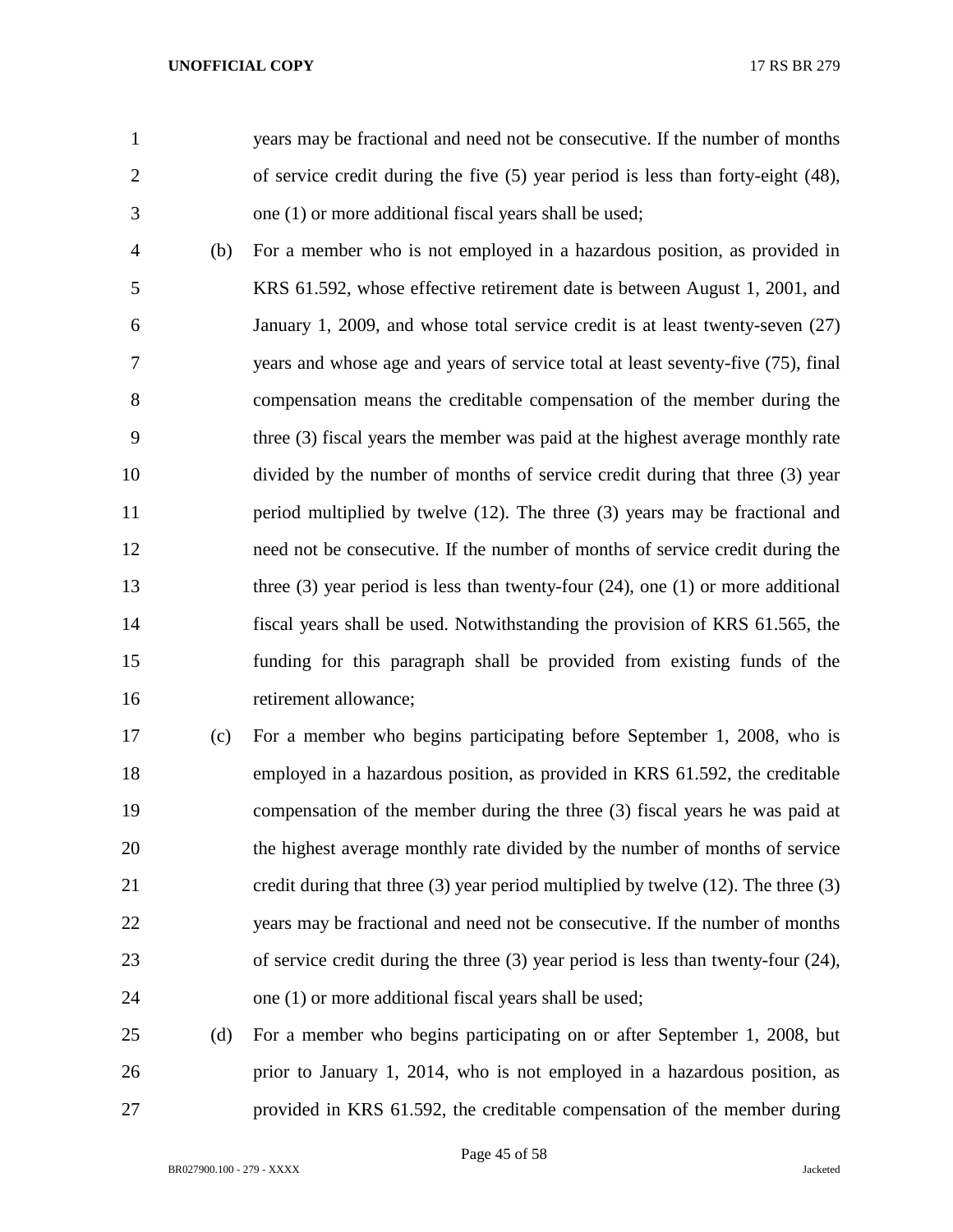years may be fractional and need not be consecutive. If the number of months of service credit during the five (5) year period is less than forty-eight (48), one (1) or more additional fiscal years shall be used;

(b) For a member who is not employed in a hazardous position, as provided in KRS 61.592, whose effective retirement date is between August 1, 2001, and January 1, 2009, and whose total service credit is at least twenty-seven (27) years and whose age and years of service total at least seventy-five (75), final compensation means the creditable compensation of the member during the three (3) fiscal years the member was paid at the highest average monthly rate divided by the number of months of service credit during that three (3) year period multiplied by twelve (12). The three (3) years may be fractional and need not be consecutive. If the number of months of service credit during the three (3) year period is less than twenty-four (24), one (1) or more additional fiscal years shall be used. Notwithstanding the provision of KRS 61.565, the funding for this paragraph shall be provided from existing funds of the retirement allowance;

(c) For a member who begins participating before September 1, 2008, who is employed in a hazardous position, as provided in KRS 61.592, the creditable compensation of the member during the three (3) fiscal years he was paid at the highest average monthly rate divided by the number of months of service credit during that three (3) year period multiplied by twelve (12). The three (3) years may be fractional and need not be consecutive. If the number of months of service credit during the three (3) year period is less than twenty-four (24), one (1) or more additional fiscal years shall be used;

(d) For a member who begins participating on or after September 1, 2008, but prior to January 1, 2014, who is not employed in a hazardous position, as provided in KRS 61.592, the creditable compensation of the member during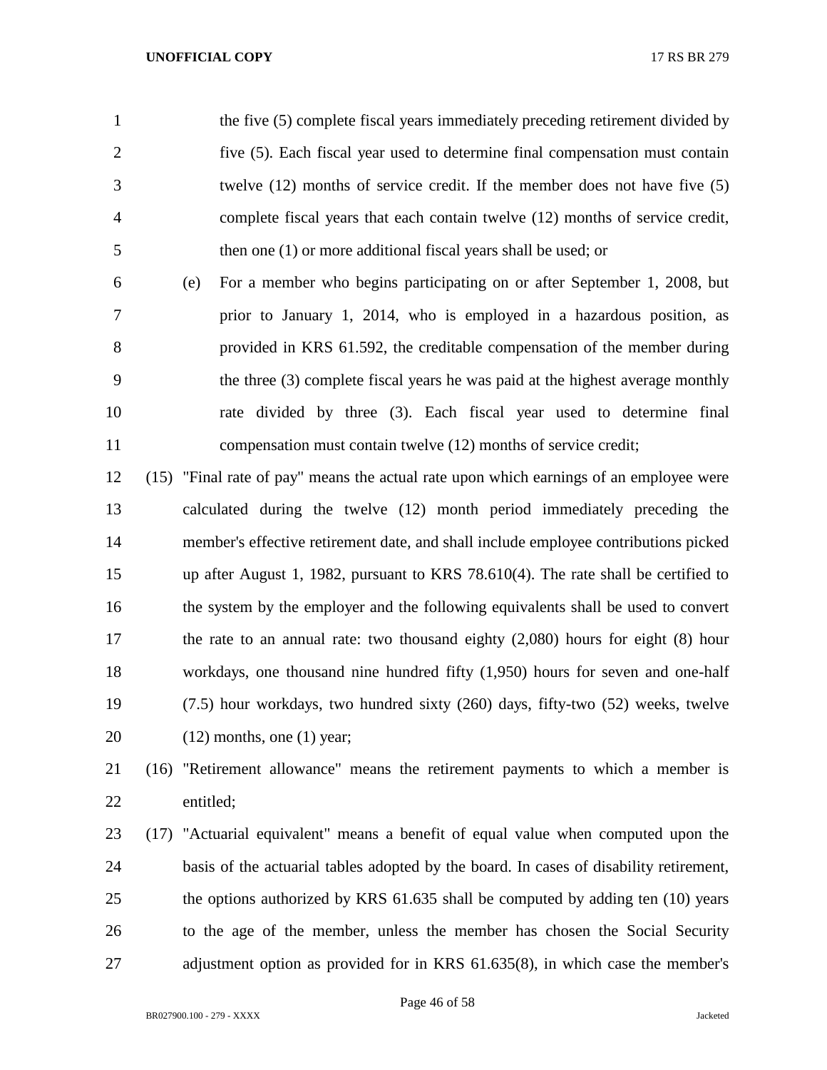the five (5) complete fiscal years immediately preceding retirement divided by five (5). Each fiscal year used to determine final compensation must contain twelve (12) months of service credit. If the member does not have five (5) complete fiscal years that each contain twelve (12) months of service credit, then one (1) or more additional fiscal years shall be used; or

(e) For a member who begins participating on or after September 1, 2008, but prior to January 1, 2014, who is employed in a hazardous position, as provided in KRS 61.592, the creditable compensation of the member during the three (3) complete fiscal years he was paid at the highest average monthly rate divided by three (3). Each fiscal year used to determine final compensation must contain twelve (12) months of service credit;

(15) "Final rate of pay" means the actual rate upon which earnings of an employee were calculated during the twelve (12) month period immediately preceding the member's effective retirement date, and shall include employee contributions picked up after August 1, 1982, pursuant to KRS 78.610(4). The rate shall be certified to the system by the employer and the following equivalents shall be used to convert the rate to an annual rate: two thousand eighty (2,080) hours for eight (8) hour workdays, one thousand nine hundred fifty (1,950) hours for seven and one-half (7.5) hour workdays, two hundred sixty (260) days, fifty-two (52) weeks, twelve (12) months, one (1) year;

(16) "Retirement allowance" means the retirement payments to which a member is entitled;

(17) "Actuarial equivalent" means a benefit of equal value when computed upon the basis of the actuarial tables adopted by the board. In cases of disability retirement, the options authorized by KRS 61.635 shall be computed by adding ten (10) years to the age of the member, unless the member has chosen the Social Security adjustment option as provided for in KRS 61.635(8), in which case the member's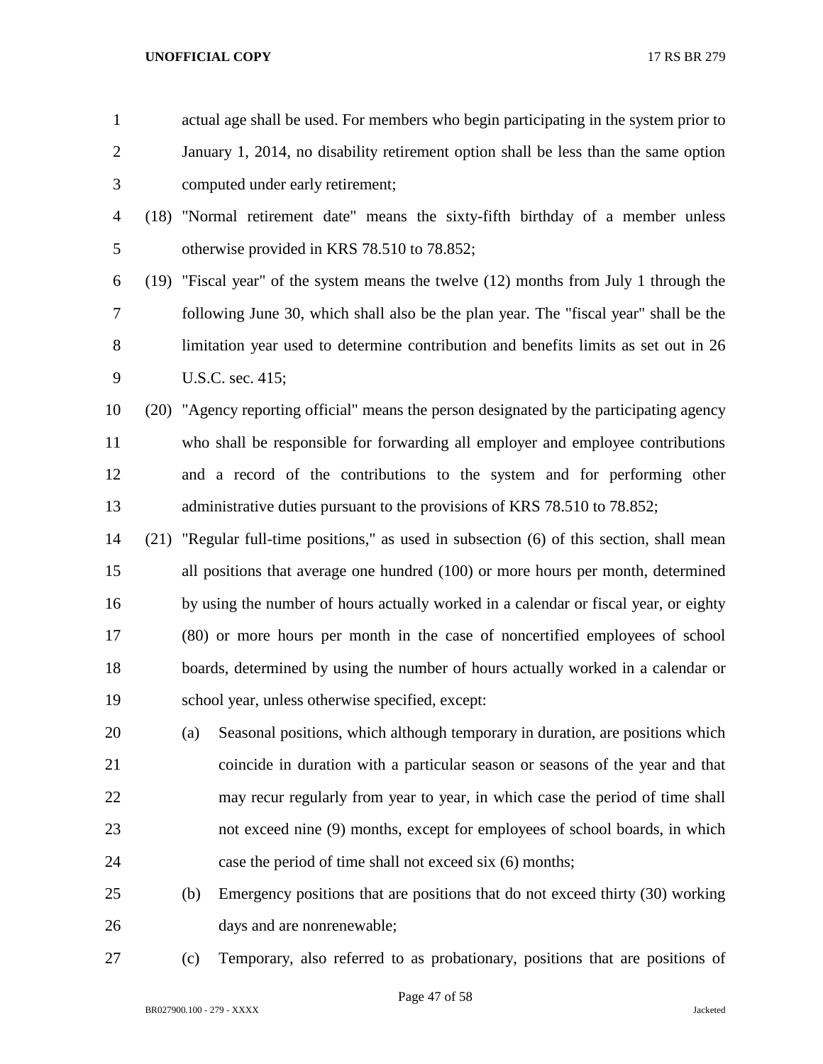actual age shall be used. For members who begin participating in the system prior to January 1, 2014, no disability retirement option shall be less than the same option computed under early retirement;

(18) "Normal retirement date" means the sixty-fifth birthday of a member unless otherwise provided in KRS 78.510 to 78.852;

(19) "Fiscal year" of the system means the twelve (12) months from July 1 through the following June 30, which shall also be the plan year. The "fiscal year" shall be the limitation year used to determine contribution and benefits limits as set out in 26 U.S.C. sec. 415;

(20) "Agency reporting official" means the person designated by the participating agency who shall be responsible for forwarding all employer and employee contributions and a record of the contributions to the system and for performing other administrative duties pursuant to the provisions of KRS 78.510 to 78.852;

(21) "Regular full-time positions," as used in subsection (6) of this section, shall mean all positions that average one hundred (100) or more hours per month, determined by using the number of hours actually worked in a calendar or fiscal year, or eighty (80) or more hours per month in the case of noncertified employees of school boards, determined by using the number of hours actually worked in a calendar or school year, unless otherwise specified, except:

(a) Seasonal positions, which although temporary in duration, are positions which coincide in duration with a particular season or seasons of the year and that may recur regularly from year to year, in which case the period of time shall not exceed nine (9) months, except for employees of school boards, in which case the period of time shall not exceed six (6) months;

(b) Emergency positions that are positions that do not exceed thirty (30) working days and are nonrenewable;

(c) Temporary, also referred to as probationary, positions that are positions of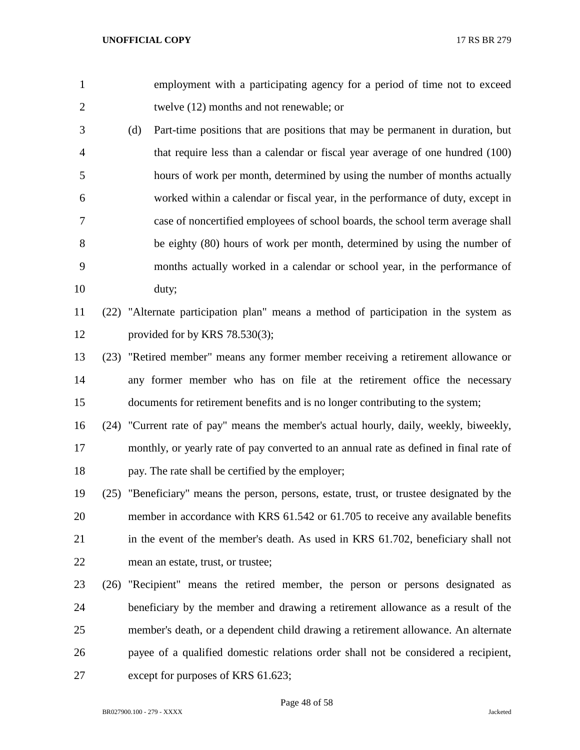employment with a participating agency for a period of time not to exceed twelve (12) months and not renewable; or

(d) Part-time positions that are positions that may be permanent in duration, but that require less than a calendar or fiscal year average of one hundred (100) hours of work per month, determined by using the number of months actually worked within a calendar or fiscal year, in the performance of duty, except in case of noncertified employees of school boards, the school term average shall be eighty (80) hours of work per month, determined by using the number of months actually worked in a calendar or school year, in the performance of duty;

(22) "Alternate participation plan" means a method of participation in the system as provided for by KRS 78.530(3);

(23) "Retired member" means any former member receiving a retirement allowance or any former member who has on file at the retirement office the necessary documents for retirement benefits and is no longer contributing to the system;

(24) "Current rate of pay" means the member's actual hourly, daily, weekly, biweekly, monthly, or yearly rate of pay converted to an annual rate as defined in final rate of pay. The rate shall be certified by the employer;

(25) "Beneficiary" means the person, persons, estate, trust, or trustee designated by the member in accordance with KRS 61.542 or 61.705 to receive any available benefits in the event of the member's death. As used in KRS 61.702, beneficiary shall not mean an estate, trust, or trustee;

(26) "Recipient" means the retired member, the person or persons designated as beneficiary by the member and drawing a retirement allowance as a result of the member's death, or a dependent child drawing a retirement allowance. An alternate payee of a qualified domestic relations order shall not be considered a recipient, except for purposes of KRS 61.623;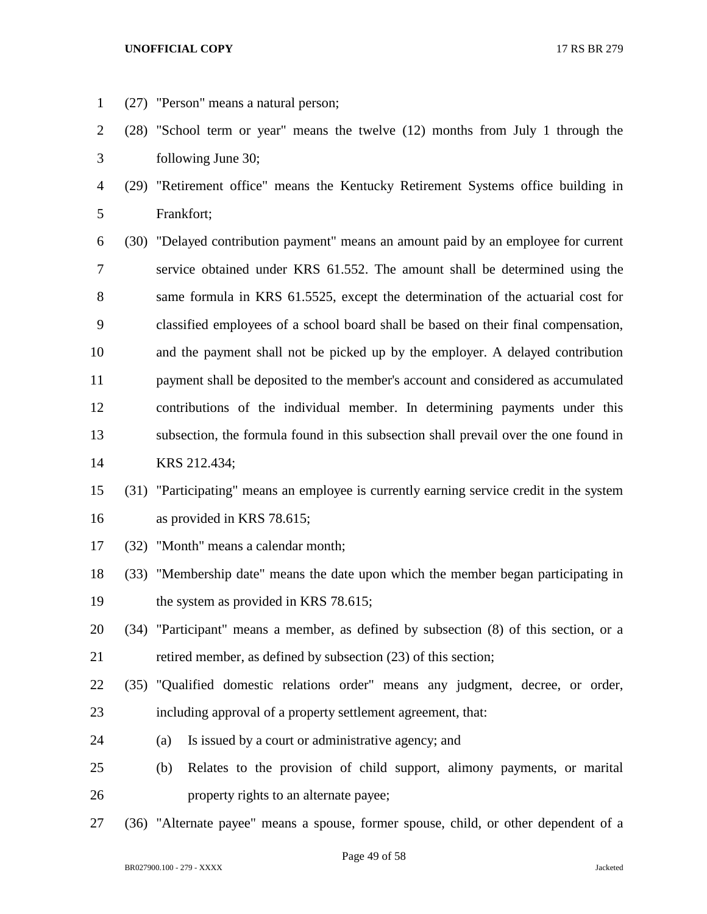(27) "Person" means a natural person;

(28) "School term or year" means the twelve (12) months from July 1 through the following June 30;

(29) "Retirement office" means the Kentucky Retirement Systems office building in Frankfort;

(30) "Delayed contribution payment" means an amount paid by an employee for current service obtained under KRS 61.552. The amount shall be determined using the same formula in KRS 61.5525, except the determination of the actuarial cost for classified employees of a school board shall be based on their final compensation, and the payment shall not be picked up by the employer. A delayed contribution payment shall be deposited to the member's account and considered as accumulated contributions of the individual member. In determining payments under this subsection, the formula found in this subsection shall prevail over the one found in KRS 212.434;

(31) "Participating" means an employee is currently earning service credit in the system as provided in KRS 78.615;

(32) "Month" means a calendar month;

(33) "Membership date" means the date upon which the member began participating in the system as provided in KRS 78.615;

(34) "Participant" means a member, as defined by subsection (8) of this section, or a retired member, as defined by subsection (23) of this section;

(35) "Qualified domestic relations order" means any judgment, decree, or order, including approval of a property settlement agreement, that:

(a) Is issued by a court or administrative agency; and

(b) Relates to the provision of child support, alimony payments, or marital property rights to an alternate payee;

(36) "Alternate payee" means a spouse, former spouse, child, or other dependent of a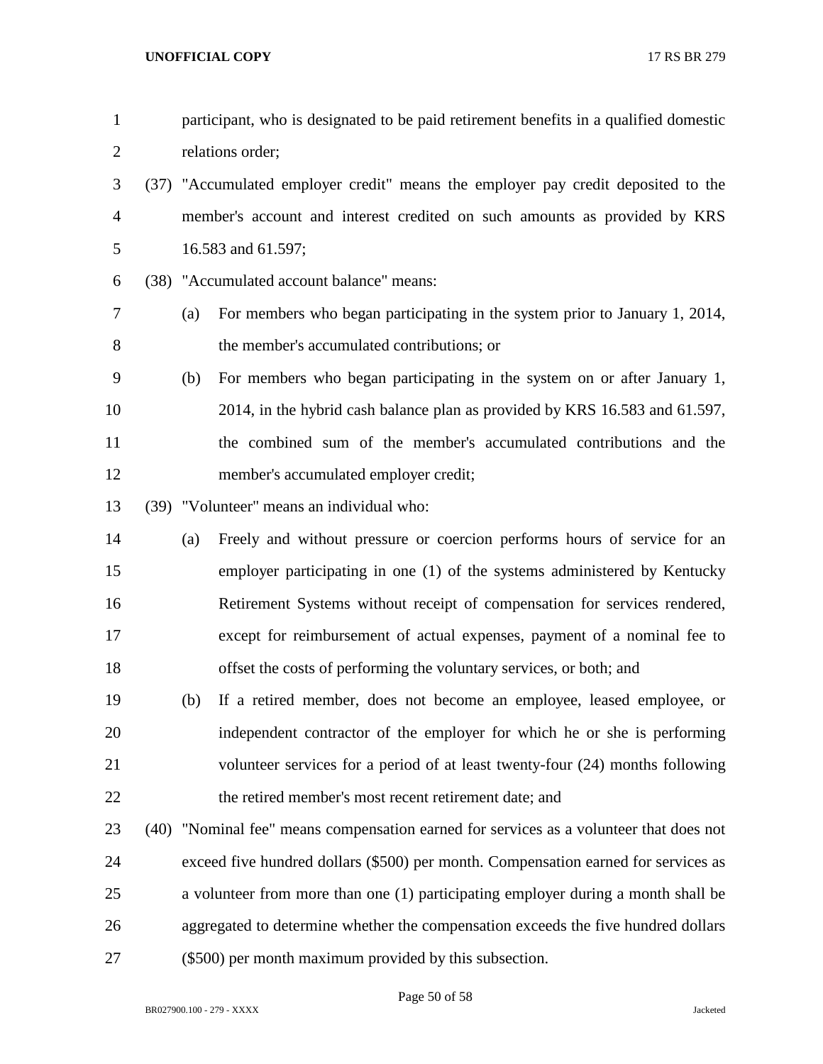participant, who is designated to be paid retirement benefits in a qualified domestic relations order;

(37) "Accumulated employer credit" means the employer pay credit deposited to the member's account and interest credited on such amounts as provided by KRS 16.583 and 61.597;

(38) "Accumulated account balance" means:

(a) For members who began participating in the system prior to January 1, 2014, the member's accumulated contributions; or

(b) For members who began participating in the system on or after January 1, 2014, in the hybrid cash balance plan as provided by KRS 16.583 and 61.597, the combined sum of the member's accumulated contributions and the member's accumulated employer credit;

(39) "Volunteer" means an individual who:

(a) Freely and without pressure or coercion performs hours of service for an employer participating in one (1) of the systems administered by Kentucky Retirement Systems without receipt of compensation for services rendered, except for reimbursement of actual expenses, payment of a nominal fee to offset the costs of performing the voluntary services, or both; and

(b) If a retired member, does not become an employee, leased employee, or independent contractor of the employer for which he or she is performing volunteer services for a period of at least twenty-four (24) months following the retired member's most recent retirement date; and

(40) "Nominal fee" means compensation earned for services as a volunteer that does not exceed five hundred dollars ($500) per month. Compensation earned for services as a volunteer from more than one (1) participating employer during a month shall be aggregated to determine whether the compensation exceeds the five hundred dollars ($500) per month maximum provided by this subsection.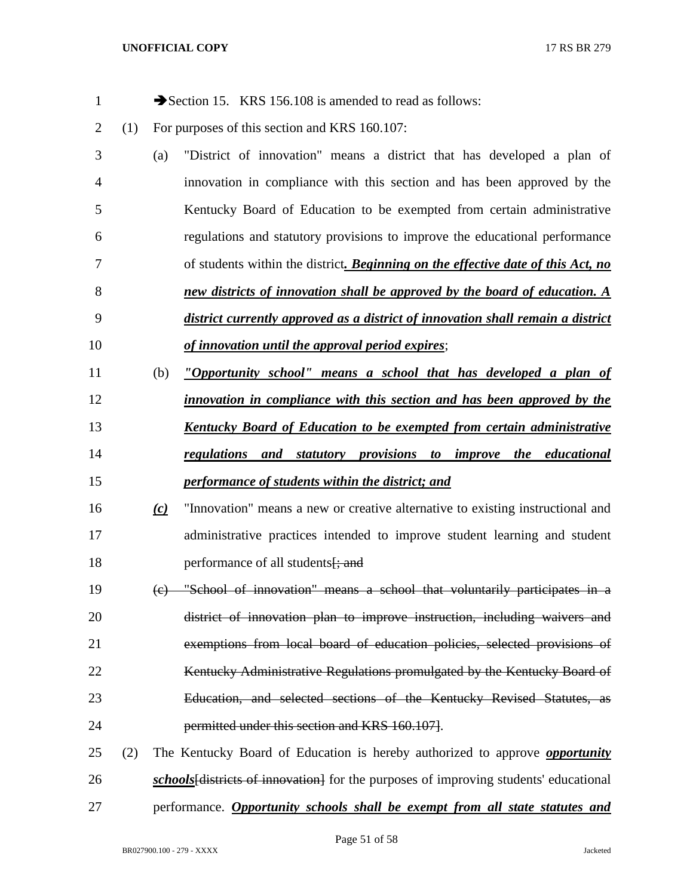➔Section 15. KRS 156.108 is amended to read as follows:

(1) For purposes of this section and KRS 160.107:

(a) "District of innovation" means a district that has developed a plan of innovation in compliance with this section and has been approved by the Kentucky Board of Education to be exempted from certain administrative regulations and statutory provisions to improve the educational performance of students within the district*__. Beginning on the effective date of this Act, no new districts of innovation shall be approved by the board of education. A district currently approved as a district of innovation shall remain a district of innovation until the approval period expires__*;

(b) *__"Opportunity school" means a school that has developed a plan of innovation in compliance with this section and has been approved by the Kentucky Board of Education to be exempted from certain administrative regulations and statutory provisions to improve the educational performance of students within the district; and__*

*__(c)__* "Innovation" means a new or creative alternative to existing instructional and administrative practices intended to improve student learning and student performance of all students~~[; and~~

~~(c) "School of innovation" means a school that voluntarily participates in a district of innovation plan to improve instruction, including waivers and exemptions from local board of education policies, selected provisions of Kentucky Administrative Regulations promulgated by the Kentucky Board of Education, and selected sections of the Kentucky Revised Statutes, as permitted under this section and KRS 160.107]~~.

(2) The Kentucky Board of Education is hereby authorized to approve *__opportunity schools__*~~[districts of innovation]~~ for the purposes of improving students' educational performance. *__Opportunity schools shall be exempt from all state statutes and__*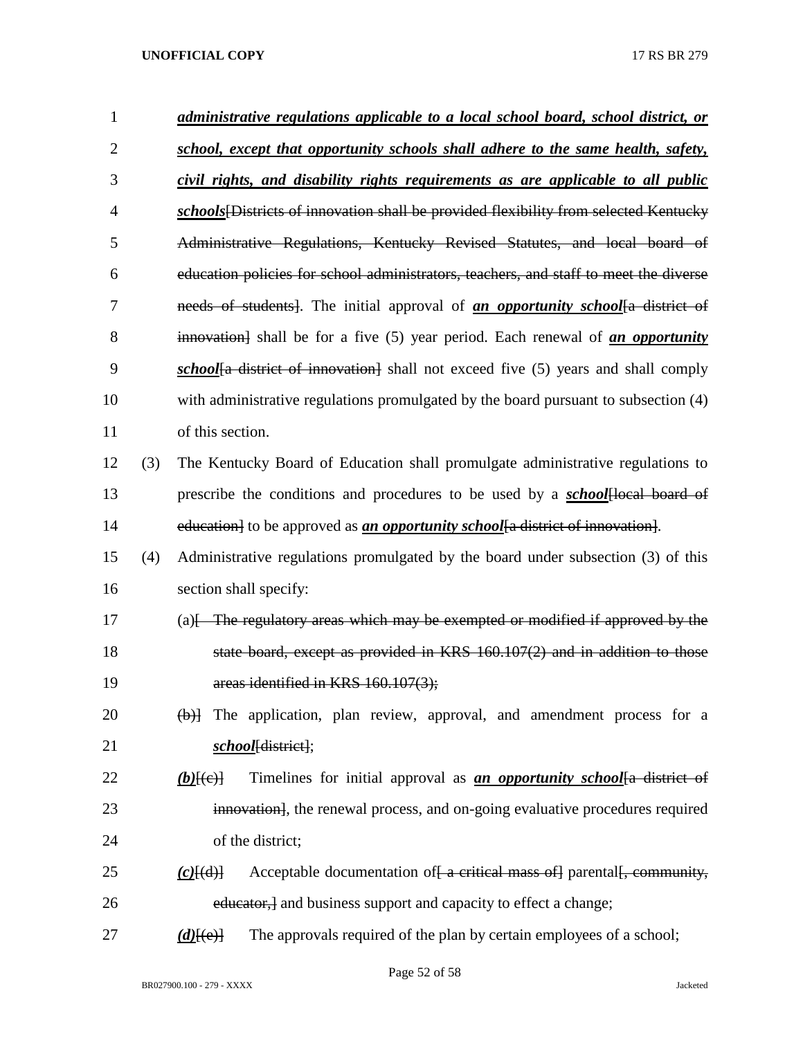***administrative regulations applicable to a local school board, school district, or school, except that opportunity schools shall adhere to the same health, safety, civil rights, and disability rights requirements as are applicable to all public schools***[Districts of innovation shall be provided flexibility from selected Kentucky Administrative Regulations, Kentucky Revised Statutes, and local board of education policies for school administrators, teachers, and staff to meet the diverse needs of students]. The initial approval of ***an opportunity school***[a district of innovation] shall be for a five (5) year period. Each renewal of ***an opportunity school***[a district of innovation] shall not exceed five (5) years and shall comply with administrative regulations promulgated by the board pursuant to subsection (4) of this section.

(3) The Kentucky Board of Education shall promulgate administrative regulations to prescribe the conditions and procedures to be used by a ***school***[local board of education] to be approved as ***an opportunity school***[a district of innovation].

(4) Administrative regulations promulgated by the board under subsection (3) of this section shall specify:

(a)[ The regulatory areas which may be exempted or modified if approved by the state board, except as provided in KRS 160.107(2) and in addition to those areas identified in KRS 160.107(3);

(b)] The application, plan review, approval, and amendment process for a ***school***[district];

***(b)***[(c)] Timelines for initial approval as ***an opportunity school***[a district of innovation], the renewal process, and on-going evaluative procedures required of the district;

***(c)***[(d)] Acceptable documentation of[ a critical mass of] parental[, community, educator,] and business support and capacity to effect a change;

***(d)***[(e)] The approvals required of the plan by certain employees of a school;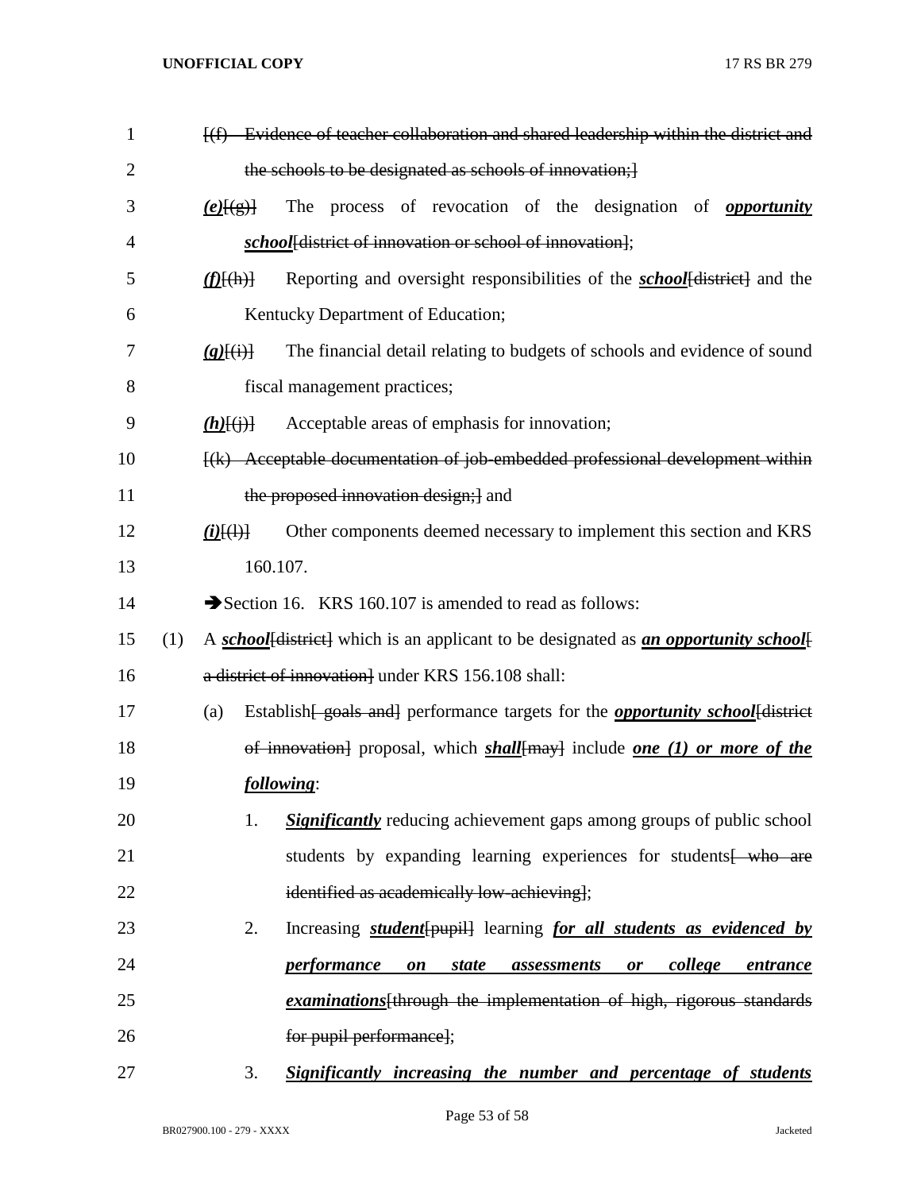[(f) Evidence of teacher collaboration and shared leadership within the district and the schools to be designated as schools of innovation;]

***(e)***[(g)] The process of revocation of the designation of ***opportunity school***[district of innovation or school of innovation];

***(f)***[(h)] Reporting and oversight responsibilities of the ***school***[district] and the Kentucky Department of Education;

***(g)***[(i)] The financial detail relating to budgets of schools and evidence of sound fiscal management practices;

***(h)***[(j)] Acceptable areas of emphasis for innovation;

[(k) Acceptable documentation of job-embedded professional development within the proposed innovation design;] and

***(i)***[(l)] Other components deemed necessary to implement this section and KRS 160.107.

➔Section 16. KRS 160.107 is amended to read as follows:

(1) A ***school***[district] which is an applicant to be designated as ***an opportunity school***[ a district of innovation] under KRS 156.108 shall:

(a) Establish[ goals and] performance targets for the ***opportunity school***[district of innovation] proposal, which ***shall***[may] include ***one (1) or more of the following***:

1. ***Significantly*** reducing achievement gaps among groups of public school students by expanding learning experiences for students[ who are identified as academically low-achieving];

2. Increasing ***student***[pupil] learning ***for all students as evidenced by performance on state assessments or college entrance examinations***[through the implementation of high, rigorous standards for pupil performance];

3. ***Significantly increasing the number and percentage of students***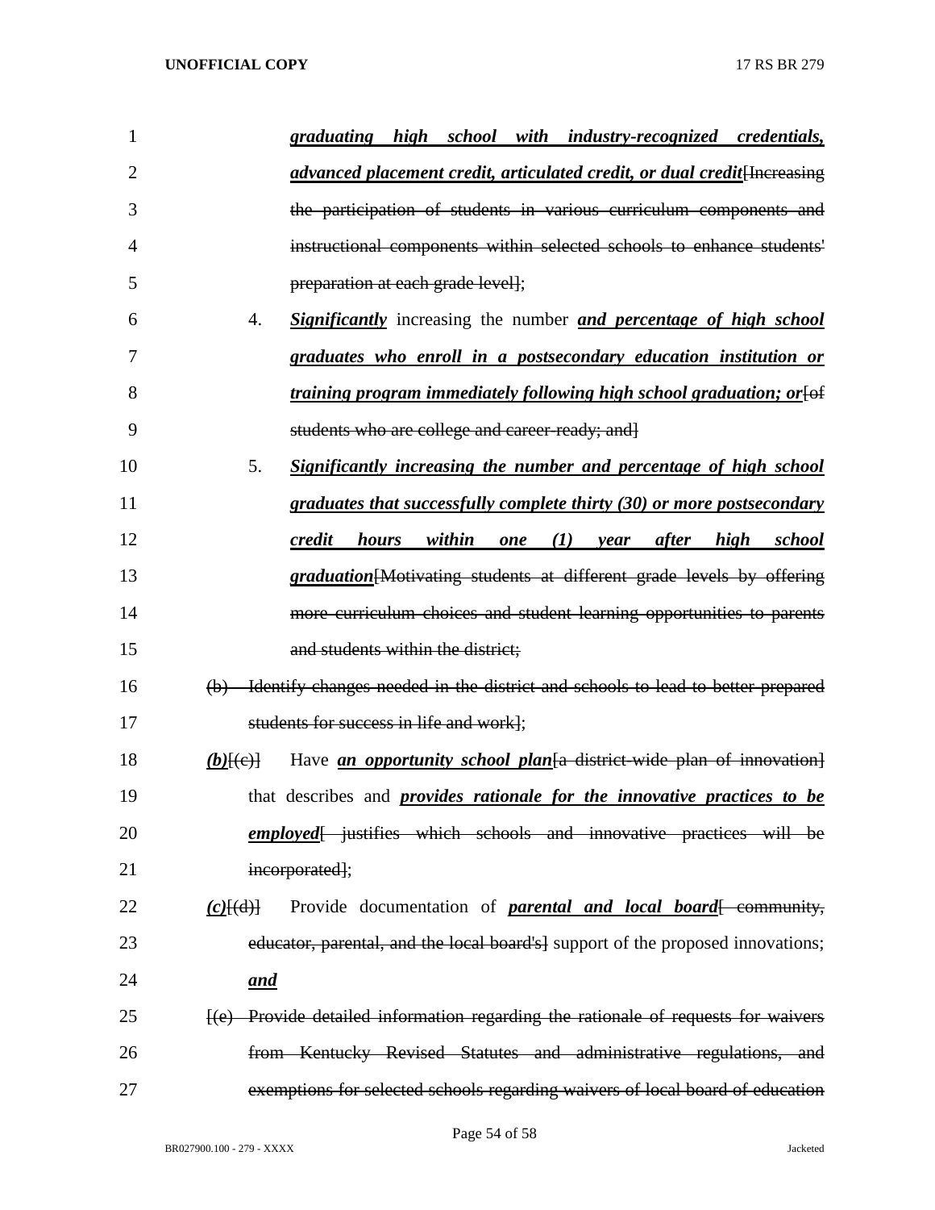***graduating high school with industry-recognized credentials, advanced placement credit, articulated credit, or dual credit***[~~Increasing the participation of students in various curriculum components and instructional components within selected schools to enhance students' preparation at each grade level~~];

4. ***Significantly*** increasing the number ***and percentage of high school graduates who enroll in a postsecondary education institution or training program immediately following high school graduation; or***[~~of students who are college and career-ready; and~~]

5. ***Significantly increasing the number and percentage of high school graduates that successfully complete thirty (30) or more postsecondary credit hours within one (1) year after high school graduation***[~~Motivating students at different grade levels by offering more curriculum choices and student learning opportunities to parents and students within the district;~~

~~(b) Identify changes needed in the district and schools to lead to better-prepared students for success in life and work~~];

***(b)***[~~(c)~~] Have ***an opportunity school plan***[~~a district-wide plan of innovation~~] that describes and ***provides rationale for the innovative practices to be employed***[~~ justifies which schools and innovative practices will be incorporated~~];

***(c)***[~~(d)~~] Provide documentation of ***parental and local board***[~~ community, educator, parental, and the local board's~~] support of the proposed innovations; ***and***

[~~(e) Provide detailed information regarding the rationale of requests for waivers from Kentucky Revised Statutes and administrative regulations, and exemptions for selected schools regarding waivers of local board of education~~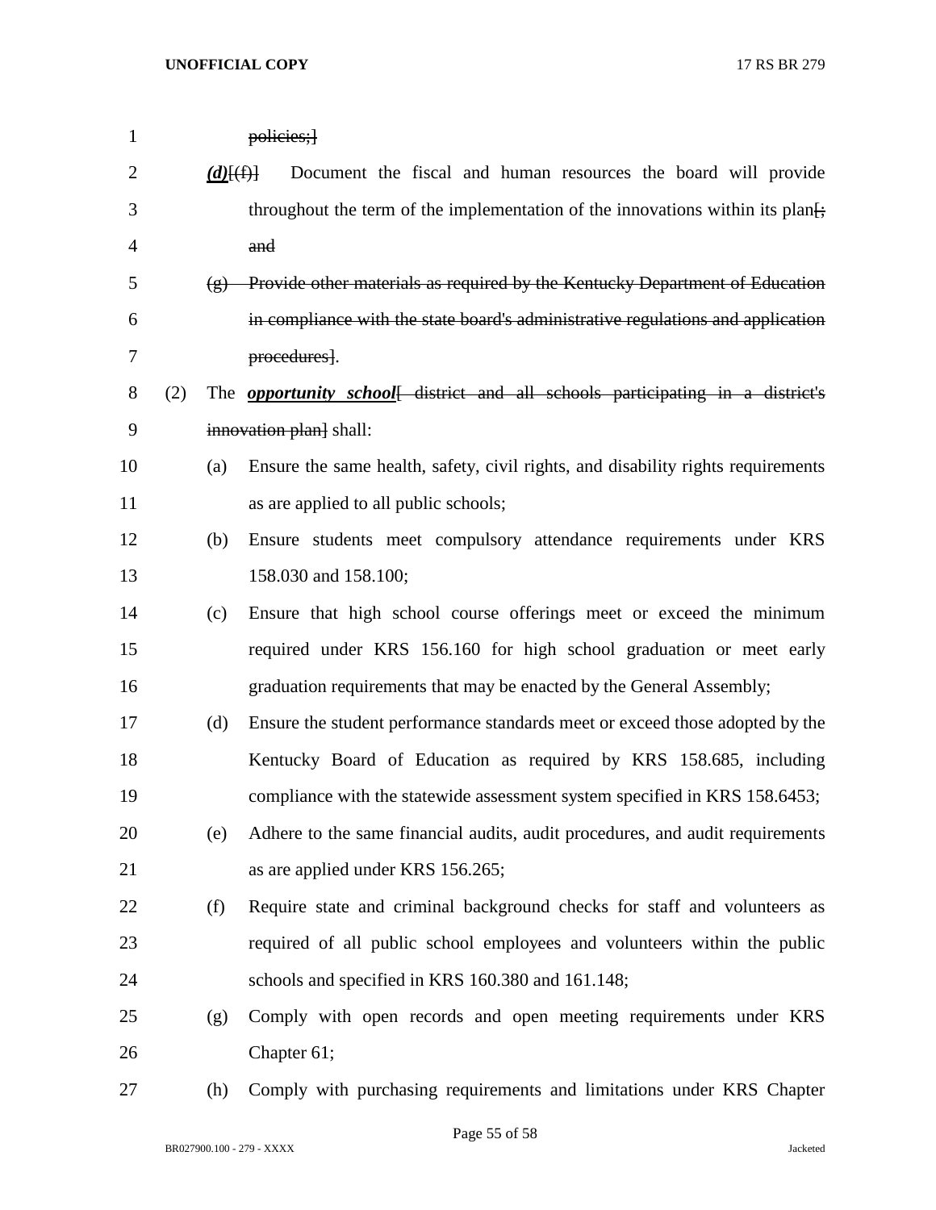~~policies;]~~

***(d)***[~~(f)~~] Document the fiscal and human resources the board will provide throughout the term of the implementation of the innovations within its plan[~~; and~~

~~(g) Provide other materials as required by the Kentucky Department of Education in compliance with the state board's administrative regulations and application procedures~~].

(2) The ***opportunity school***[~~ district and all schools participating in a district's innovation plan~~] shall:

(a) Ensure the same health, safety, civil rights, and disability rights requirements as are applied to all public schools;

(b) Ensure students meet compulsory attendance requirements under KRS 158.030 and 158.100;

(c) Ensure that high school course offerings meet or exceed the minimum required under KRS 156.160 for high school graduation or meet early graduation requirements that may be enacted by the General Assembly;

(d) Ensure the student performance standards meet or exceed those adopted by the Kentucky Board of Education as required by KRS 158.685, including compliance with the statewide assessment system specified in KRS 158.6453;

(e) Adhere to the same financial audits, audit procedures, and audit requirements as are applied under KRS 156.265;

(f) Require state and criminal background checks for staff and volunteers as required of all public school employees and volunteers within the public schools and specified in KRS 160.380 and 161.148;

(g) Comply with open records and open meeting requirements under KRS Chapter 61;

(h) Comply with purchasing requirements and limitations under KRS Chapter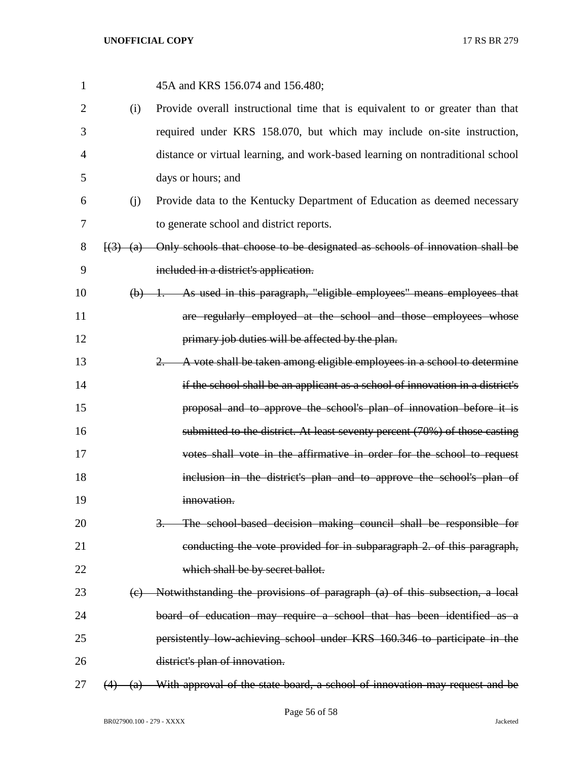45A and KRS 156.074 and 156.480;

(i) Provide overall instructional time that is equivalent to or greater than that required under KRS 158.070, but which may include on-site instruction, distance or virtual learning, and work-based learning on nontraditional school days or hours; and

(j) Provide data to the Kentucky Department of Education as deemed necessary to generate school and district reports.

~~[(3) (a) Only schools that choose to be designated as schools of innovation shall be included in a district's application.~~

~~(b) 1. As used in this paragraph, "eligible employees" means employees that are regularly employed at the school and those employees whose primary job duties will be affected by the plan.~~

~~2. A vote shall be taken among eligible employees in a school to determine if the school shall be an applicant as a school of innovation in a district's proposal and to approve the school's plan of innovation before it is submitted to the district. At least seventy percent (70%) of those casting votes shall vote in the affirmative in order for the school to request inclusion in the district's plan and to approve the school's plan of innovation.~~

~~3. The school-based decision making council shall be responsible for conducting the vote provided for in subparagraph 2. of this paragraph, which shall be by secret ballot.~~

~~(c) Notwithstanding the provisions of paragraph (a) of this subsection, a local board of education may require a school that has been identified as a persistently low-achieving school under KRS 160.346 to participate in the district's plan of innovation.~~

~~(4) (a) With approval of the state board, a school of innovation may request and be~~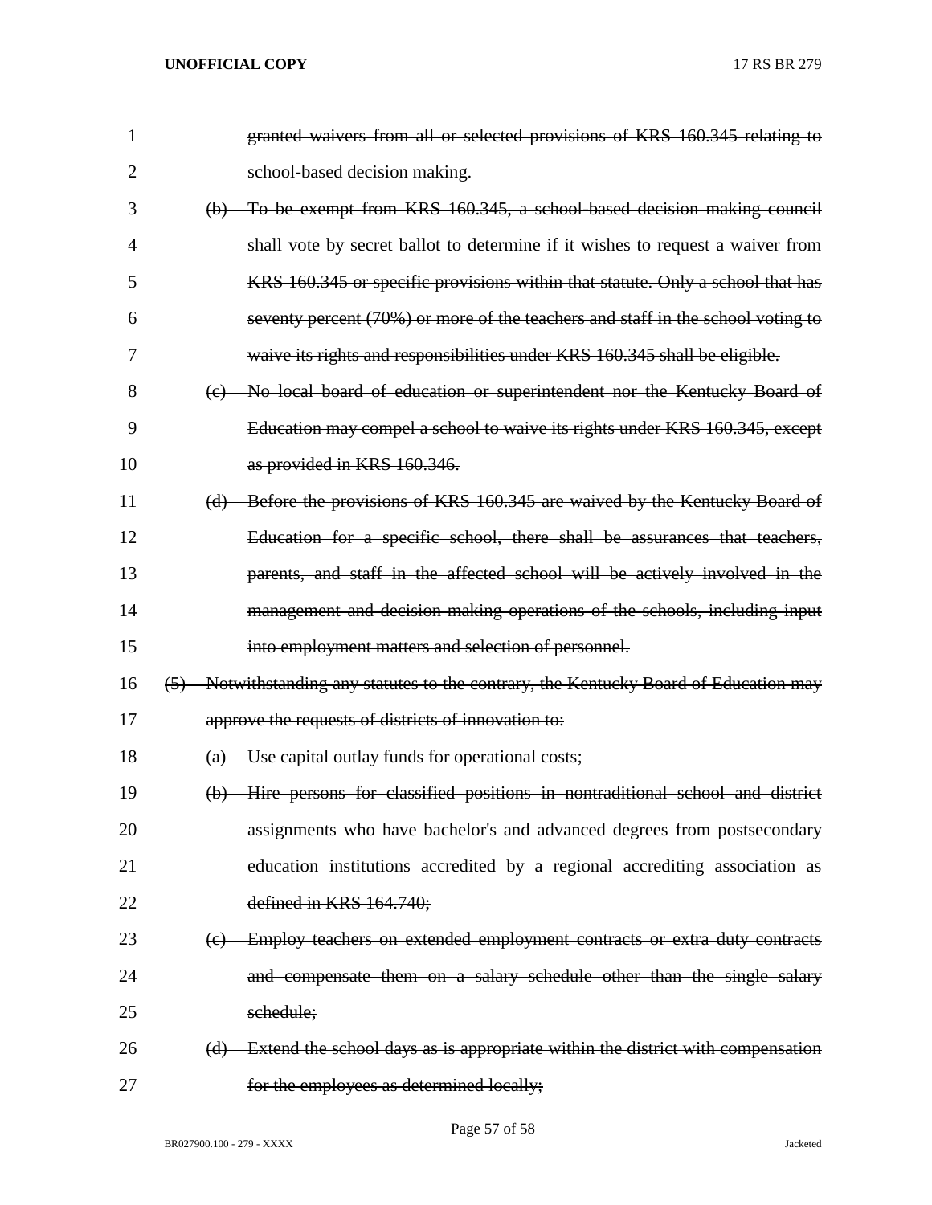~~granted waivers from all or selected provisions of KRS 160.345 relating to school-based decision making.~~

~~(b) To be exempt from KRS 160.345, a school-based decision making council shall vote by secret ballot to determine if it wishes to request a waiver from KRS 160.345 or specific provisions within that statute. Only a school that has seventy percent (70%) or more of the teachers and staff in the school voting to waive its rights and responsibilities under KRS 160.345 shall be eligible.~~

~~(c) No local board of education or superintendent nor the Kentucky Board of Education may compel a school to waive its rights under KRS 160.345, except as provided in KRS 160.346.~~

~~(d) Before the provisions of KRS 160.345 are waived by the Kentucky Board of Education for a specific school, there shall be assurances that teachers, parents, and staff in the affected school will be actively involved in the management and decision-making operations of the schools, including input into employment matters and selection of personnel.~~

~~(5) Notwithstanding any statutes to the contrary, the Kentucky Board of Education may approve the requests of districts of innovation to:~~

~~(a) Use capital outlay funds for operational costs;~~

~~(b) Hire persons for classified positions in nontraditional school and district assignments who have bachelor's and advanced degrees from postsecondary education institutions accredited by a regional accrediting association as defined in KRS 164.740;~~

~~(c) Employ teachers on extended employment contracts or extra duty contracts and compensate them on a salary schedule other than the single salary schedule;~~

~~(d) Extend the school days as is appropriate within the district with compensation for the employees as determined locally;~~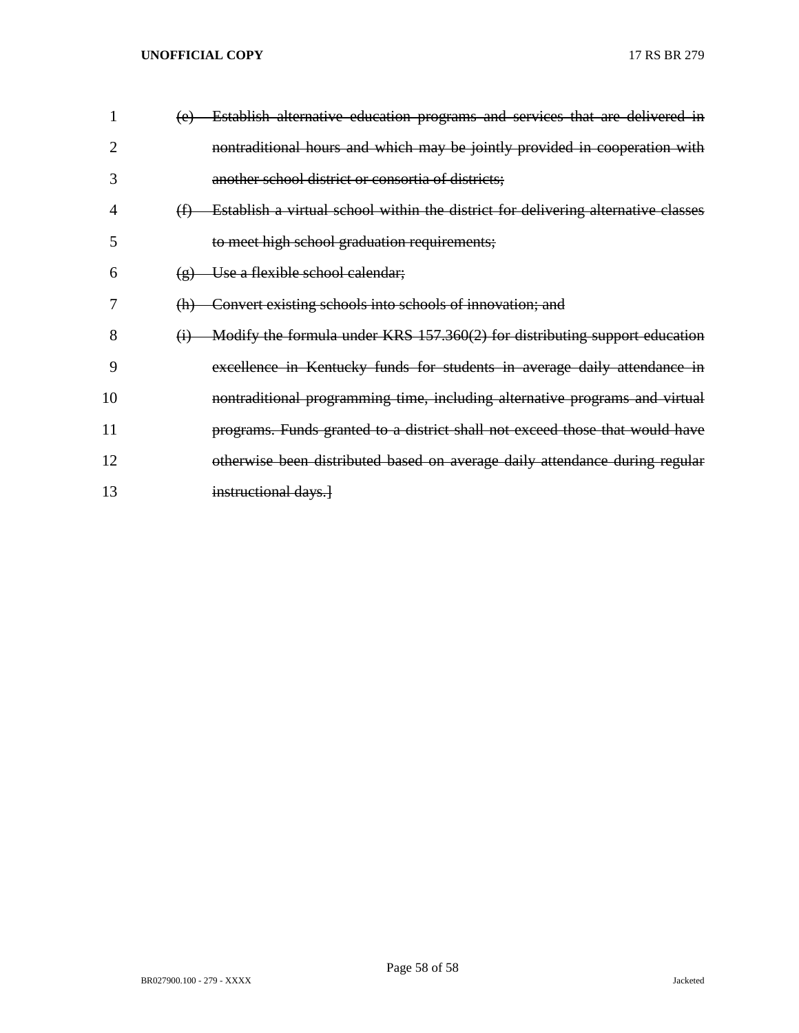(e) ~~Establish alternative education programs and services that are delivered in nontraditional hours and which may be jointly provided in cooperation with another school district or consortia of districts;~~

(f) ~~Establish a virtual school within the district for delivering alternative classes to meet high school graduation requirements;~~

(g) ~~Use a flexible school calendar;~~

(h) ~~Convert existing schools into schools of innovation; and~~

(i) ~~Modify the formula under KRS 157.360(2) for distributing support education excellence in Kentucky funds for students in average daily attendance in nontraditional programming time, including alternative programs and virtual programs. Funds granted to a district shall not exceed those that would have otherwise been distributed based on average daily attendance during regular instructional days.]~~